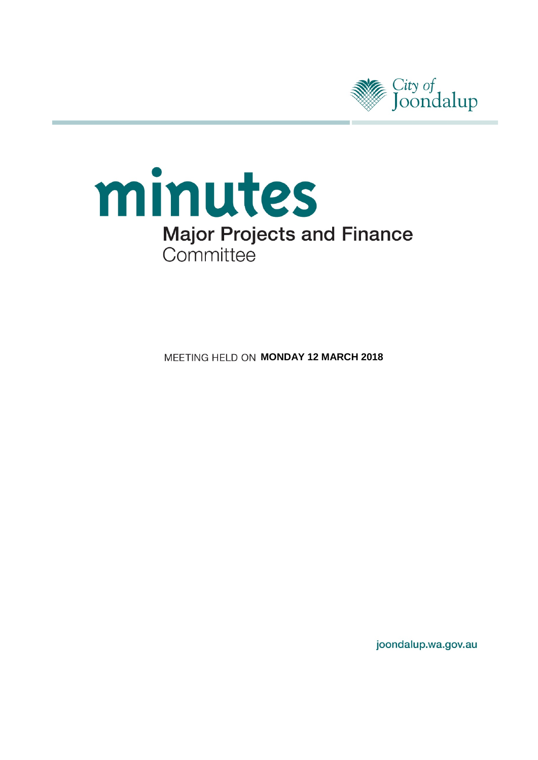City of Joondalup

# minutes

## Major Projects and Finance Committee

MEETING HELD ON **MONDAY 12 MARCH 2018**

joondalup.wa.gov.au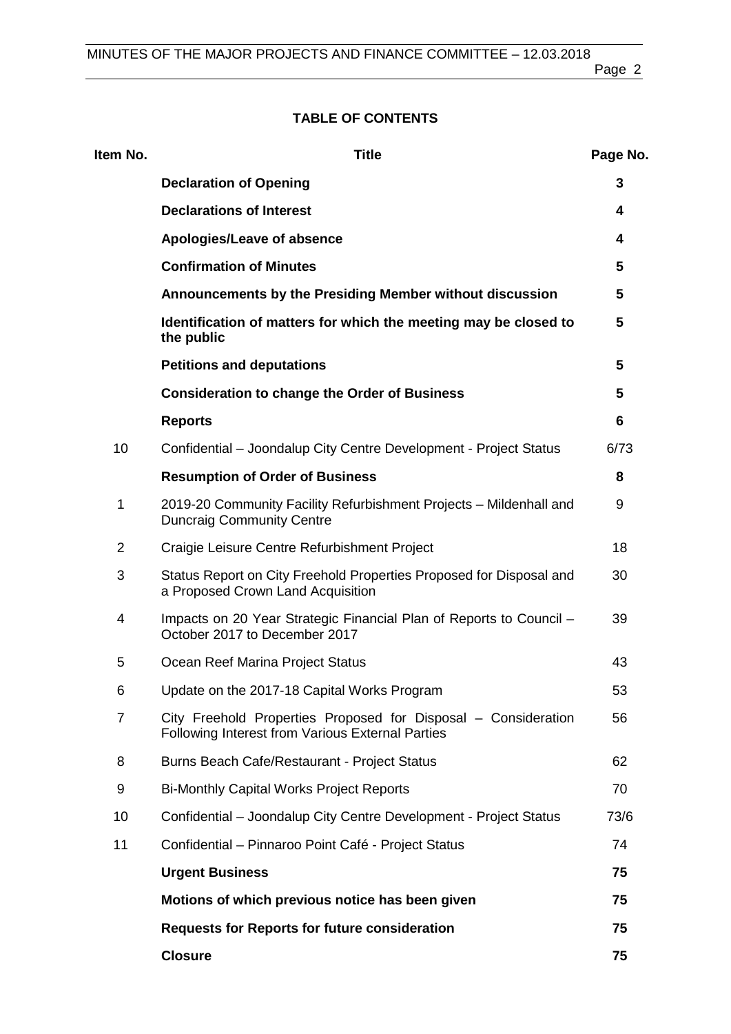## TABLE OF CONTENTS

| Item No. | Title | Page No. |
|---|---|---|
| | **Declaration of Opening** | **3** |
| | **Declarations of Interest** | **4** |
| | **Apologies/Leave of absence** | **4** |
| | **Confirmation of Minutes** | **5** |
| | **Announcements by the Presiding Member without discussion** | **5** |
| | **Identification of matters for which the meeting may be closed to the public** | **5** |
| | **Petitions and deputations** | **5** |
| | **Consideration to change the Order of Business** | **5** |
| | **Reports** | **6** |
| 10 | Confidential – Joondalup City Centre Development - Project Status | 6/73 |
| | **Resumption of Order of Business** | **8** |
| 1 | 2019-20 Community Facility Refurbishment Projects – Mildenhall and Duncraig Community Centre | 9 |
| 2 | Craigie Leisure Centre Refurbishment Project | 18 |
| 3 | Status Report on City Freehold Properties Proposed for Disposal and a Proposed Crown Land Acquisition | 30 |
| 4 | Impacts on 20 Year Strategic Financial Plan of Reports to Council – October 2017 to December 2017 | 39 |
| 5 | Ocean Reef Marina Project Status | 43 |
| 6 | Update on the 2017-18 Capital Works Program | 53 |
| 7 | City Freehold Properties Proposed for Disposal – Consideration Following Interest from Various External Parties | 56 |
| 8 | Burns Beach Cafe/Restaurant - Project Status | 62 |
| 9 | Bi-Monthly Capital Works Project Reports | 70 |
| 10 | Confidential – Joondalup City Centre Development - Project Status | 73/6 |
| 11 | Confidential – Pinnaroo Point Café - Project Status | 74 |
| | **Urgent Business** | **75** |
| | **Motions of which previous notice has been given** | **75** |
| | **Requests for Reports for future consideration** | **75** |
| | **Closure** | **75** |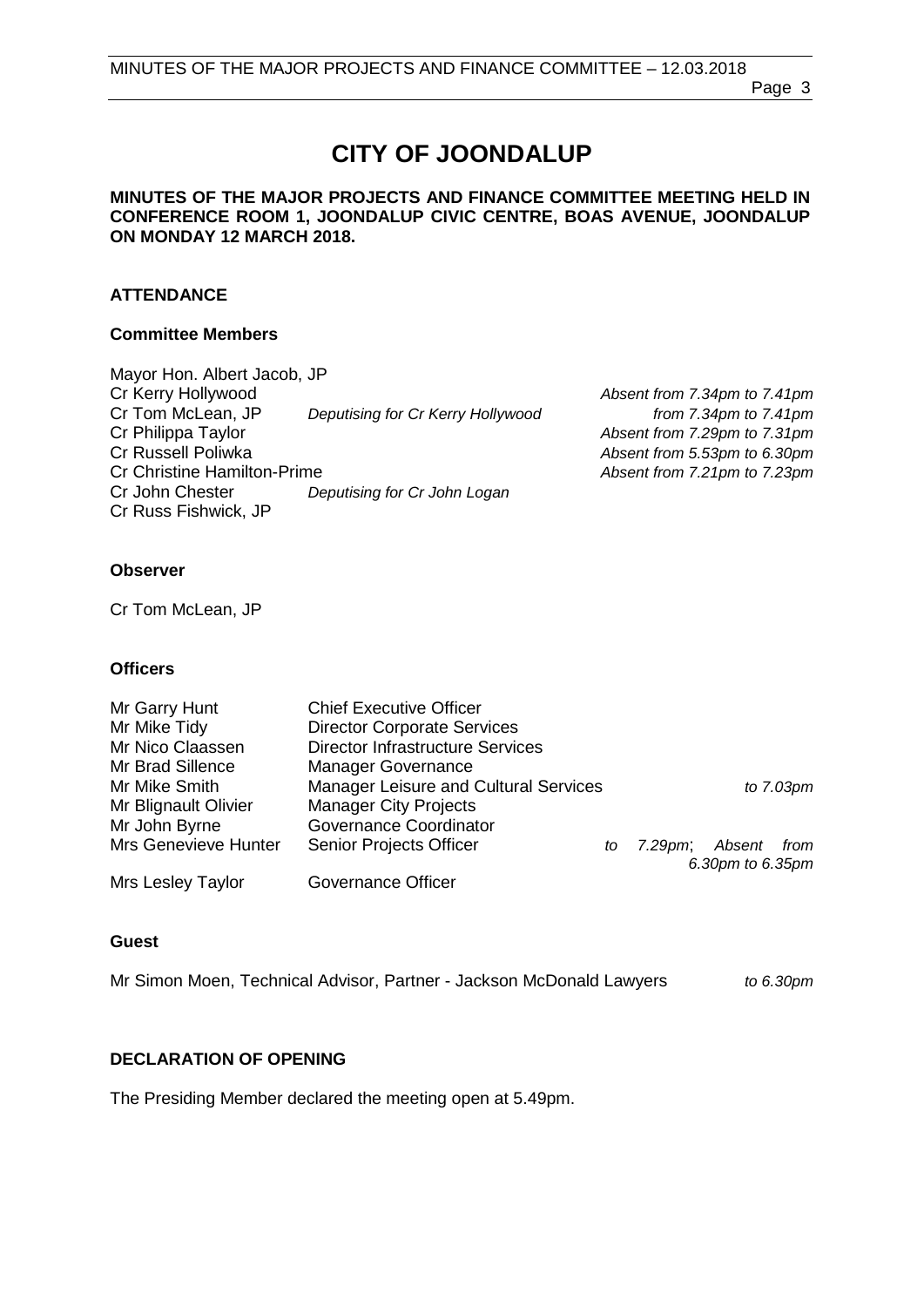# CITY OF JOONDALUP

**MINUTES OF THE MAJOR PROJECTS AND FINANCE COMMITTEE MEETING HELD IN CONFERENCE ROOM 1, JOONDALUP CIVIC CENTRE, BOAS AVENUE, JOONDALUP ON MONDAY 12 MARCH 2018.**

## ATTENDANCE

### Committee Members

| | | |
|---|---|---|
| Mayor Hon. Albert Jacob, JP | | |
| Cr Kerry Hollywood | | *Absent from 7.34pm to 7.41pm* |
| Cr Tom McLean, JP | *Deputising for Cr Kerry Hollywood* | *from 7.34pm to 7.41pm* |
| Cr Philippa Taylor | | *Absent from 7.29pm to 7.31pm* |
| Cr Russell Poliwka | | *Absent from 5.53pm to 6.30pm* |
| Cr Christine Hamilton-Prime | | *Absent from 7.21pm to 7.23pm* |
| Cr John Chester | *Deputising for Cr John Logan* | |
| Cr Russ Fishwick, JP | | |

### Observer

Cr Tom McLean, JP

### Officers

| | | |
|---|---|---|
| Mr Garry Hunt | Chief Executive Officer | |
| Mr Mike Tidy | Director Corporate Services | |
| Mr Nico Claassen | Director Infrastructure Services | |
| Mr Brad Sillence | Manager Governance | |
| Mr Mike Smith | Manager Leisure and Cultural Services | *to 7.03pm* |
| Mr Blignault Olivier | Manager City Projects | |
| Mr John Byrne | Governance Coordinator | |
| Mrs Genevieve Hunter | Senior Projects Officer | *to 7.29pm; Absent from 6.30pm to 6.35pm* |
| Mrs Lesley Taylor | Governance Officer | |

### Guest

Mr Simon Moen, Technical Advisor, Partner - Jackson McDonald Lawyers *to 6.30pm*

## DECLARATION OF OPENING

The Presiding Member declared the meeting open at 5.49pm.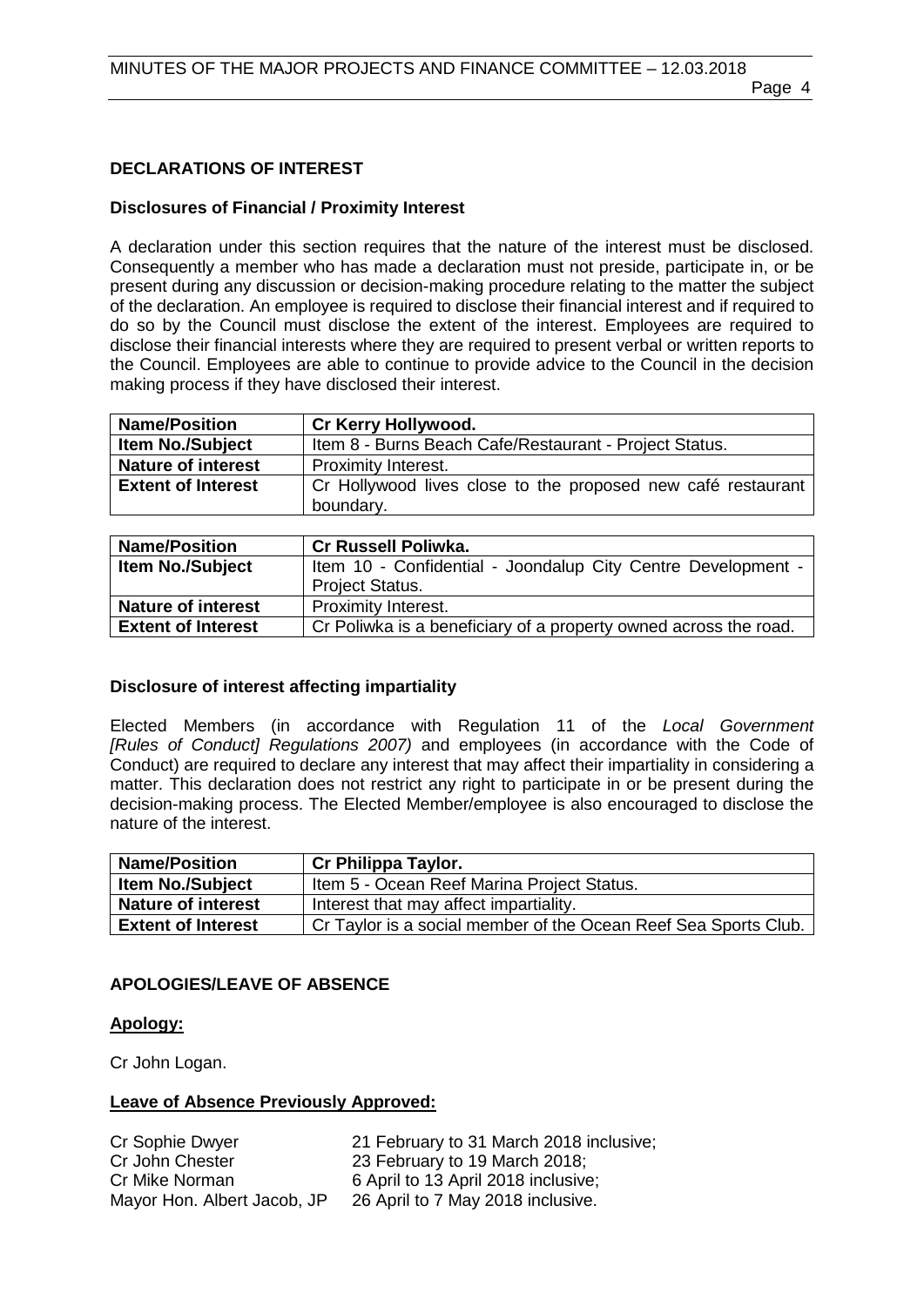## DECLARATIONS OF INTEREST

### Disclosures of Financial / Proximity Interest

A declaration under this section requires that the nature of the interest must be disclosed. Consequently a member who has made a declaration must not preside, participate in, or be present during any discussion or decision-making procedure relating to the matter the subject of the declaration. An employee is required to disclose their financial interest and if required to do so by the Council must disclose the extent of the interest. Employees are required to disclose their financial interests where they are required to present verbal or written reports to the Council. Employees are able to continue to provide advice to the Council in the decision making process if they have disclosed their interest.

| Name/Position | Cr Kerry Hollywood. |
|---|---|
| Item No./Subject | Item 8 - Burns Beach Cafe/Restaurant - Project Status. |
| Nature of interest | Proximity Interest. |
| Extent of Interest | Cr Hollywood lives close to the proposed new café restaurant boundary. |

| Name/Position | Cr Russell Poliwka. |
|---|---|
| Item No./Subject | Item 10 - Confidential - Joondalup City Centre Development - Project Status. |
| Nature of interest | Proximity Interest. |
| Extent of Interest | Cr Poliwka is a beneficiary of a property owned across the road. |

### Disclosure of interest affecting impartiality

Elected Members (in accordance with Regulation 11 of the *Local Government [Rules of Conduct] Regulations 2007)* and employees (in accordance with the Code of Conduct) are required to declare any interest that may affect their impartiality in considering a matter. This declaration does not restrict any right to participate in or be present during the decision-making process. The Elected Member/employee is also encouraged to disclose the nature of the interest.

| Name/Position | Cr Philippa Taylor. |
|---|---|
| Item No./Subject | Item 5 - Ocean Reef Marina Project Status. |
| Nature of interest | Interest that may affect impartiality. |
| Extent of Interest | Cr Taylor is a social member of the Ocean Reef Sea Sports Club. |

## APOLOGIES/LEAVE OF ABSENCE

**Apology:**

Cr John Logan.

**Leave of Absence Previously Approved:**

Cr Sophie Dwyer — 21 February to 31 March 2018 inclusive;
Cr John Chester — 23 February to 19 March 2018;
Cr Mike Norman — 6 April to 13 April 2018 inclusive;
Mayor Hon. Albert Jacob, JP — 26 April to 7 May 2018 inclusive.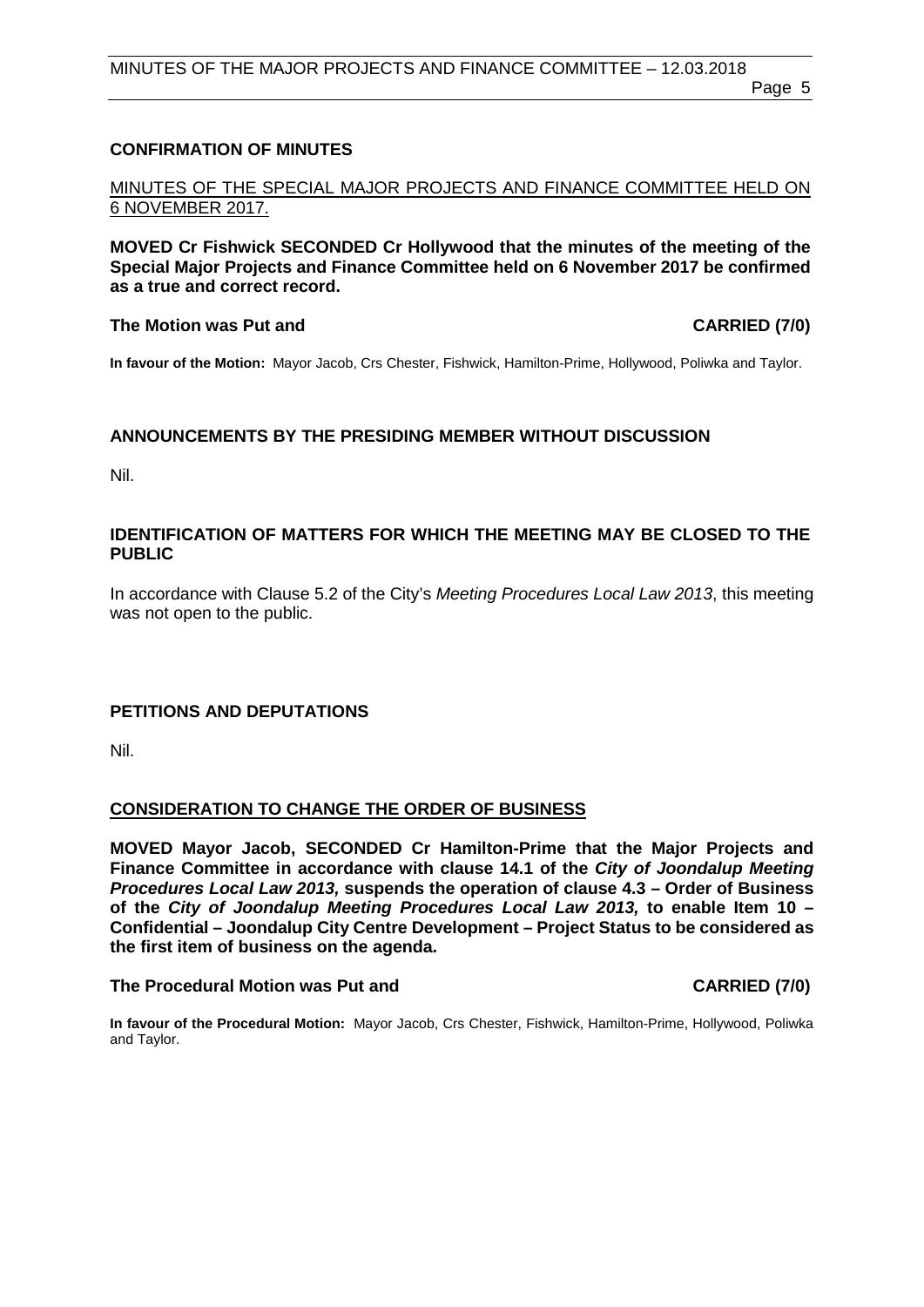## CONFIRMATION OF MINUTES

MINUTES OF THE SPECIAL MAJOR PROJECTS AND FINANCE COMMITTEE HELD ON 6 NOVEMBER 2017.

**MOVED Cr Fishwick SECONDED Cr Hollywood that the minutes of the meeting of the Special Major Projects and Finance Committee held on 6 November 2017 be confirmed as a true and correct record.**

**The Motion was Put and CARRIED (7/0)**

**In favour of the Motion:** Mayor Jacob, Crs Chester, Fishwick, Hamilton-Prime, Hollywood, Poliwka and Taylor.

## ANNOUNCEMENTS BY THE PRESIDING MEMBER WITHOUT DISCUSSION

Nil.

## IDENTIFICATION OF MATTERS FOR WHICH THE MEETING MAY BE CLOSED TO THE PUBLIC

In accordance with Clause 5.2 of the City's *Meeting Procedures Local Law 2013*, this meeting was not open to the public.

## PETITIONS AND DEPUTATIONS

Nil.

## CONSIDERATION TO CHANGE THE ORDER OF BUSINESS

**MOVED Mayor Jacob, SECONDED Cr Hamilton-Prime that the Major Projects and Finance Committee in accordance with clause 14.1 of the *City of Joondalup Meeting Procedures Local Law 2013,* suspends the operation of clause 4.3 – Order of Business of the *City of Joondalup Meeting Procedures Local Law 2013,* to enable Item 10 – Confidential – Joondalup City Centre Development – Project Status to be considered as the first item of business on the agenda.**

**The Procedural Motion was Put and CARRIED (7/0)**

**In favour of the Procedural Motion:** Mayor Jacob, Crs Chester, Fishwick, Hamilton-Prime, Hollywood, Poliwka and Taylor.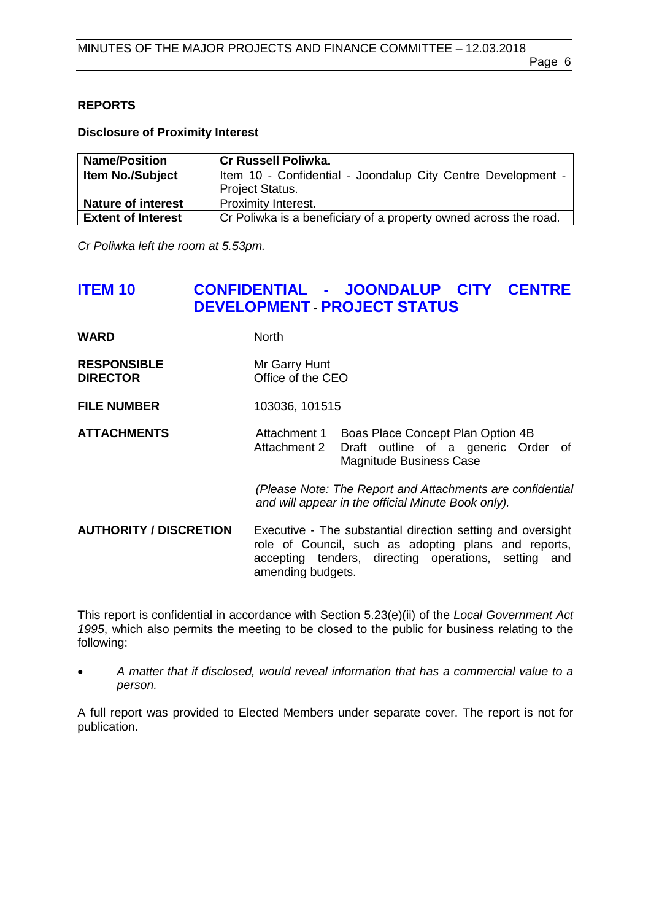## REPORTS

**Disclosure of Proximity Interest**

| **Name/Position** | **Cr Russell Poliwka.** |
|---|---|
| **Item No./Subject** | Item 10 - Confidential - Joondalup City Centre Development - Project Status. |
| **Nature of interest** | Proximity Interest. |
| **Extent of Interest** | Cr Poliwka is a beneficiary of a property owned across the road. |

*Cr Poliwka left the room at 5.53pm.*

# ITEM 10 CONFIDENTIAL - JOONDALUP CITY CENTRE DEVELOPMENT - PROJECT STATUS

| | |
|---|---|
| **WARD** | North |
| **RESPONSIBLE DIRECTOR** | Mr Garry Hunt<br>Office of the CEO |
| **FILE NUMBER** | 103036, 101515 |
| **ATTACHMENTS** | Attachment 1 Boas Place Concept Plan Option 4B<br>Attachment 2 Draft outline of a generic Order of Magnitude Business Case<br><br>*(Please Note: The Report and Attachments are confidential and will appear in the official Minute Book only).* |
| **AUTHORITY / DISCRETION** | Executive - The substantial direction setting and oversight role of Council, such as adopting plans and reports, accepting tenders, directing operations, setting and amending budgets. |

This report is confidential in accordance with Section 5.23(e)(ii) of the *Local Government Act 1995*, which also permits the meeting to be closed to the public for business relating to the following:

- *A matter that if disclosed, would reveal information that has a commercial value to a person.*

A full report was provided to Elected Members under separate cover. The report is not for publication.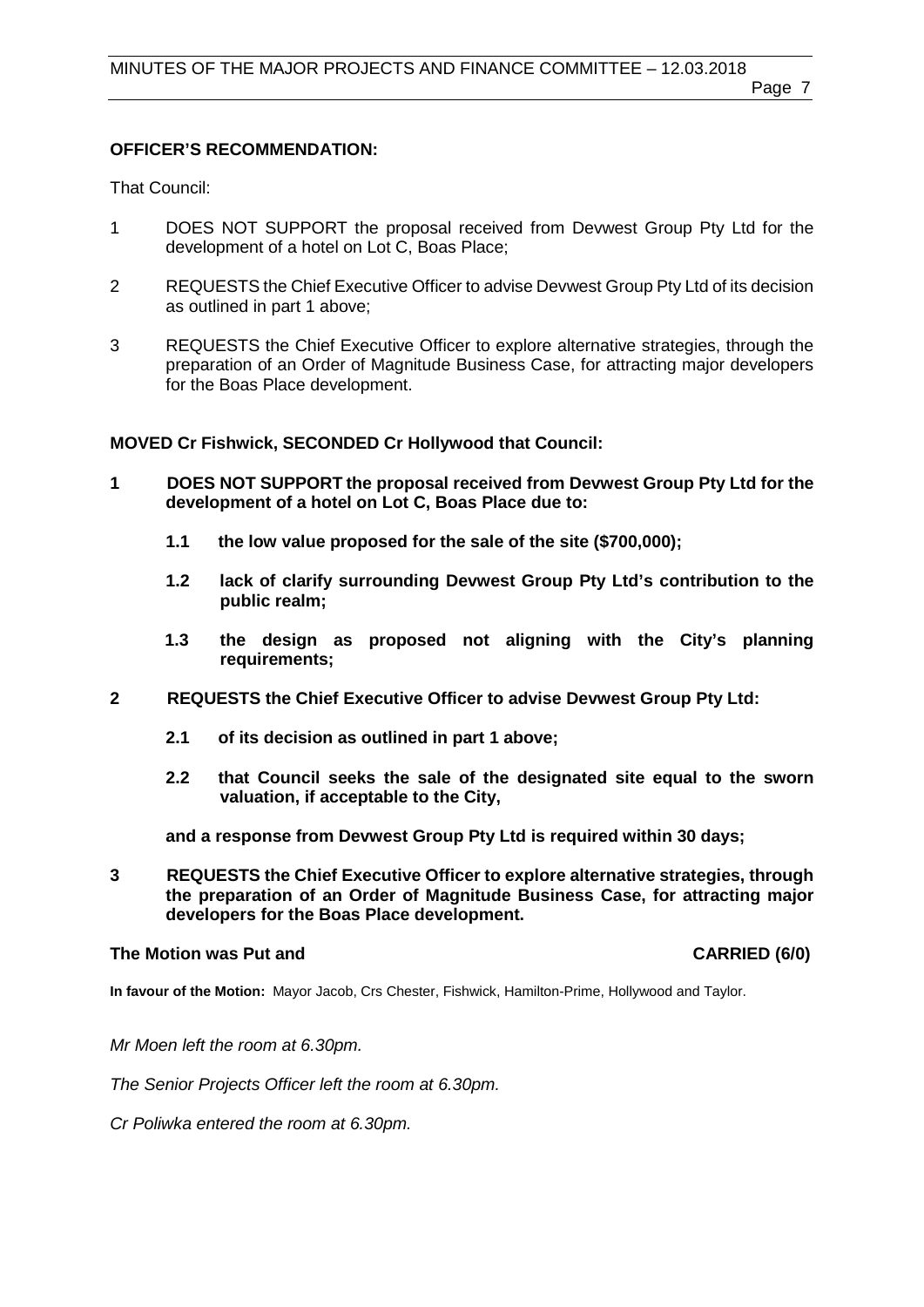**OFFICER'S RECOMMENDATION:**

That Council:

1 DOES NOT SUPPORT the proposal received from Devwest Group Pty Ltd for the development of a hotel on Lot C, Boas Place;

2 REQUESTS the Chief Executive Officer to advise Devwest Group Pty Ltd of its decision as outlined in part 1 above;

3 REQUESTS the Chief Executive Officer to explore alternative strategies, through the preparation of an Order of Magnitude Business Case, for attracting major developers for the Boas Place development.

**MOVED Cr Fishwick, SECONDED Cr Hollywood that Council:**

**1 DOES NOT SUPPORT the proposal received from Devwest Group Pty Ltd for the development of a hotel on Lot C, Boas Place due to:**

**1.1 the low value proposed for the sale of the site ($700,000);**

**1.2 lack of clarify surrounding Devwest Group Pty Ltd's contribution to the public realm;**

**1.3 the design as proposed not aligning with the City's planning requirements;**

**2 REQUESTS the Chief Executive Officer to advise Devwest Group Pty Ltd:**

**2.1 of its decision as outlined in part 1 above;**

**2.2 that Council seeks the sale of the designated site equal to the sworn valuation, if acceptable to the City,**

**and a response from Devwest Group Pty Ltd is required within 30 days;**

**3 REQUESTS the Chief Executive Officer to explore alternative strategies, through the preparation of an Order of Magnitude Business Case, for attracting major developers for the Boas Place development.**

**The Motion was Put and CARRIED (6/0)**

**In favour of the Motion:** Mayor Jacob, Crs Chester, Fishwick, Hamilton-Prime, Hollywood and Taylor.

*Mr Moen left the room at 6.30pm.*

*The Senior Projects Officer left the room at 6.30pm.*

*Cr Poliwka entered the room at 6.30pm.*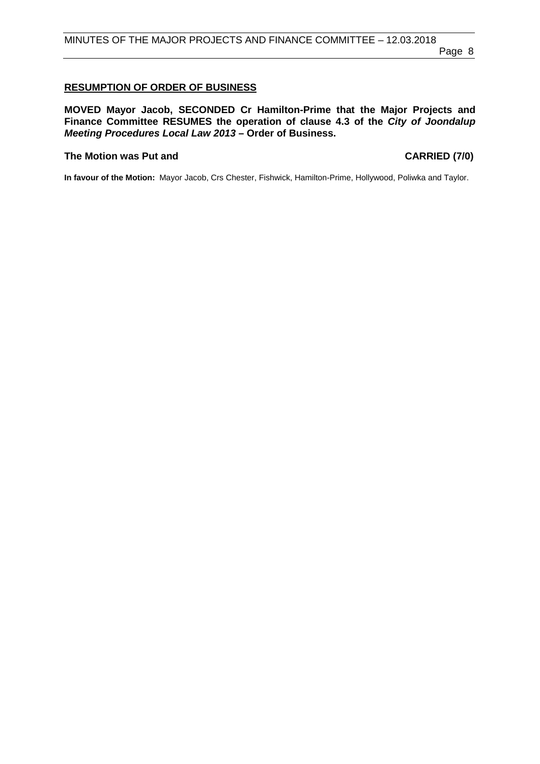## RESUMPTION OF ORDER OF BUSINESS

**MOVED Mayor Jacob, SECONDED Cr Hamilton-Prime that the Major Projects and Finance Committee RESUMES the operation of clause 4.3 of the *City of Joondalup Meeting Procedures Local Law 2013* – Order of Business.**

**The Motion was Put and CARRIED (7/0)**

**In favour of the Motion:** Mayor Jacob, Crs Chester, Fishwick, Hamilton-Prime, Hollywood, Poliwka and Taylor.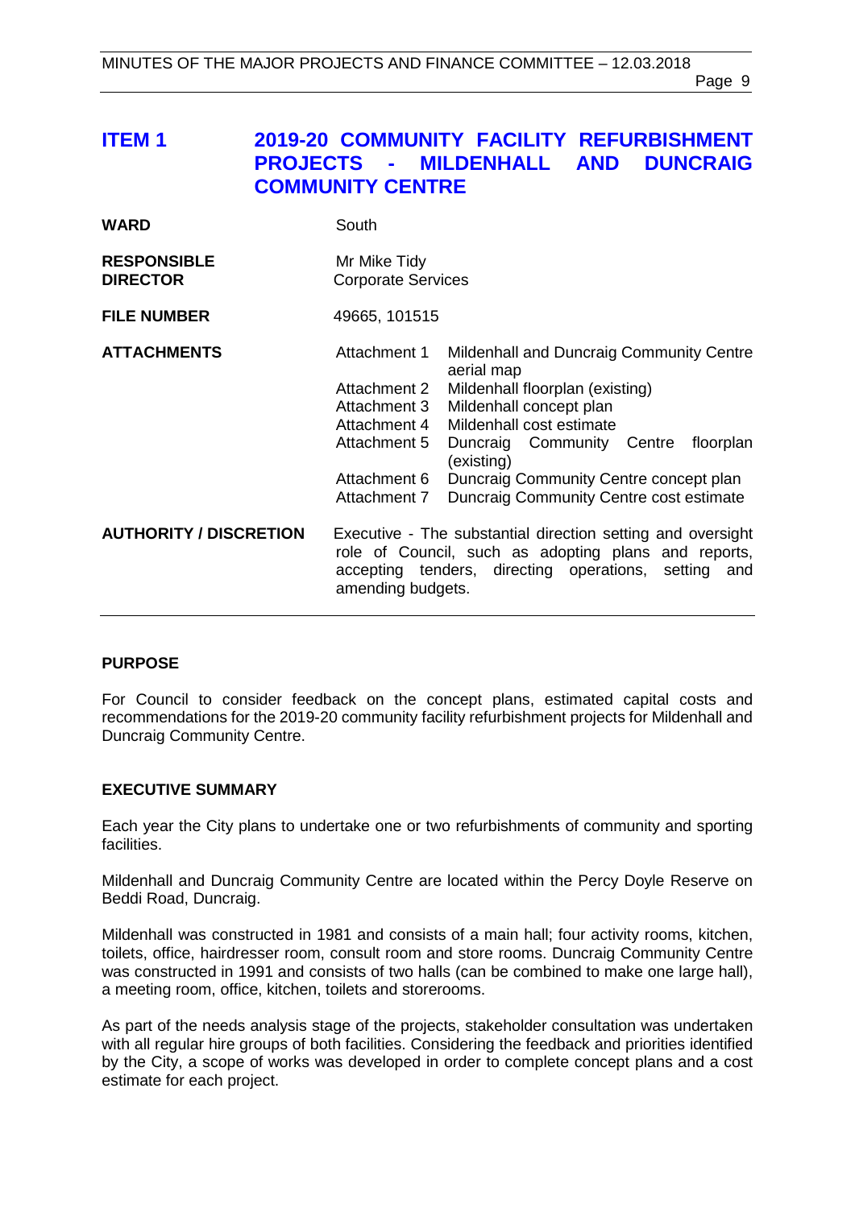# ITEM 1 2019-20 COMMUNITY FACILITY REFURBISHMENT PROJECTS - MILDENHALL AND DUNCRAIG COMMUNITY CENTRE

| | |
|---|---|
| **WARD** | South |
| **RESPONSIBLE DIRECTOR** | Mr Mike Tidy<br>Corporate Services |
| **FILE NUMBER** | 49665, 101515 |
| **ATTACHMENTS** | Attachment 1 Mildenhall and Duncraig Community Centre aerial map<br>Attachment 2 Mildenhall floorplan (existing)<br>Attachment 3 Mildenhall concept plan<br>Attachment 4 Mildenhall cost estimate<br>Attachment 5 Duncraig Community Centre floorplan (existing)<br>Attachment 6 Duncraig Community Centre concept plan<br>Attachment 7 Duncraig Community Centre cost estimate |
| **AUTHORITY / DISCRETION** | Executive - The substantial direction setting and oversight role of Council, such as adopting plans and reports, accepting tenders, directing operations, setting and amending budgets. |

## PURPOSE

For Council to consider feedback on the concept plans, estimated capital costs and recommendations for the 2019-20 community facility refurbishment projects for Mildenhall and Duncraig Community Centre.

## EXECUTIVE SUMMARY

Each year the City plans to undertake one or two refurbishments of community and sporting facilities.

Mildenhall and Duncraig Community Centre are located within the Percy Doyle Reserve on Beddi Road, Duncraig.

Mildenhall was constructed in 1981 and consists of a main hall; four activity rooms, kitchen, toilets, office, hairdresser room, consult room and store rooms. Duncraig Community Centre was constructed in 1991 and consists of two halls (can be combined to make one large hall), a meeting room, office, kitchen, toilets and storerooms.

As part of the needs analysis stage of the projects, stakeholder consultation was undertaken with all regular hire groups of both facilities. Considering the feedback and priorities identified by the City, a scope of works was developed in order to complete concept plans and a cost estimate for each project.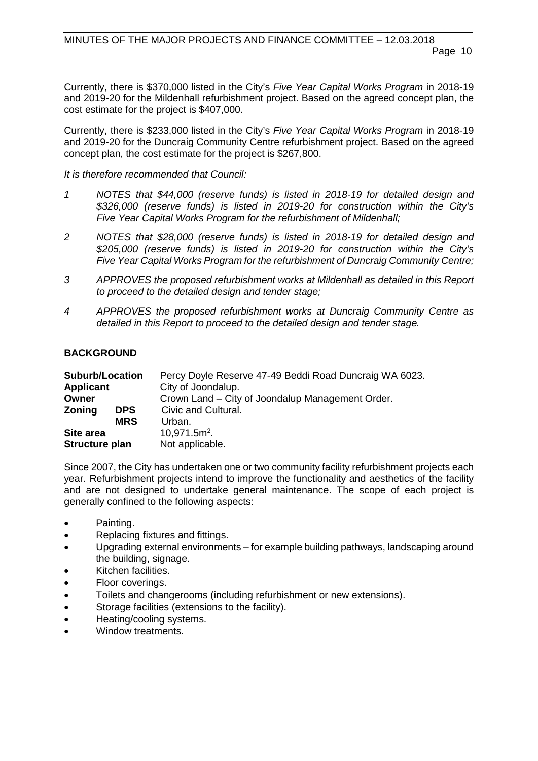Currently, there is $370,000 listed in the City's *Five Year Capital Works Program* in 2018-19 and 2019-20 for the Mildenhall refurbishment project. Based on the agreed concept plan, the cost estimate for the project is $407,000.

Currently, there is $233,000 listed in the City's *Five Year Capital Works Program* in 2018-19 and 2019-20 for the Duncraig Community Centre refurbishment project. Based on the agreed concept plan, the cost estimate for the project is $267,800.

*It is therefore recommended that Council:*

1. *NOTES that $44,000 (reserve funds) is listed in 2018-19 for detailed design and $326,000 (reserve funds) is listed in 2019-20 for construction within the City's Five Year Capital Works Program for the refurbishment of Mildenhall;*
2. *NOTES that $28,000 (reserve funds) is listed in 2018-19 for detailed design and $205,000 (reserve funds) is listed in 2019-20 for construction within the City's Five Year Capital Works Program for the refurbishment of Duncraig Community Centre;*
3. *APPROVES the proposed refurbishment works at Mildenhall as detailed in this Report to proceed to the detailed design and tender stage;*
4. *APPROVES the proposed refurbishment works at Duncraig Community Centre as detailed in this Report to proceed to the detailed design and tender stage.*

## BACKGROUND

| | | |
|---|---|---|
| **Suburb/Location** | | Percy Doyle Reserve 47-49 Beddi Road Duncraig WA 6023. |
| **Applicant** | | City of Joondalup. |
| **Owner** | | Crown Land – City of Joondalup Management Order. |
| **Zoning** | **DPS** | Civic and Cultural. |
| | **MRS** | Urban. |
| **Site area** | | 10,971.5m$^2$. |
| **Structure plan** | | Not applicable. |

Since 2007, the City has undertaken one or two community facility refurbishment projects each year. Refurbishment projects intend to improve the functionality and aesthetics of the facility and are not designed to undertake general maintenance. The scope of each project is generally confined to the following aspects:

- Painting.
- Replacing fixtures and fittings.
- Upgrading external environments – for example building pathways, landscaping around the building, signage.
- Kitchen facilities.
- Floor coverings.
- Toilets and changerooms (including refurbishment or new extensions).
- Storage facilities (extensions to the facility).
- Heating/cooling systems.
- Window treatments.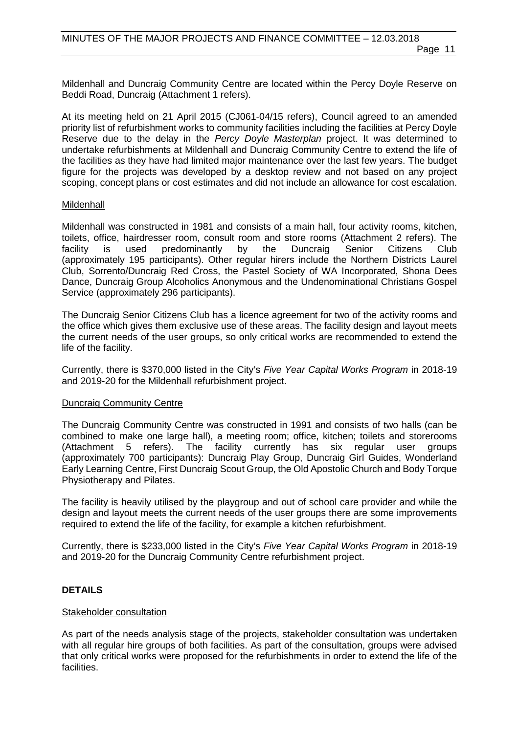Mildenhall and Duncraig Community Centre are located within the Percy Doyle Reserve on Beddi Road, Duncraig (Attachment 1 refers).

At its meeting held on 21 April 2015 (CJ061-04/15 refers), Council agreed to an amended priority list of refurbishment works to community facilities including the facilities at Percy Doyle Reserve due to the delay in the *Percy Doyle Masterplan* project. It was determined to undertake refurbishments at Mildenhall and Duncraig Community Centre to extend the life of the facilities as they have had limited major maintenance over the last few years. The budget figure for the projects was developed by a desktop review and not based on any project scoping, concept plans or cost estimates and did not include an allowance for cost escalation.

Mildenhall

Mildenhall was constructed in 1981 and consists of a main hall, four activity rooms, kitchen, toilets, office, hairdresser room, consult room and store rooms (Attachment 2 refers). The facility is used predominantly by the Duncraig Senior Citizens Club (approximately 195 participants). Other regular hirers include the Northern Districts Laurel Club, Sorrento/Duncraig Red Cross, the Pastel Society of WA Incorporated, Shona Dees Dance, Duncraig Group Alcoholics Anonymous and the Undenominational Christians Gospel Service (approximately 296 participants).

The Duncraig Senior Citizens Club has a licence agreement for two of the activity rooms and the office which gives them exclusive use of these areas. The facility design and layout meets the current needs of the user groups, so only critical works are recommended to extend the life of the facility.

Currently, there is $370,000 listed in the City's *Five Year Capital Works Program* in 2018-19 and 2019-20 for the Mildenhall refurbishment project.

Duncraig Community Centre

The Duncraig Community Centre was constructed in 1991 and consists of two halls (can be combined to make one large hall), a meeting room; office, kitchen; toilets and storerooms (Attachment 5 refers). The facility currently has six regular user groups (approximately 700 participants): Duncraig Play Group, Duncraig Girl Guides, Wonderland Early Learning Centre, First Duncraig Scout Group, the Old Apostolic Church and Body Torque Physiotherapy and Pilates.

The facility is heavily utilised by the playgroup and out of school care provider and while the design and layout meets the current needs of the user groups there are some improvements required to extend the life of the facility, for example a kitchen refurbishment.

Currently, there is $233,000 listed in the City's *Five Year Capital Works Program* in 2018-19 and 2019-20 for the Duncraig Community Centre refurbishment project.

**DETAILS**

Stakeholder consultation

As part of the needs analysis stage of the projects, stakeholder consultation was undertaken with all regular hire groups of both facilities. As part of the consultation, groups were advised that only critical works were proposed for the refurbishments in order to extend the life of the facilities.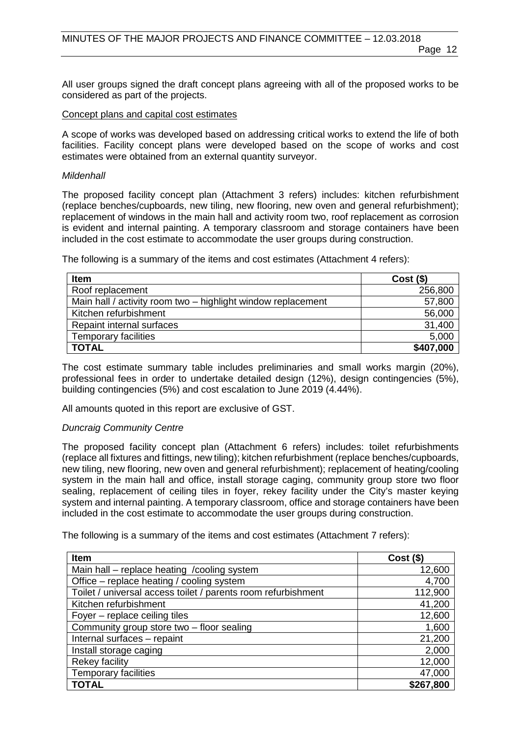All user groups signed the draft concept plans agreeing with all of the proposed works to be considered as part of the projects.

Concept plans and capital cost estimates

A scope of works was developed based on addressing critical works to extend the life of both facilities. Facility concept plans were developed based on the scope of works and cost estimates were obtained from an external quantity surveyor.

*Mildenhall*

The proposed facility concept plan (Attachment 3 refers) includes: kitchen refurbishment (replace benches/cupboards, new tiling, new flooring, new oven and general refurbishment); replacement of windows in the main hall and activity room two, roof replacement as corrosion is evident and internal painting. A temporary classroom and storage containers have been included in the cost estimate to accommodate the user groups during construction.

The following is a summary of the items and cost estimates (Attachment 4 refers):

| Item | Cost ($) |
|---|---:|
| Roof replacement | 256,800 |
| Main hall / activity room two – highlight window replacement | 57,800 |
| Kitchen refurbishment | 56,000 |
| Repaint internal surfaces | 31,400 |
| Temporary facilities | 5,000 |
| **TOTAL** | **$407,000** |

The cost estimate summary table includes preliminaries and small works margin (20%), professional fees in order to undertake detailed design (12%), design contingencies (5%), building contingencies (5%) and cost escalation to June 2019 (4.44%).

All amounts quoted in this report are exclusive of GST.

*Duncraig Community Centre*

The proposed facility concept plan (Attachment 6 refers) includes: toilet refurbishments (replace all fixtures and fittings, new tiling); kitchen refurbishment (replace benches/cupboards, new tiling, new flooring, new oven and general refurbishment); replacement of heating/cooling system in the main hall and office, install storage caging, community group store two floor sealing, replacement of ceiling tiles in foyer, rekey facility under the City's master keying system and internal painting. A temporary classroom, office and storage containers have been included in the cost estimate to accommodate the user groups during construction.

The following is a summary of the items and cost estimates (Attachment 7 refers):

| Item | Cost ($) |
|---|---:|
| Main hall – replace heating /cooling system | 12,600 |
| Office – replace heating / cooling system | 4,700 |
| Toilet / universal access toilet / parents room refurbishment | 112,900 |
| Kitchen refurbishment | 41,200 |
| Foyer – replace ceiling tiles | 12,600 |
| Community group store two – floor sealing | 1,600 |
| Internal surfaces – repaint | 21,200 |
| Install storage caging | 2,000 |
| Rekey facility | 12,000 |
| Temporary facilities | 47,000 |
| **TOTAL** | **$267,800** |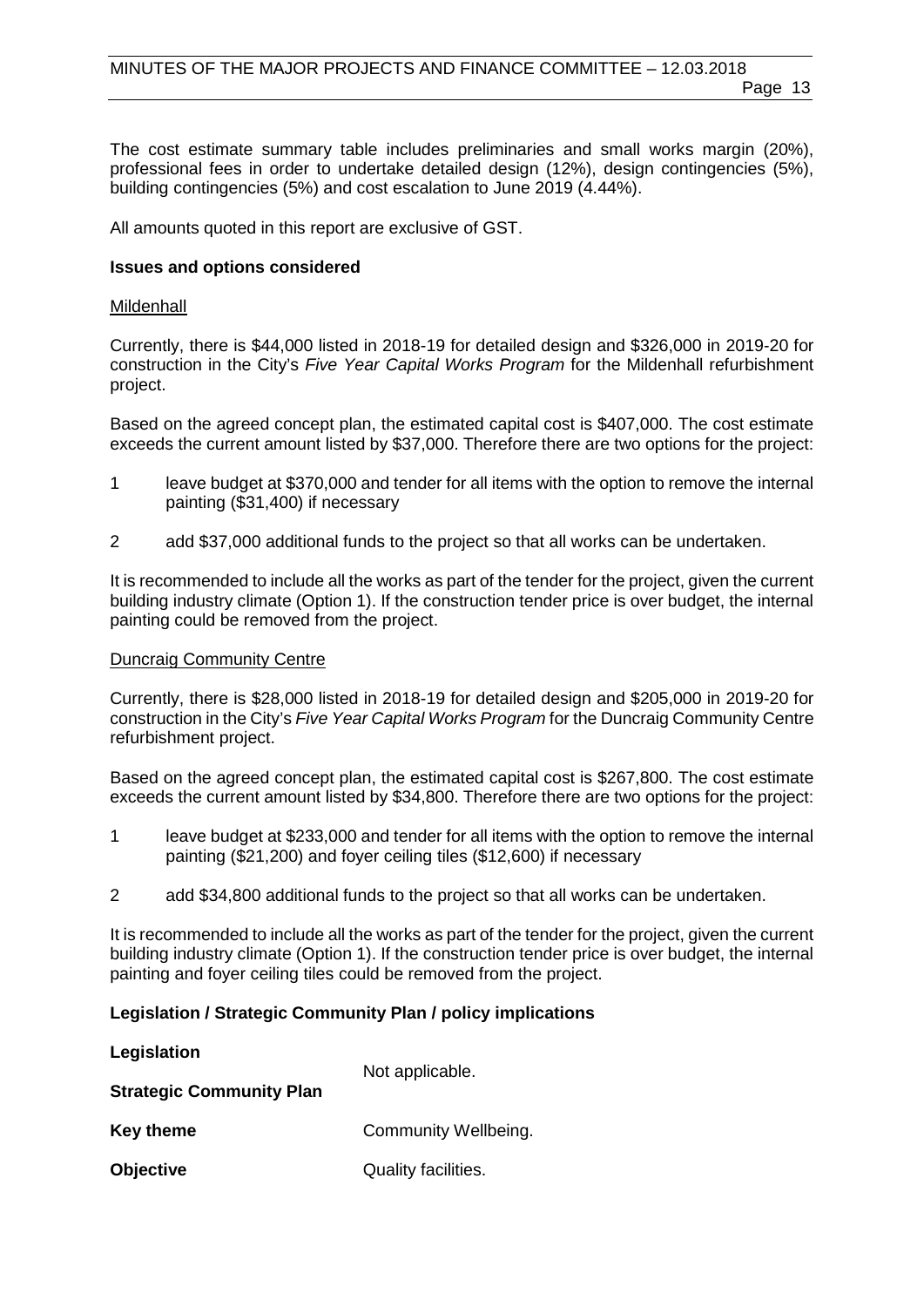The cost estimate summary table includes preliminaries and small works margin (20%), professional fees in order to undertake detailed design (12%), design contingencies (5%), building contingencies (5%) and cost escalation to June 2019 (4.44%).

All amounts quoted in this report are exclusive of GST.

**Issues and options considered**

<u>Mildenhall</u>

Currently, there is $44,000 listed in 2018-19 for detailed design and $326,000 in 2019-20 for construction in the City's *Five Year Capital Works Program* for the Mildenhall refurbishment project.

Based on the agreed concept plan, the estimated capital cost is $407,000. The cost estimate exceeds the current amount listed by $37,000. Therefore there are two options for the project:

1 leave budget at $370,000 and tender for all items with the option to remove the internal painting ($31,400) if necessary

2 add $37,000 additional funds to the project so that all works can be undertaken.

It is recommended to include all the works as part of the tender for the project, given the current building industry climate (Option 1). If the construction tender price is over budget, the internal painting could be removed from the project.

<u>Duncraig Community Centre</u>

Currently, there is $28,000 listed in 2018-19 for detailed design and $205,000 in 2019-20 for construction in the City's *Five Year Capital Works Program* for the Duncraig Community Centre refurbishment project.

Based on the agreed concept plan, the estimated capital cost is $267,800. The cost estimate exceeds the current amount listed by $34,800. Therefore there are two options for the project:

1 leave budget at $233,000 and tender for all items with the option to remove the internal painting ($21,200) and foyer ceiling tiles ($12,600) if necessary

2 add $34,800 additional funds to the project so that all works can be undertaken.

It is recommended to include all the works as part of the tender for the project, given the current building industry climate (Option 1). If the construction tender price is over budget, the internal painting and foyer ceiling tiles could be removed from the project.

**Legislation / Strategic Community Plan / policy implications**

| | |
|---|---|
| **Legislation** | Not applicable. |
| **Strategic Community Plan** | |
| **Key theme** | Community Wellbeing. |
| **Objective** | Quality facilities. |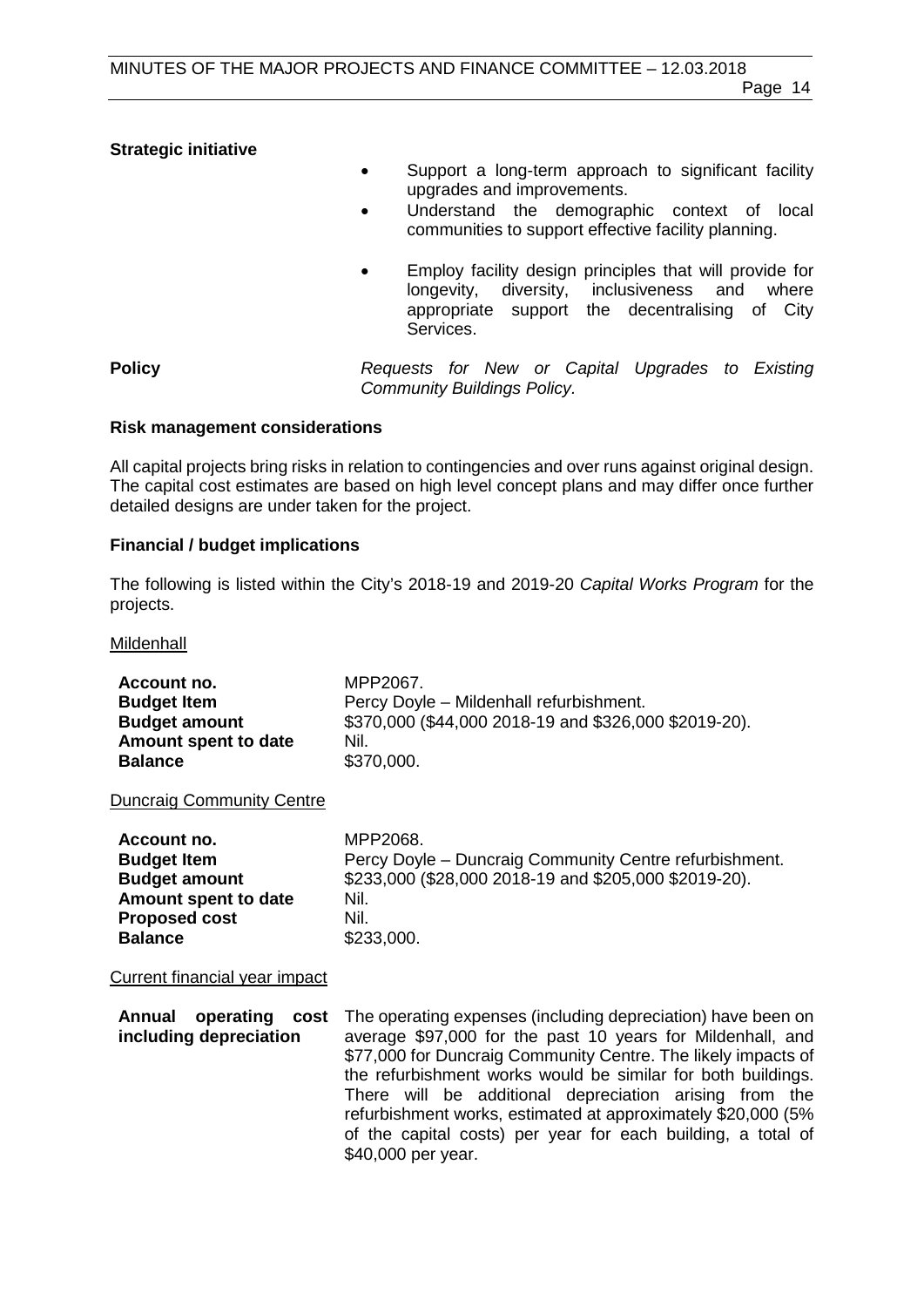**Strategic initiative**

- Support a long-term approach to significant facility upgrades and improvements.
- Understand the demographic context of local communities to support effective facility planning.
- Employ facility design principles that will provide for longevity, diversity, inclusiveness and where appropriate support the decentralising of City Services.

**Policy** *Requests for New or Capital Upgrades to Existing Community Buildings Policy.*

## Risk management considerations

All capital projects bring risks in relation to contingencies and over runs against original design. The capital cost estimates are based on high level concept plans and may differ once further detailed designs are under taken for the project.

## Financial / budget implications

The following is listed within the City's 2018-19 and 2019-20 *Capital Works Program* for the projects.

Mildenhall

| | |
|---|---|
| **Account no.** | MPP2067. |
| **Budget Item** | Percy Doyle – Mildenhall refurbishment. |
| **Budget amount** | $370,000 ($44,000 2018-19 and $326,000 $2019-20). |
| **Amount spent to date** | Nil. |
| **Balance** | $370,000. |

Duncraig Community Centre

| | |
|---|---|
| **Account no.** | MPP2068. |
| **Budget Item** | Percy Doyle – Duncraig Community Centre refurbishment. |
| **Budget amount** | $233,000 ($28,000 2018-19 and $205,000 $2019-20). |
| **Amount spent to date** | Nil. |
| **Proposed cost** | Nil. |
| **Balance** | $233,000. |

Current financial year impact

| | |
|---|---|
| **Annual operating cost including depreciation** | The operating expenses (including depreciation) have been on average $97,000 for the past 10 years for Mildenhall, and $77,000 for Duncraig Community Centre. The likely impacts of the refurbishment works would be similar for both buildings. There will be additional depreciation arising from the refurbishment works, estimated at approximately $20,000 (5% of the capital costs) per year for each building, a total of $40,000 per year. |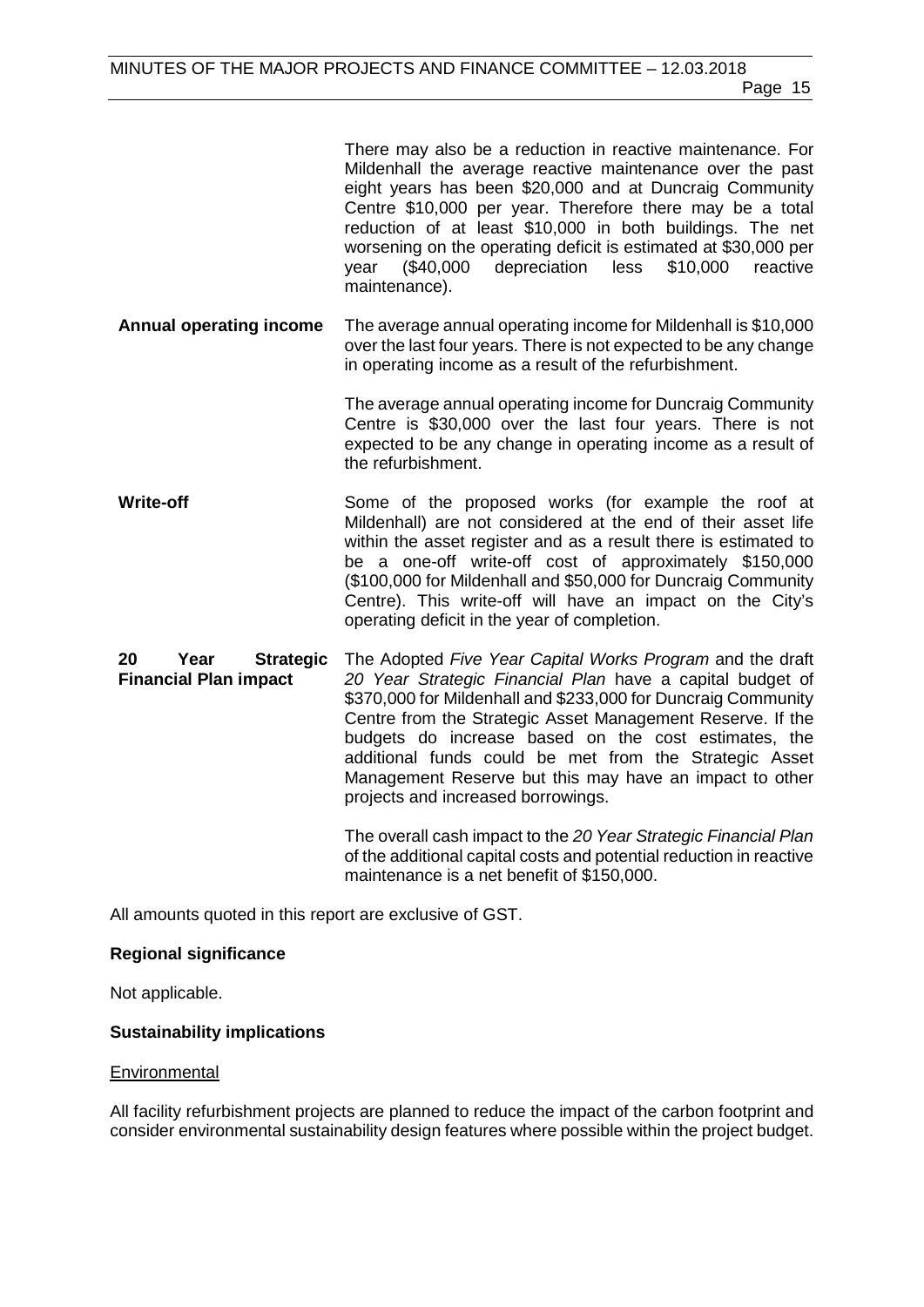There may also be a reduction in reactive maintenance. For Mildenhall the average reactive maintenance over the past eight years has been $20,000 and at Duncraig Community Centre $10,000 per year. Therefore there may be a total reduction of at least $10,000 in both buildings. The net worsening on the operating deficit is estimated at $30,000 per year ($40,000 depreciation less $10,000 reactive maintenance).

**Annual operating income** The average annual operating income for Mildenhall is $10,000 over the last four years. There is not expected to be any change in operating income as a result of the refurbishment.

The average annual operating income for Duncraig Community Centre is $30,000 over the last four years. There is not expected to be any change in operating income as a result of the refurbishment.

**Write-off** Some of the proposed works (for example the roof at Mildenhall) are not considered at the end of their asset life within the asset register and as a result there is estimated to be a one-off write-off cost of approximately $150,000 ($100,000 for Mildenhall and $50,000 for Duncraig Community Centre). This write-off will have an impact on the City's operating deficit in the year of completion.

**20 Year Strategic Financial Plan impact** The Adopted *Five Year Capital Works Program* and the draft *20 Year Strategic Financial Plan* have a capital budget of $370,000 for Mildenhall and $233,000 for Duncraig Community Centre from the Strategic Asset Management Reserve. If the budgets do increase based on the cost estimates, the additional funds could be met from the Strategic Asset Management Reserve but this may have an impact to other projects and increased borrowings.

The overall cash impact to the *20 Year Strategic Financial Plan* of the additional capital costs and potential reduction in reactive maintenance is a net benefit of $150,000.

All amounts quoted in this report are exclusive of GST.

**Regional significance**

Not applicable.

**Sustainability implications**

Environmental

All facility refurbishment projects are planned to reduce the impact of the carbon footprint and consider environmental sustainability design features where possible within the project budget.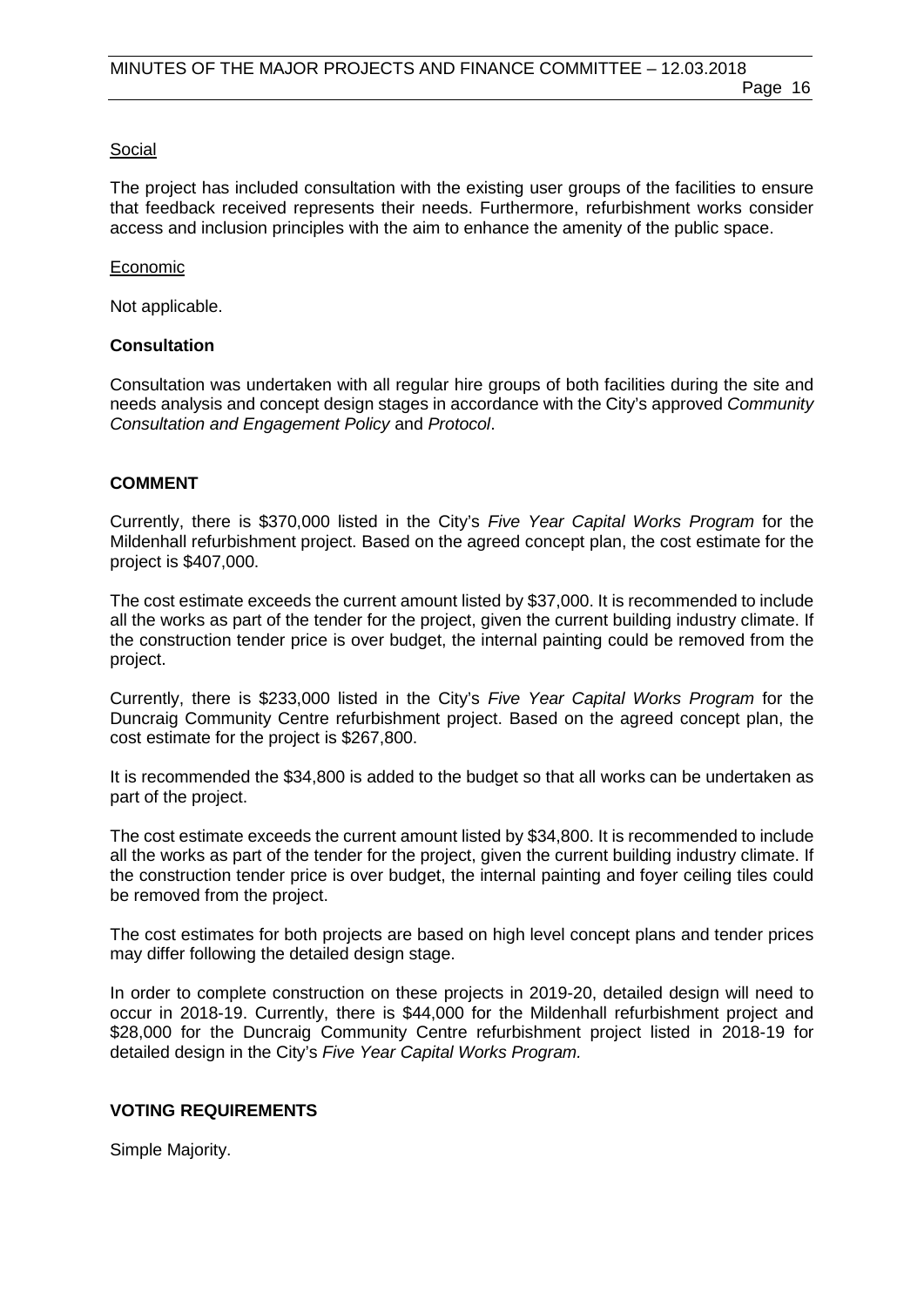Social

The project has included consultation with the existing user groups of the facilities to ensure that feedback received represents their needs. Furthermore, refurbishment works consider access and inclusion principles with the aim to enhance the amenity of the public space.

Economic

Not applicable.

**Consultation**

Consultation was undertaken with all regular hire groups of both facilities during the site and needs analysis and concept design stages in accordance with the City's approved *Community Consultation and Engagement Policy* and *Protocol*.

**COMMENT**

Currently, there is $370,000 listed in the City's *Five Year Capital Works Program* for the Mildenhall refurbishment project. Based on the agreed concept plan, the cost estimate for the project is $407,000.

The cost estimate exceeds the current amount listed by $37,000. It is recommended to include all the works as part of the tender for the project, given the current building industry climate. If the construction tender price is over budget, the internal painting could be removed from the project.

Currently, there is $233,000 listed in the City's *Five Year Capital Works Program* for the Duncraig Community Centre refurbishment project. Based on the agreed concept plan, the cost estimate for the project is $267,800.

It is recommended the $34,800 is added to the budget so that all works can be undertaken as part of the project.

The cost estimate exceeds the current amount listed by $34,800. It is recommended to include all the works as part of the tender for the project, given the current building industry climate. If the construction tender price is over budget, the internal painting and foyer ceiling tiles could be removed from the project.

The cost estimates for both projects are based on high level concept plans and tender prices may differ following the detailed design stage.

In order to complete construction on these projects in 2019-20, detailed design will need to occur in 2018-19. Currently, there is $44,000 for the Mildenhall refurbishment project and $28,000 for the Duncraig Community Centre refurbishment project listed in 2018-19 for detailed design in the City's *Five Year Capital Works Program.*

**VOTING REQUIREMENTS**

Simple Majority.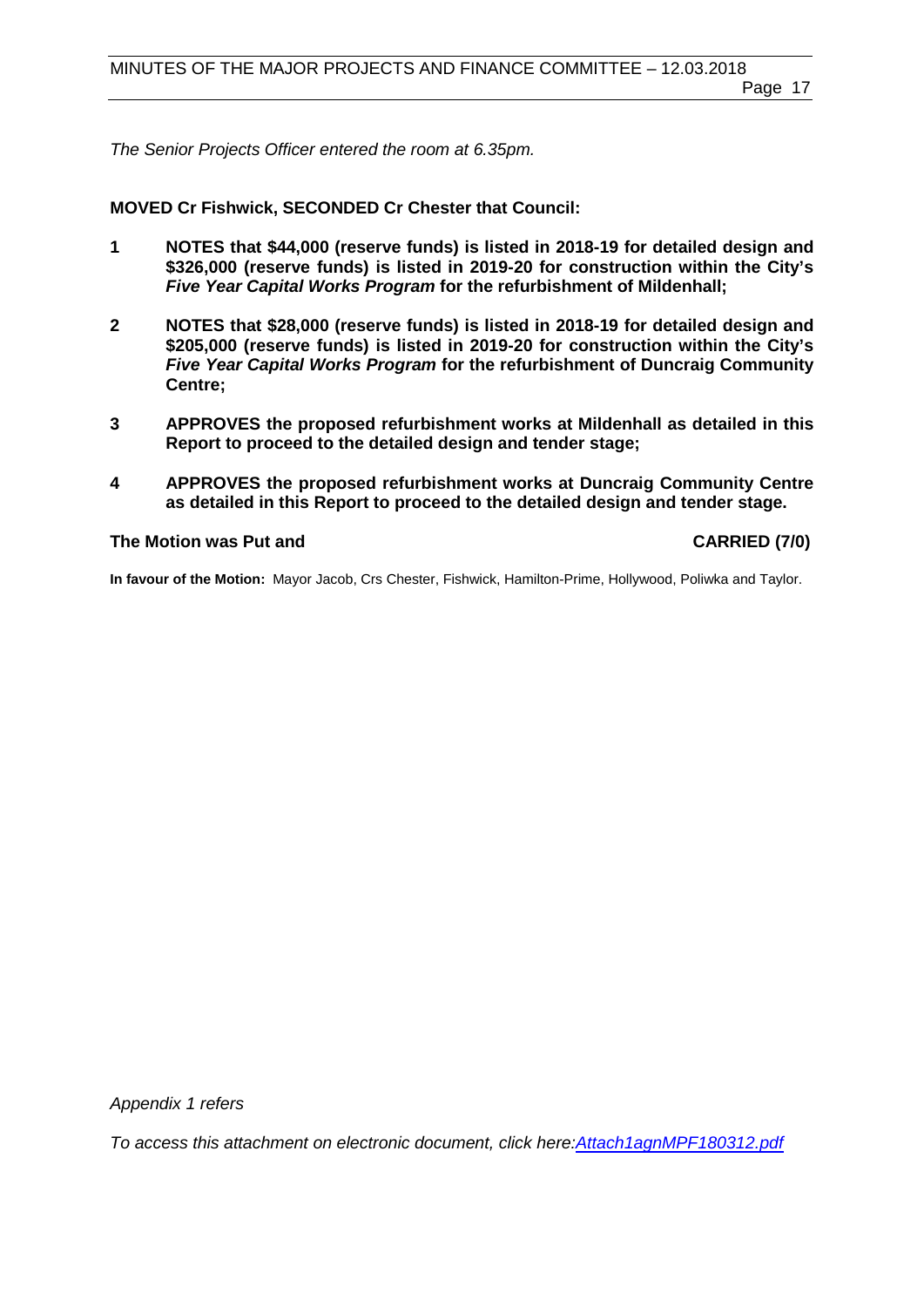*The Senior Projects Officer entered the room at 6.35pm.*

**MOVED Cr Fishwick, SECONDED Cr Chester that Council:**

**1 NOTES that $44,000 (reserve funds) is listed in 2018-19 for detailed design and $326,000 (reserve funds) is listed in 2019-20 for construction within the City's *Five Year Capital Works Program* for the refurbishment of Mildenhall;**

**2 NOTES that $28,000 (reserve funds) is listed in 2018-19 for detailed design and $205,000 (reserve funds) is listed in 2019-20 for construction within the City's *Five Year Capital Works Program* for the refurbishment of Duncraig Community Centre;**

**3 APPROVES the proposed refurbishment works at Mildenhall as detailed in this Report to proceed to the detailed design and tender stage;**

**4 APPROVES the proposed refurbishment works at Duncraig Community Centre as detailed in this Report to proceed to the detailed design and tender stage.**

**The Motion was Put and CARRIED (7/0)**

**In favour of the Motion:** Mayor Jacob, Crs Chester, Fishwick, Hamilton-Prime, Hollywood, Poliwka and Taylor.

*Appendix 1 refers*

*To access this attachment on electronic document, click here:[Attach1agnMPF180312.pdf](Attach1agnMPF180312.pdf)*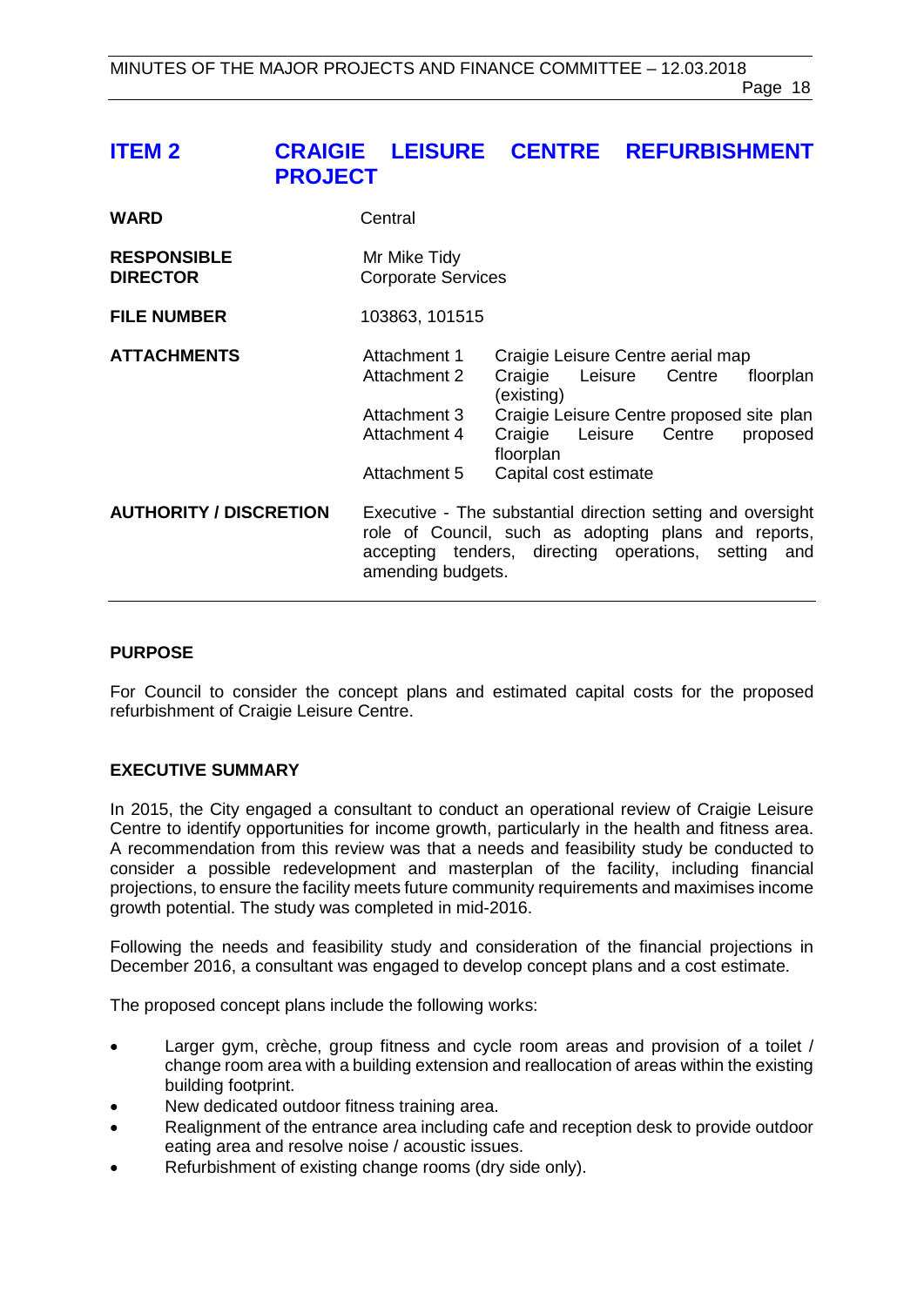## ITEM 2 CRAIGIE LEISURE CENTRE REFURBISHMENT PROJECT

| | |
|---|---|
| **WARD** | Central |
| **RESPONSIBLE DIRECTOR** | Mr Mike Tidy<br>Corporate Services |
| **FILE NUMBER** | 103863, 101515 |
| **ATTACHMENTS** | Attachment 1 Craigie Leisure Centre aerial map<br>Attachment 2 Craigie Leisure Centre floorplan (existing)<br>Attachment 3 Craigie Leisure Centre proposed site plan<br>Attachment 4 Craigie Leisure Centre proposed floorplan<br>Attachment 5 Capital cost estimate |
| **AUTHORITY / DISCRETION** | Executive - The substantial direction setting and oversight role of Council, such as adopting plans and reports, accepting tenders, directing operations, setting and amending budgets. |

### PURPOSE

For Council to consider the concept plans and estimated capital costs for the proposed refurbishment of Craigie Leisure Centre.

### EXECUTIVE SUMMARY

In 2015, the City engaged a consultant to conduct an operational review of Craigie Leisure Centre to identify opportunities for income growth, particularly in the health and fitness area. A recommendation from this review was that a needs and feasibility study be conducted to consider a possible redevelopment and masterplan of the facility, including financial projections, to ensure the facility meets future community requirements and maximises income growth potential. The study was completed in mid-2016.

Following the needs and feasibility study and consideration of the financial projections in December 2016, a consultant was engaged to develop concept plans and a cost estimate.

The proposed concept plans include the following works:

- Larger gym, crèche, group fitness and cycle room areas and provision of a toilet / change room area with a building extension and reallocation of areas within the existing building footprint.
- New dedicated outdoor fitness training area.
- Realignment of the entrance area including cafe and reception desk to provide outdoor eating area and resolve noise / acoustic issues.
- Refurbishment of existing change rooms (dry side only).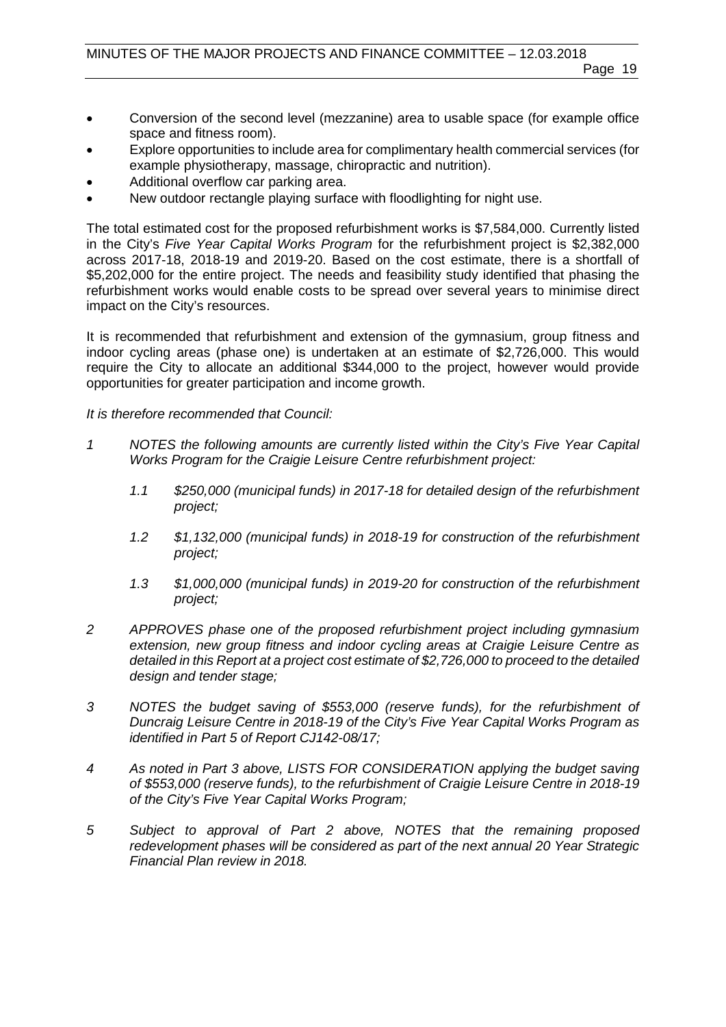- Conversion of the second level (mezzanine) area to usable space (for example office space and fitness room).
- Explore opportunities to include area for complimentary health commercial services (for example physiotherapy, massage, chiropractic and nutrition).
- Additional overflow car parking area.
- New outdoor rectangle playing surface with floodlighting for night use.

The total estimated cost for the proposed refurbishment works is $7,584,000. Currently listed in the City's *Five Year Capital Works Program* for the refurbishment project is $2,382,000 across 2017-18, 2018-19 and 2019-20. Based on the cost estimate, there is a shortfall of $5,202,000 for the entire project. The needs and feasibility study identified that phasing the refurbishment works would enable costs to be spread over several years to minimise direct impact on the City's resources.

It is recommended that refurbishment and extension of the gymnasium, group fitness and indoor cycling areas (phase one) is undertaken at an estimate of $2,726,000. This would require the City to allocate an additional $344,000 to the project, however would provide opportunities for greater participation and income growth.

*It is therefore recommended that Council:*

*1 NOTES the following amounts are currently listed within the City's Five Year Capital Works Program for the Craigie Leisure Centre refurbishment project:*

*1.1 $250,000 (municipal funds) in 2017-18 for detailed design of the refurbishment project;*

*1.2 $1,132,000 (municipal funds) in 2018-19 for construction of the refurbishment project;*

*1.3 $1,000,000 (municipal funds) in 2019-20 for construction of the refurbishment project;*

*2 APPROVES phase one of the proposed refurbishment project including gymnasium extension, new group fitness and indoor cycling areas at Craigie Leisure Centre as detailed in this Report at a project cost estimate of $2,726,000 to proceed to the detailed design and tender stage;*

*3 NOTES the budget saving of $553,000 (reserve funds), for the refurbishment of Duncraig Leisure Centre in 2018-19 of the City's Five Year Capital Works Program as identified in Part 5 of Report CJ142-08/17;*

*4 As noted in Part 3 above, LISTS FOR CONSIDERATION applying the budget saving of $553,000 (reserve funds), to the refurbishment of Craigie Leisure Centre in 2018-19 of the City's Five Year Capital Works Program;*

*5 Subject to approval of Part 2 above, NOTES that the remaining proposed redevelopment phases will be considered as part of the next annual 20 Year Strategic Financial Plan review in 2018.*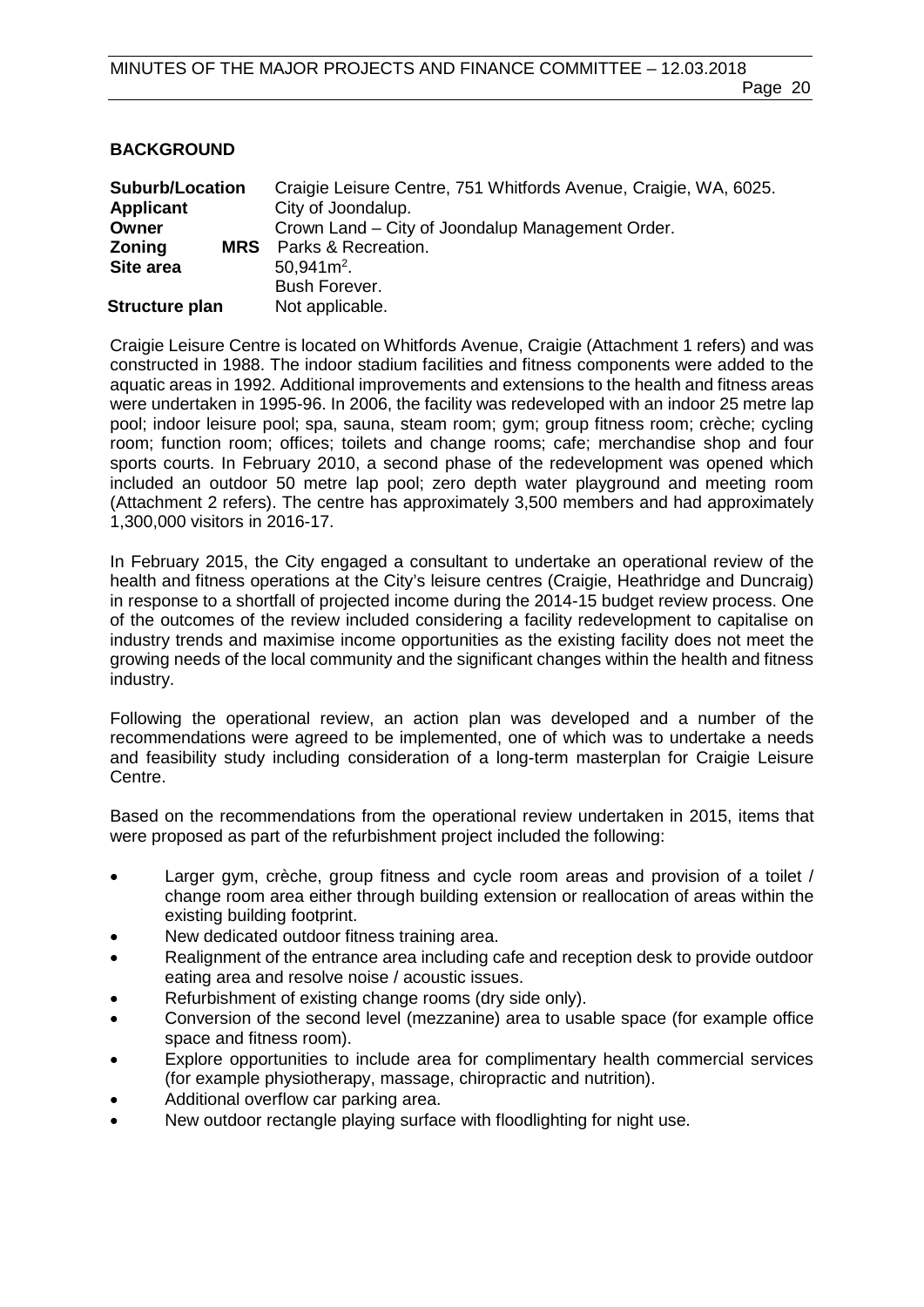## BACKGROUND

| | |
|---|---|
| **Suburb/Location** | Craigie Leisure Centre, 751 Whitfords Avenue, Craigie, WA, 6025. |
| **Applicant** | City of Joondalup. |
| **Owner** | Crown Land – City of Joondalup Management Order. |
| **Zoning MRS** | Parks & Recreation. |
| **Site area** | $50,941m^2$. |
| | Bush Forever. |
| **Structure plan** | Not applicable. |

Craigie Leisure Centre is located on Whitfords Avenue, Craigie (Attachment 1 refers) and was constructed in 1988. The indoor stadium facilities and fitness components were added to the aquatic areas in 1992. Additional improvements and extensions to the health and fitness areas were undertaken in 1995-96. In 2006, the facility was redeveloped with an indoor 25 metre lap pool; indoor leisure pool; spa, sauna, steam room; gym; group fitness room; crèche; cycling room; function room; offices; toilets and change rooms; cafe; merchandise shop and four sports courts. In February 2010, a second phase of the redevelopment was opened which included an outdoor 50 metre lap pool; zero depth water playground and meeting room (Attachment 2 refers). The centre has approximately 3,500 members and had approximately 1,300,000 visitors in 2016-17.

In February 2015, the City engaged a consultant to undertake an operational review of the health and fitness operations at the City's leisure centres (Craigie, Heathridge and Duncraig) in response to a shortfall of projected income during the 2014-15 budget review process. One of the outcomes of the review included considering a facility redevelopment to capitalise on industry trends and maximise income opportunities as the existing facility does not meet the growing needs of the local community and the significant changes within the health and fitness industry.

Following the operational review, an action plan was developed and a number of the recommendations were agreed to be implemented, one of which was to undertake a needs and feasibility study including consideration of a long-term masterplan for Craigie Leisure Centre.

Based on the recommendations from the operational review undertaken in 2015, items that were proposed as part of the refurbishment project included the following:

- Larger gym, crèche, group fitness and cycle room areas and provision of a toilet / change room area either through building extension or reallocation of areas within the existing building footprint.
- New dedicated outdoor fitness training area.
- Realignment of the entrance area including cafe and reception desk to provide outdoor eating area and resolve noise / acoustic issues.
- Refurbishment of existing change rooms (dry side only).
- Conversion of the second level (mezzanine) area to usable space (for example office space and fitness room).
- Explore opportunities to include area for complimentary health commercial services (for example physiotherapy, massage, chiropractic and nutrition).
- Additional overflow car parking area.
- New outdoor rectangle playing surface with floodlighting for night use.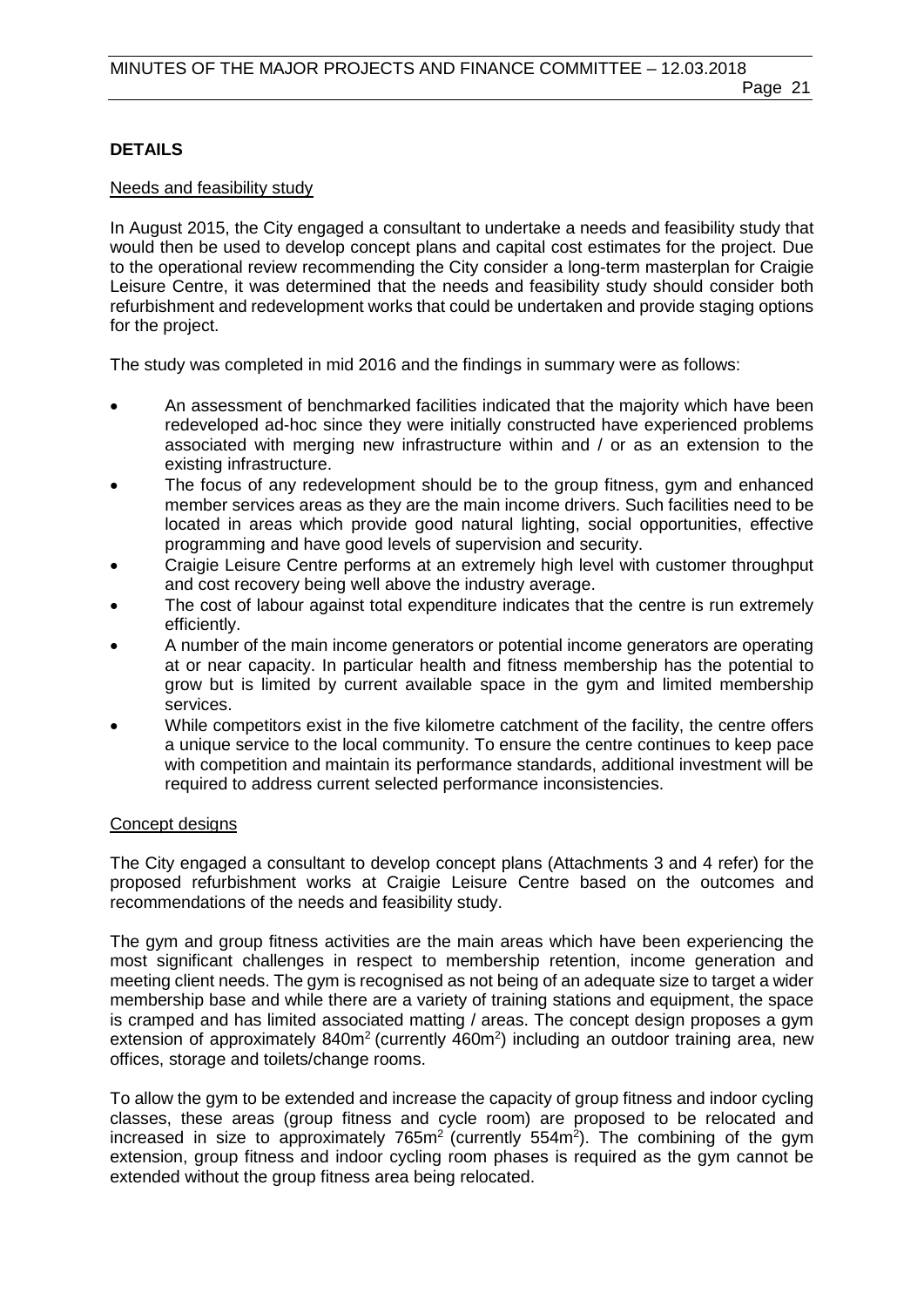## DETAILS

Needs and feasibility study

In August 2015, the City engaged a consultant to undertake a needs and feasibility study that would then be used to develop concept plans and capital cost estimates for the project. Due to the operational review recommending the City consider a long-term masterplan for Craigie Leisure Centre, it was determined that the needs and feasibility study should consider both refurbishment and redevelopment works that could be undertaken and provide staging options for the project.

The study was completed in mid 2016 and the findings in summary were as follows:

- An assessment of benchmarked facilities indicated that the majority which have been redeveloped ad-hoc since they were initially constructed have experienced problems associated with merging new infrastructure within and / or as an extension to the existing infrastructure.
- The focus of any redevelopment should be to the group fitness, gym and enhanced member services areas as they are the main income drivers. Such facilities need to be located in areas which provide good natural lighting, social opportunities, effective programming and have good levels of supervision and security.
- Craigie Leisure Centre performs at an extremely high level with customer throughput and cost recovery being well above the industry average.
- The cost of labour against total expenditure indicates that the centre is run extremely efficiently.
- A number of the main income generators or potential income generators are operating at or near capacity. In particular health and fitness membership has the potential to grow but is limited by current available space in the gym and limited membership services.
- While competitors exist in the five kilometre catchment of the facility, the centre offers a unique service to the local community. To ensure the centre continues to keep pace with competition and maintain its performance standards, additional investment will be required to address current selected performance inconsistencies.

Concept designs

The City engaged a consultant to develop concept plans (Attachments 3 and 4 refer) for the proposed refurbishment works at Craigie Leisure Centre based on the outcomes and recommendations of the needs and feasibility study.

The gym and group fitness activities are the main areas which have been experiencing the most significant challenges in respect to membership retention, income generation and meeting client needs. The gym is recognised as not being of an adequate size to target a wider membership base and while there are a variety of training stations and equipment, the space is cramped and has limited associated matting / areas. The concept design proposes a gym extension of approximately 840m$^2$ (currently 460m$^2$) including an outdoor training area, new offices, storage and toilets/change rooms.

To allow the gym to be extended and increase the capacity of group fitness and indoor cycling classes, these areas (group fitness and cycle room) are proposed to be relocated and increased in size to approximately 765m$^2$ (currently 554m$^2$). The combining of the gym extension, group fitness and indoor cycling room phases is required as the gym cannot be extended without the group fitness area being relocated.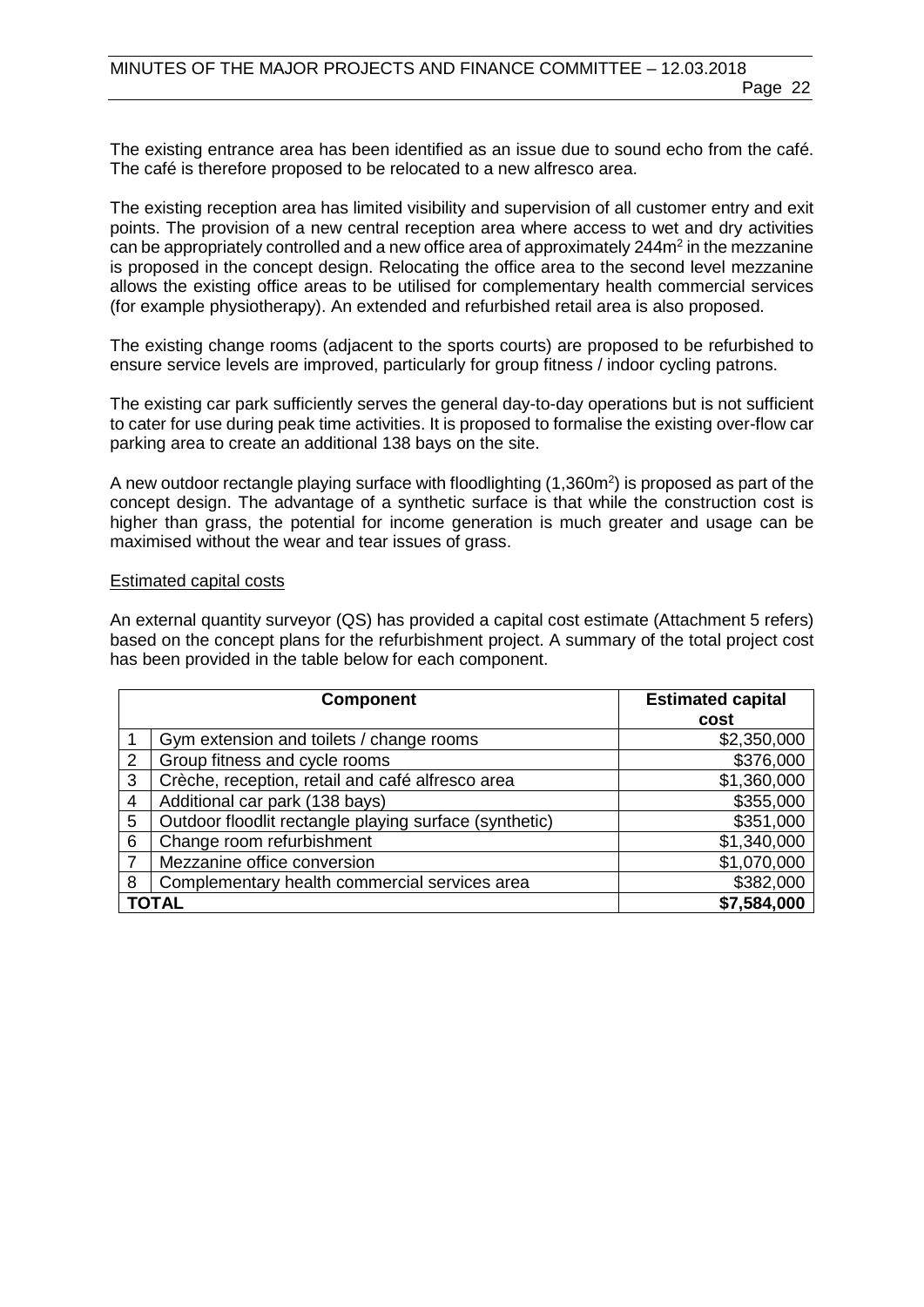The existing entrance area has been identified as an issue due to sound echo from the café. The café is therefore proposed to be relocated to a new alfresco area.

The existing reception area has limited visibility and supervision of all customer entry and exit points. The provision of a new central reception area where access to wet and dry activities can be appropriately controlled and a new office area of approximately 244m$^2$ in the mezzanine is proposed in the concept design. Relocating the office area to the second level mezzanine allows the existing office areas to be utilised for complementary health commercial services (for example physiotherapy). An extended and refurbished retail area is also proposed.

The existing change rooms (adjacent to the sports courts) are proposed to be refurbished to ensure service levels are improved, particularly for group fitness / indoor cycling patrons.

The existing car park sufficiently serves the general day-to-day operations but is not sufficient to cater for use during peak time activities. It is proposed to formalise the existing over-flow car parking area to create an additional 138 bays on the site.

A new outdoor rectangle playing surface with floodlighting (1,360m$^2$) is proposed as part of the concept design. The advantage of a synthetic surface is that while the construction cost is higher than grass, the potential for income generation is much greater and usage can be maximised without the wear and tear issues of grass.

<u>Estimated capital costs</u>

An external quantity surveyor (QS) has provided a capital cost estimate (Attachment 5 refers) based on the concept plans for the refurbishment project. A summary of the total project cost has been provided in the table below for each component.

| | Component | Estimated capital cost |
|---|---|---|
| 1 | Gym extension and toilets / change rooms | $2,350,000 |
| 2 | Group fitness and cycle rooms | $376,000 |
| 3 | Crèche, reception, retail and café alfresco area | $1,360,000 |
| 4 | Additional car park (138 bays) | $355,000 |
| 5 | Outdoor floodlit rectangle playing surface (synthetic) | $351,000 |
| 6 | Change room refurbishment | $1,340,000 |
| 7 | Mezzanine office conversion | $1,070,000 |
| 8 | Complementary health commercial services area | $382,000 |
| **TOTAL** | | **$7,584,000** |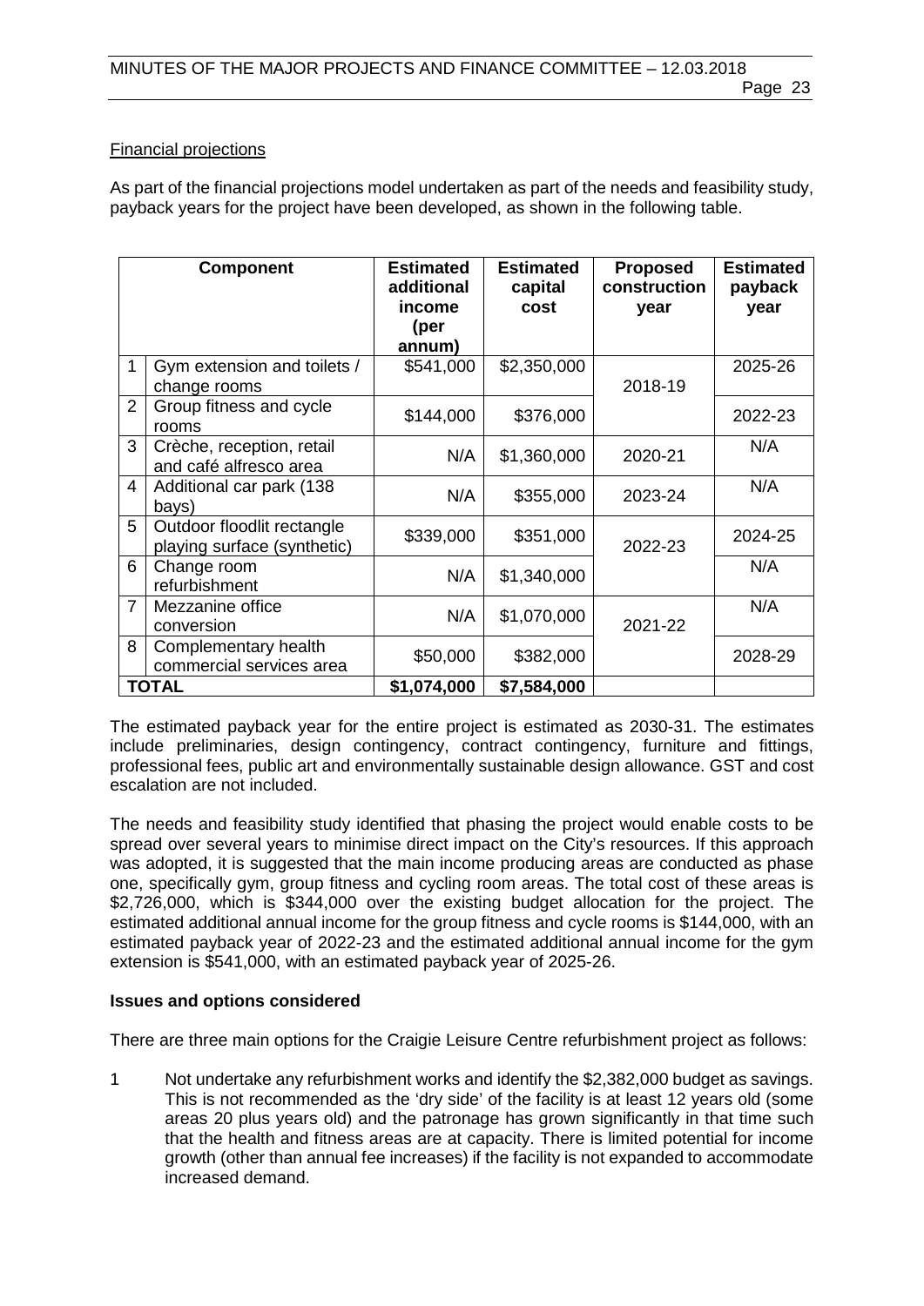Financial projections

As part of the financial projections model undertaken as part of the needs and feasibility study, payback years for the project have been developed, as shown in the following table.

| | Component | Estimated additional income (per annum) | Estimated capital cost | Proposed construction year | Estimated payback year |
|---|---|---|---|---|---|
| 1 | Gym extension and toilets / change rooms | $541,000 | $2,350,000 | 2018-19 | 2025-26 |
| 2 | Group fitness and cycle rooms | $144,000 | $376,000 | | 2022-23 |
| 3 | Crèche, reception, retail and café alfresco area | N/A | $1,360,000 | 2020-21 | N/A |
| 4 | Additional car park (138 bays) | N/A | $355,000 | 2023-24 | N/A |
| 5 | Outdoor floodlit rectangle playing surface (synthetic) | $339,000 | $351,000 | 2022-23 | 2024-25 |
| 6 | Change room refurbishment | N/A | $1,340,000 | | N/A |
| 7 | Mezzanine office conversion | N/A | $1,070,000 | 2021-22 | N/A |
| 8 | Complementary health commercial services area | $50,000 | $382,000 | | 2028-29 |
| **TOTAL** | | **$1,074,000** | **$7,584,000** | | |

The estimated payback year for the entire project is estimated as 2030-31. The estimates include preliminaries, design contingency, contract contingency, furniture and fittings, professional fees, public art and environmentally sustainable design allowance. GST and cost escalation are not included.

The needs and feasibility study identified that phasing the project would enable costs to be spread over several years to minimise direct impact on the City's resources. If this approach was adopted, it is suggested that the main income producing areas are conducted as phase one, specifically gym, group fitness and cycling room areas. The total cost of these areas is $2,726,000, which is $344,000 over the existing budget allocation for the project. The estimated additional annual income for the group fitness and cycle rooms is $144,000, with an estimated payback year of 2022-23 and the estimated additional annual income for the gym extension is $541,000, with an estimated payback year of 2025-26.

**Issues and options considered**

There are three main options for the Craigie Leisure Centre refurbishment project as follows:

1 Not undertake any refurbishment works and identify the $2,382,000 budget as savings. This is not recommended as the 'dry side' of the facility is at least 12 years old (some areas 20 plus years old) and the patronage has grown significantly in that time such that the health and fitness areas are at capacity. There is limited potential for income growth (other than annual fee increases) if the facility is not expanded to accommodate increased demand.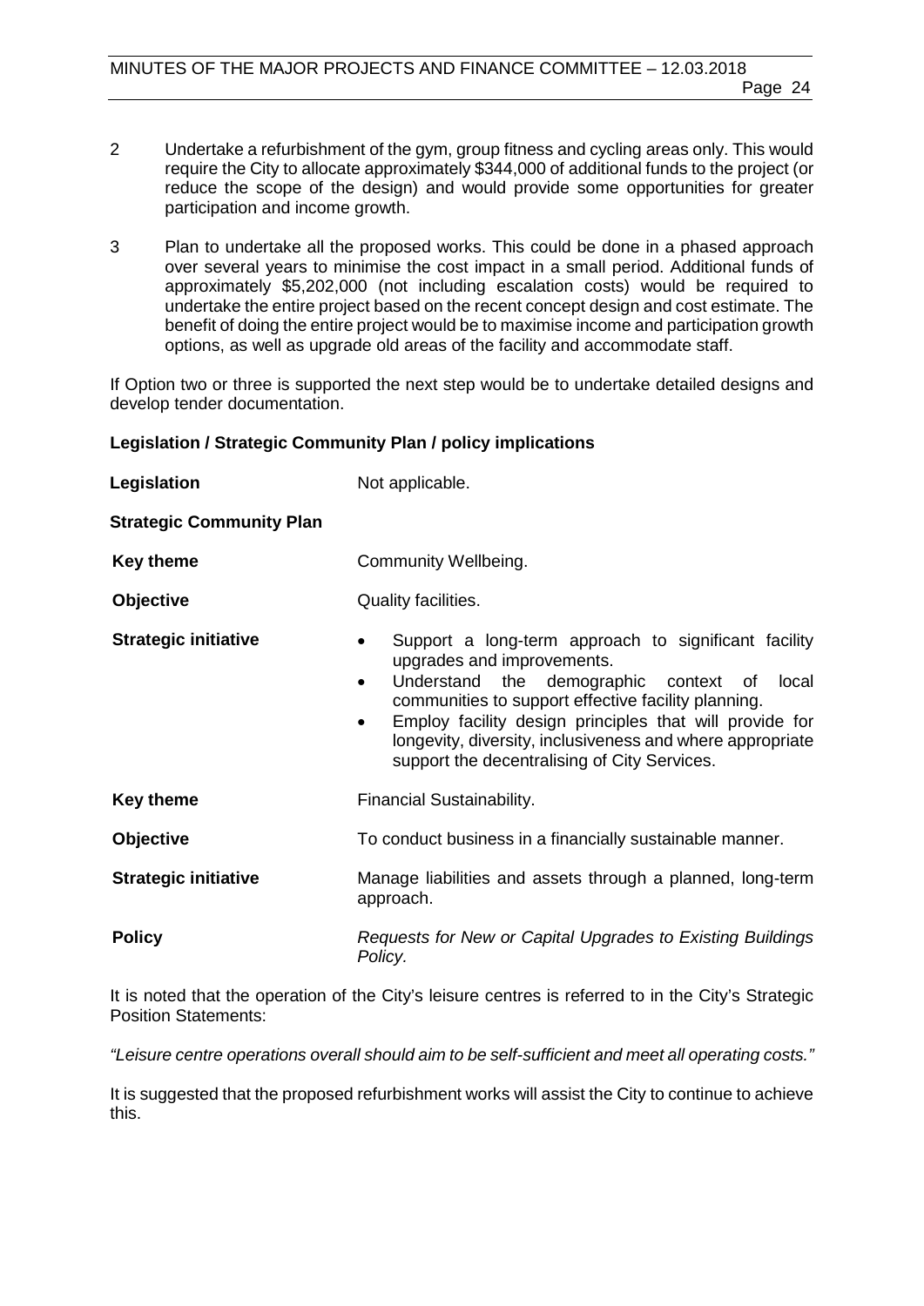2 Undertake a refurbishment of the gym, group fitness and cycling areas only. This would require the City to allocate approximately $344,000 of additional funds to the project (or reduce the scope of the design) and would provide some opportunities for greater participation and income growth.

3 Plan to undertake all the proposed works. This could be done in a phased approach over several years to minimise the cost impact in a small period. Additional funds of approximately $5,202,000 (not including escalation costs) would be required to undertake the entire project based on the recent concept design and cost estimate. The benefit of doing the entire project would be to maximise income and participation growth options, as well as upgrade old areas of the facility and accommodate staff.

If Option two or three is supported the next step would be to undertake detailed designs and develop tender documentation.

**Legislation / Strategic Community Plan / policy implications**

| | |
|---|---|
| **Legislation** | Not applicable. |
| **Strategic Community Plan** | |
| **Key theme** | Community Wellbeing. |
| **Objective** | Quality facilities. |
| **Strategic initiative** | • Support a long-term approach to significant facility upgrades and improvements.<br>• Understand the demographic context of local communities to support effective facility planning.<br>• Employ facility design principles that will provide for longevity, diversity, inclusiveness and where appropriate support the decentralising of City Services. |
| **Key theme** | Financial Sustainability. |
| **Objective** | To conduct business in a financially sustainable manner. |
| **Strategic initiative** | Manage liabilities and assets through a planned, long-term approach. |
| **Policy** | *Requests for New or Capital Upgrades to Existing Buildings Policy.* |

It is noted that the operation of the City's leisure centres is referred to in the City's Strategic Position Statements:

*"Leisure centre operations overall should aim to be self-sufficient and meet all operating costs."*

It is suggested that the proposed refurbishment works will assist the City to continue to achieve this.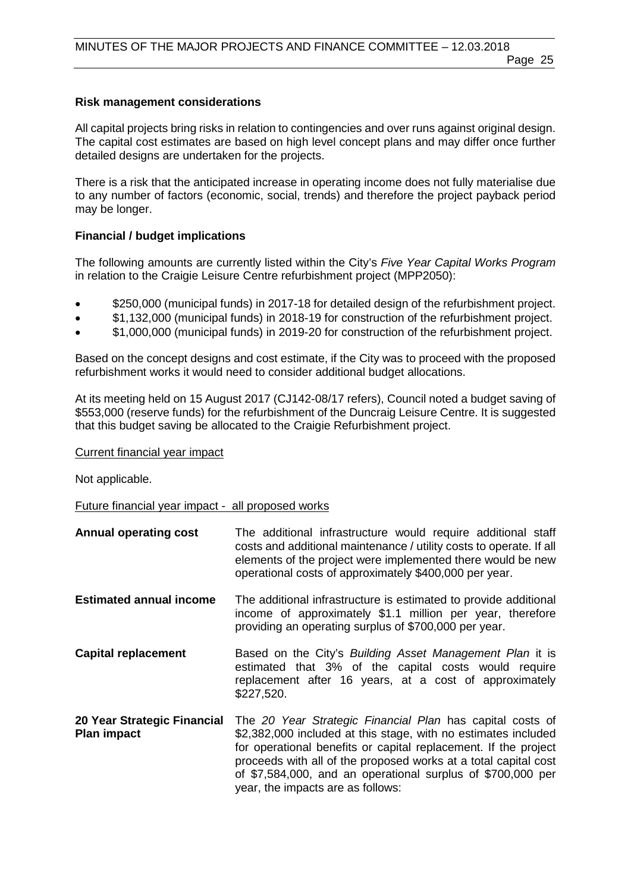**Risk management considerations**

All capital projects bring risks in relation to contingencies and over runs against original design. The capital cost estimates are based on high level concept plans and may differ once further detailed designs are undertaken for the projects.

There is a risk that the anticipated increase in operating income does not fully materialise due to any number of factors (economic, social, trends) and therefore the project payback period may be longer.

**Financial / budget implications**

The following amounts are currently listed within the City's *Five Year Capital Works Program* in relation to the Craigie Leisure Centre refurbishment project (MPP2050):

- $250,000 (municipal funds) in 2017-18 for detailed design of the refurbishment project.
- $1,132,000 (municipal funds) in 2018-19 for construction of the refurbishment project.
- $1,000,000 (municipal funds) in 2019-20 for construction of the refurbishment project.

Based on the concept designs and cost estimate, if the City was to proceed with the proposed refurbishment works it would need to consider additional budget allocations.

At its meeting held on 15 August 2017 (CJ142-08/17 refers), Council noted a budget saving of $553,000 (reserve funds) for the refurbishment of the Duncraig Leisure Centre. It is suggested that this budget saving be allocated to the Craigie Refurbishment project.

<u>Current financial year impact</u>

Not applicable.

<u>Future financial year impact - all proposed works</u>

| | |
|---|---|
| **Annual operating cost** | The additional infrastructure would require additional staff costs and additional maintenance / utility costs to operate. If all elements of the project were implemented there would be new operational costs of approximately $400,000 per year. |
| **Estimated annual income** | The additional infrastructure is estimated to provide additional income of approximately $1.1 million per year, therefore providing an operating surplus of $700,000 per year. |
| **Capital replacement** | Based on the City's *Building Asset Management Plan* it is estimated that 3% of the capital costs would require replacement after 16 years, at a cost of approximately $227,520. |
| **20 Year Strategic Financial Plan impact** | The *20 Year Strategic Financial Plan* has capital costs of $2,382,000 included at this stage, with no estimates included for operational benefits or capital replacement. If the project proceeds with all of the proposed works at a total capital cost of $7,584,000, and an operational surplus of $700,000 per year, the impacts are as follows: |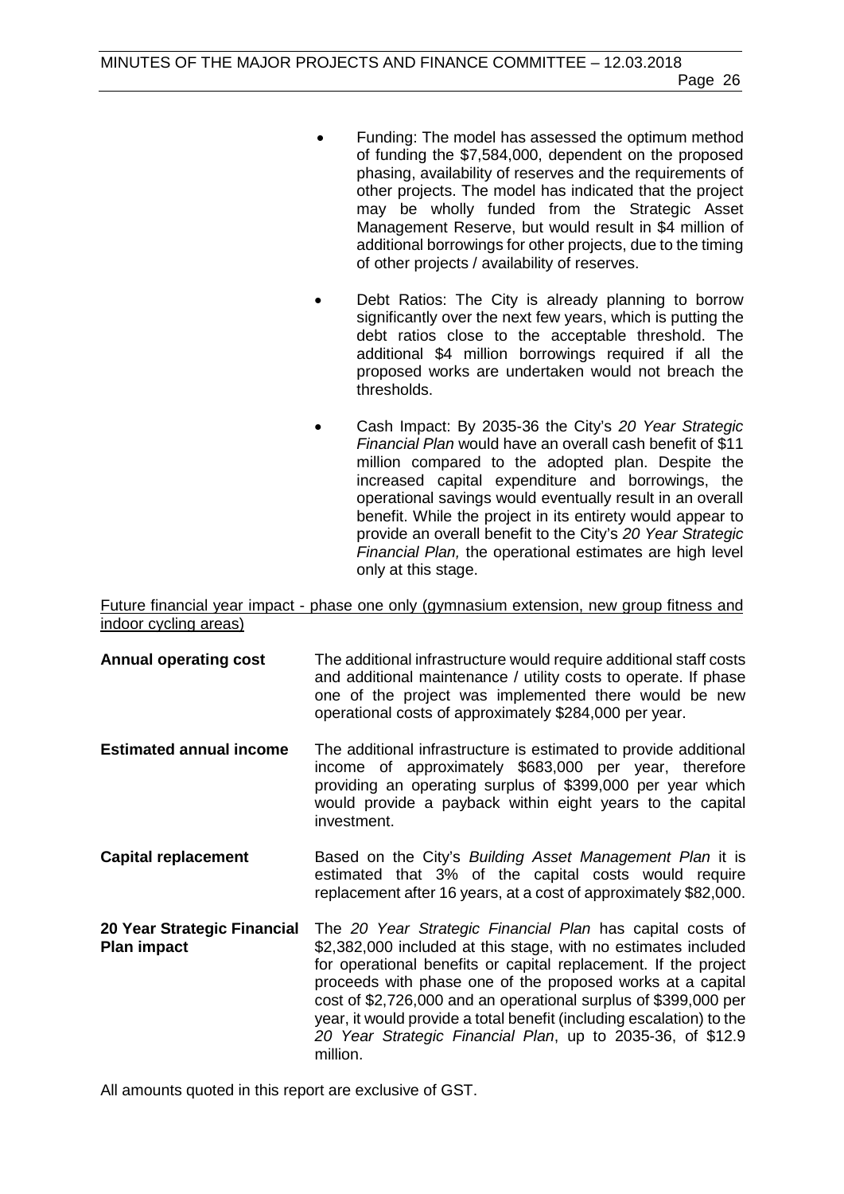- Funding: The model has assessed the optimum method of funding the $7,584,000, dependent on the proposed phasing, availability of reserves and the requirements of other projects. The model has indicated that the project may be wholly funded from the Strategic Asset Management Reserve, but would result in $4 million of additional borrowings for other projects, due to the timing of other projects / availability of reserves.

- Debt Ratios: The City is already planning to borrow significantly over the next few years, which is putting the debt ratios close to the acceptable threshold. The additional $4 million borrowings required if all the proposed works are undertaken would not breach the thresholds.

- Cash Impact: By 2035-36 the City's *20 Year Strategic Financial Plan* would have an overall cash benefit of $11 million compared to the adopted plan. Despite the increased capital expenditure and borrowings, the operational savings would eventually result in an overall benefit. While the project in its entirety would appear to provide an overall benefit to the City's *20 Year Strategic Financial Plan,* the operational estimates are high level only at this stage.

<u>Future financial year impact - phase one only (gymnasium extension, new group fitness and indoor cycling areas)</u>

| | |
|---|---|
| **Annual operating cost** | The additional infrastructure would require additional staff costs and additional maintenance / utility costs to operate. If phase one of the project was implemented there would be new operational costs of approximately $284,000 per year. |
| **Estimated annual income** | The additional infrastructure is estimated to provide additional income of approximately $683,000 per year, therefore providing an operating surplus of $399,000 per year which would provide a payback within eight years to the capital investment. |
| **Capital replacement** | Based on the City's *Building Asset Management Plan* it is estimated that 3% of the capital costs would require replacement after 16 years, at a cost of approximately $82,000. |
| **20 Year Strategic Financial Plan impact** | The *20 Year Strategic Financial Plan* has capital costs of $2,382,000 included at this stage, with no estimates included for operational benefits or capital replacement. If the project proceeds with phase one of the proposed works at a capital cost of $2,726,000 and an operational surplus of $399,000 per year, it would provide a total benefit (including escalation) to the *20 Year Strategic Financial Plan*, up to 2035-36, of $12.9 million. |

All amounts quoted in this report are exclusive of GST.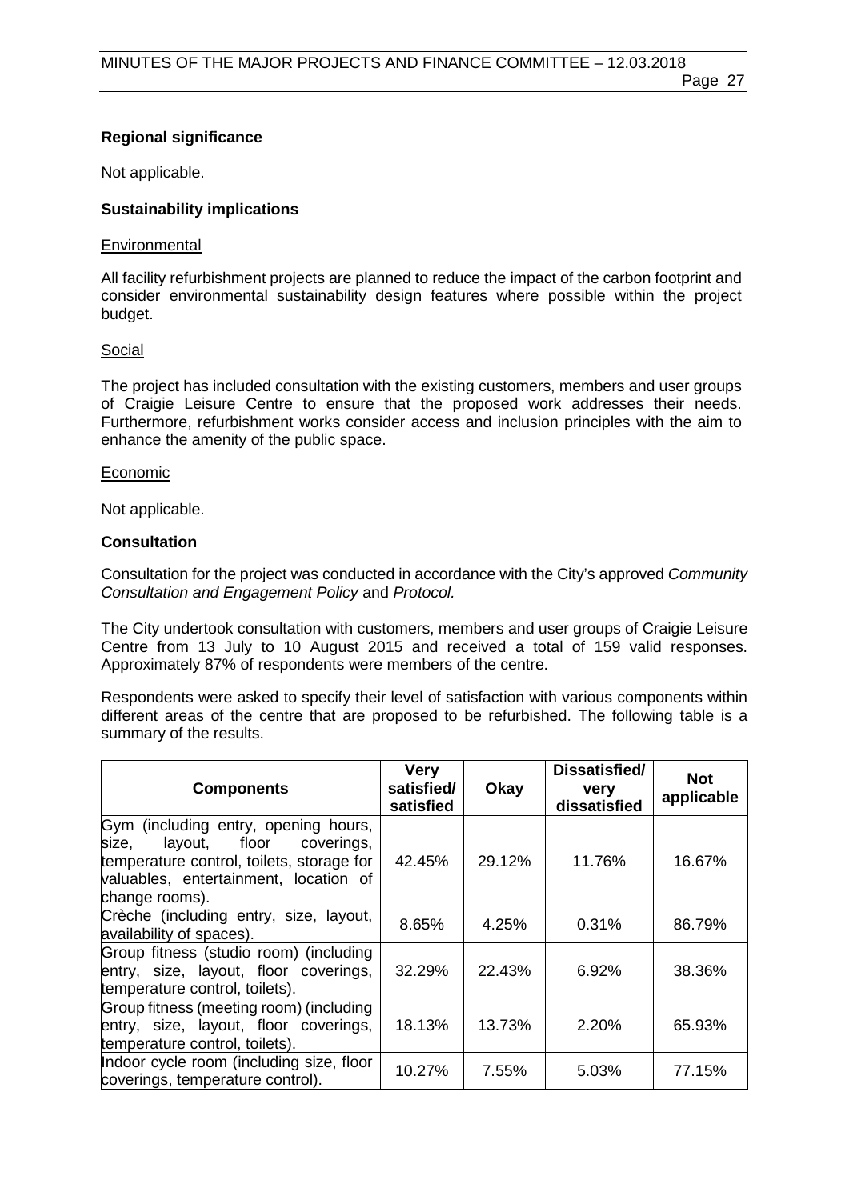### Regional significance

Not applicable.

### Sustainability implications

Environmental

All facility refurbishment projects are planned to reduce the impact of the carbon footprint and consider environmental sustainability design features where possible within the project budget.

Social

The project has included consultation with the existing customers, members and user groups of Craigie Leisure Centre to ensure that the proposed work addresses their needs. Furthermore, refurbishment works consider access and inclusion principles with the aim to enhance the amenity of the public space.

Economic

Not applicable.

### Consultation

Consultation for the project was conducted in accordance with the City's approved *Community Consultation and Engagement Policy* and *Protocol.*

The City undertook consultation with customers, members and user groups of Craigie Leisure Centre from 13 July to 10 August 2015 and received a total of 159 valid responses. Approximately 87% of respondents were members of the centre.

Respondents were asked to specify their level of satisfaction with various components within different areas of the centre that are proposed to be refurbished. The following table is a summary of the results.

| Components | Very satisfied/ satisfied | Okay | Dissatisfied/ very dissatisfied | Not applicable |
|---|---|---|---|---|
| Gym (including entry, opening hours, size, layout, floor coverings, temperature control, toilets, storage for valuables, entertainment, location of change rooms). | 42.45% | 29.12% | 11.76% | 16.67% |
| Crèche (including entry, size, layout, availability of spaces). | 8.65% | 4.25% | 0.31% | 86.79% |
| Group fitness (studio room) (including entry, size, layout, floor coverings, temperature control, toilets). | 32.29% | 22.43% | 6.92% | 38.36% |
| Group fitness (meeting room) (including entry, size, layout, floor coverings, temperature control, toilets). | 18.13% | 13.73% | 2.20% | 65.93% |
| Indoor cycle room (including size, floor coverings, temperature control). | 10.27% | 7.55% | 5.03% | 77.15% |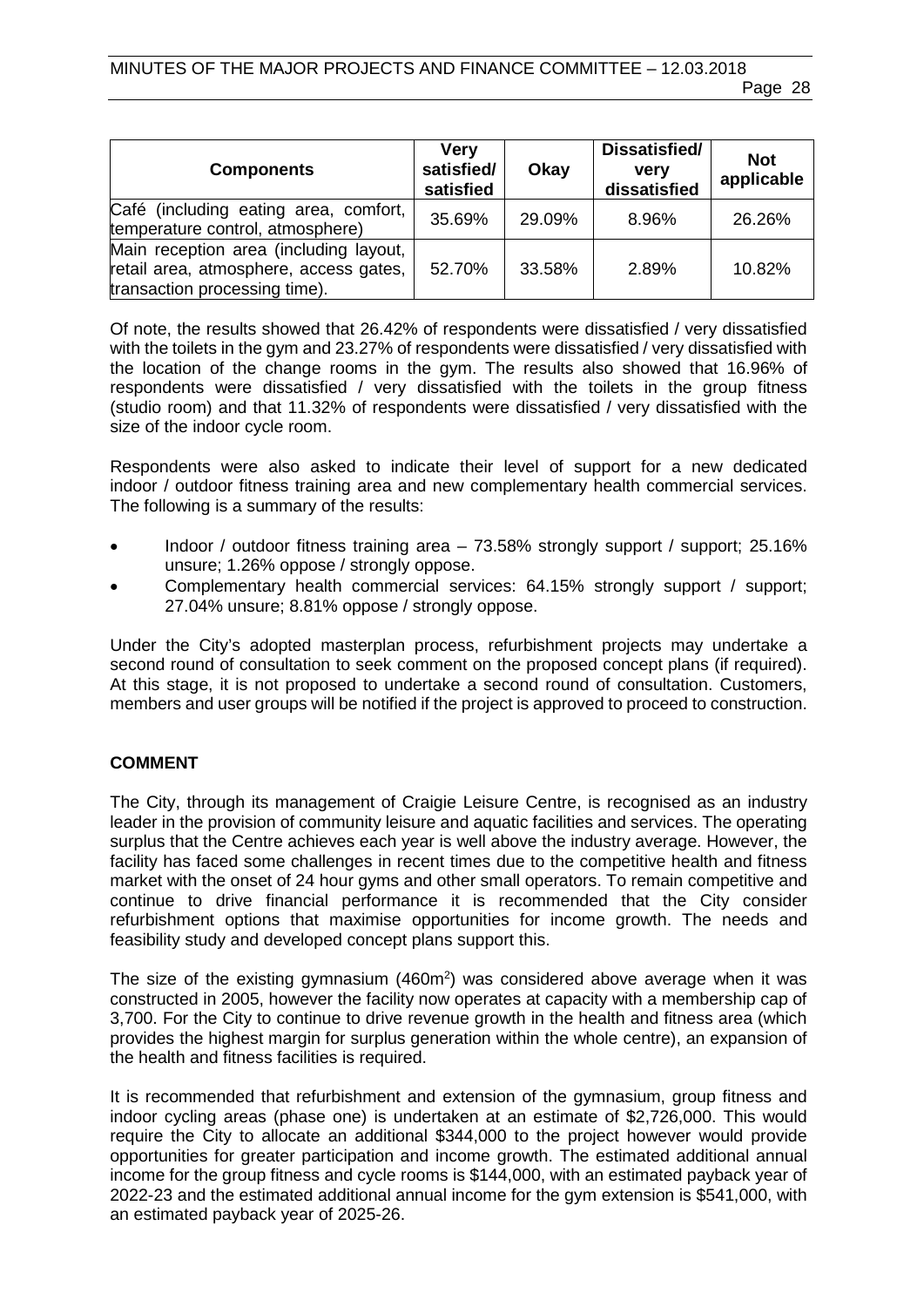| Components | Very satisfied/ satisfied | Okay | Dissatisfied/ very dissatisfied | Not applicable |
|---|---|---|---|---|
| Café (including eating area, comfort, temperature control, atmosphere) | 35.69% | 29.09% | 8.96% | 26.26% |
| Main reception area (including layout, retail area, atmosphere, access gates, transaction processing time). | 52.70% | 33.58% | 2.89% | 10.82% |

Of note, the results showed that 26.42% of respondents were dissatisfied / very dissatisfied with the toilets in the gym and 23.27% of respondents were dissatisfied / very dissatisfied with the location of the change rooms in the gym. The results also showed that 16.96% of respondents were dissatisfied / very dissatisfied with the toilets in the group fitness (studio room) and that 11.32% of respondents were dissatisfied / very dissatisfied with the size of the indoor cycle room.

Respondents were also asked to indicate their level of support for a new dedicated indoor / outdoor fitness training area and new complementary health commercial services. The following is a summary of the results:

- Indoor / outdoor fitness training area – 73.58% strongly support / support; 25.16% unsure; 1.26% oppose / strongly oppose.
- Complementary health commercial services: 64.15% strongly support / support; 27.04% unsure; 8.81% oppose / strongly oppose.

Under the City's adopted masterplan process, refurbishment projects may undertake a second round of consultation to seek comment on the proposed concept plans (if required). At this stage, it is not proposed to undertake a second round of consultation. Customers, members and user groups will be notified if the project is approved to proceed to construction.

## COMMENT

The City, through its management of Craigie Leisure Centre, is recognised as an industry leader in the provision of community leisure and aquatic facilities and services. The operating surplus that the Centre achieves each year is well above the industry average. However, the facility has faced some challenges in recent times due to the competitive health and fitness market with the onset of 24 hour gyms and other small operators. To remain competitive and continue to drive financial performance it is recommended that the City consider refurbishment options that maximise opportunities for income growth. The needs and feasibility study and developed concept plans support this.

The size of the existing gymnasium (460m$^2$) was considered above average when it was constructed in 2005, however the facility now operates at capacity with a membership cap of 3,700. For the City to continue to drive revenue growth in the health and fitness area (which provides the highest margin for surplus generation within the whole centre), an expansion of the health and fitness facilities is required.

It is recommended that refurbishment and extension of the gymnasium, group fitness and indoor cycling areas (phase one) is undertaken at an estimate of $2,726,000. This would require the City to allocate an additional $344,000 to the project however would provide opportunities for greater participation and income growth. The estimated additional annual income for the group fitness and cycle rooms is $144,000, with an estimated payback year of 2022-23 and the estimated additional annual income for the gym extension is $541,000, with an estimated payback year of 2025-26.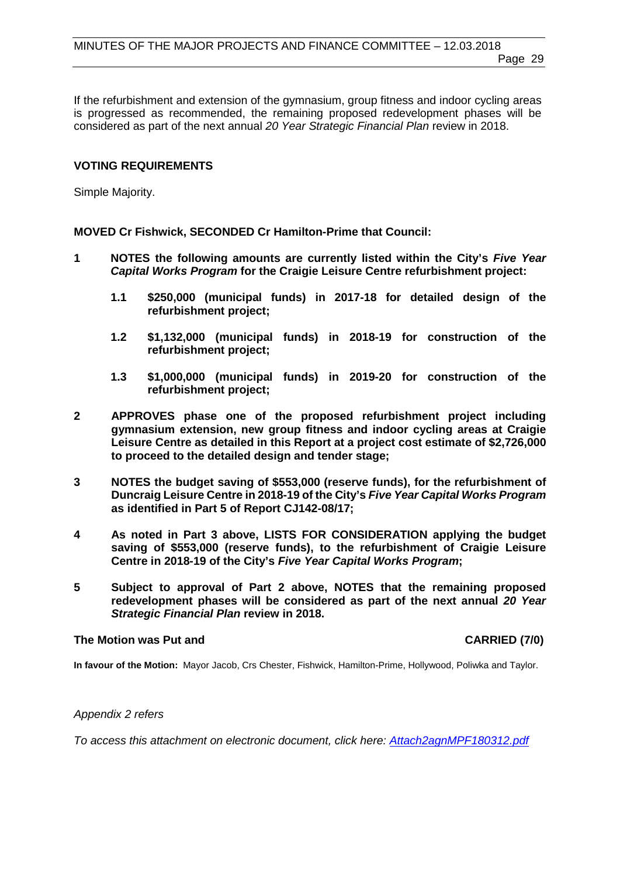If the refurbishment and extension of the gymnasium, group fitness and indoor cycling areas is progressed as recommended, the remaining proposed redevelopment phases will be considered as part of the next annual *20 Year Strategic Financial Plan* review in 2018.

## VOTING REQUIREMENTS

Simple Majority.

**MOVED Cr Fishwick, SECONDED Cr Hamilton-Prime that Council:**

**1 NOTES the following amounts are currently listed within the City's *Five Year Capital Works Program* for the Craigie Leisure Centre refurbishment project:**

**1.1 $250,000 (municipal funds) in 2017-18 for detailed design of the refurbishment project;**

**1.2 $1,132,000 (municipal funds) in 2018-19 for construction of the refurbishment project;**

**1.3 $1,000,000 (municipal funds) in 2019-20 for construction of the refurbishment project;**

**2 APPROVES phase one of the proposed refurbishment project including gymnasium extension, new group fitness and indoor cycling areas at Craigie Leisure Centre as detailed in this Report at a project cost estimate of $2,726,000 to proceed to the detailed design and tender stage;**

**3 NOTES the budget saving of $553,000 (reserve funds), for the refurbishment of Duncraig Leisure Centre in 2018-19 of the City's *Five Year Capital Works Program* as identified in Part 5 of Report CJ142-08/17;**

**4 As noted in Part 3 above, LISTS FOR CONSIDERATION applying the budget saving of $553,000 (reserve funds), to the refurbishment of Craigie Leisure Centre in 2018-19 of the City's *Five Year Capital Works Program*;**

**5 Subject to approval of Part 2 above, NOTES that the remaining proposed redevelopment phases will be considered as part of the next annual *20 Year Strategic Financial Plan* review in 2018.**

**The Motion was Put and CARRIED (7/0)**

**In favour of the Motion:** Mayor Jacob, Crs Chester, Fishwick, Hamilton-Prime, Hollywood, Poliwka and Taylor.

*Appendix 2 refers*

*To access this attachment on electronic document, click here: Attach2agnMPF180312.pdf*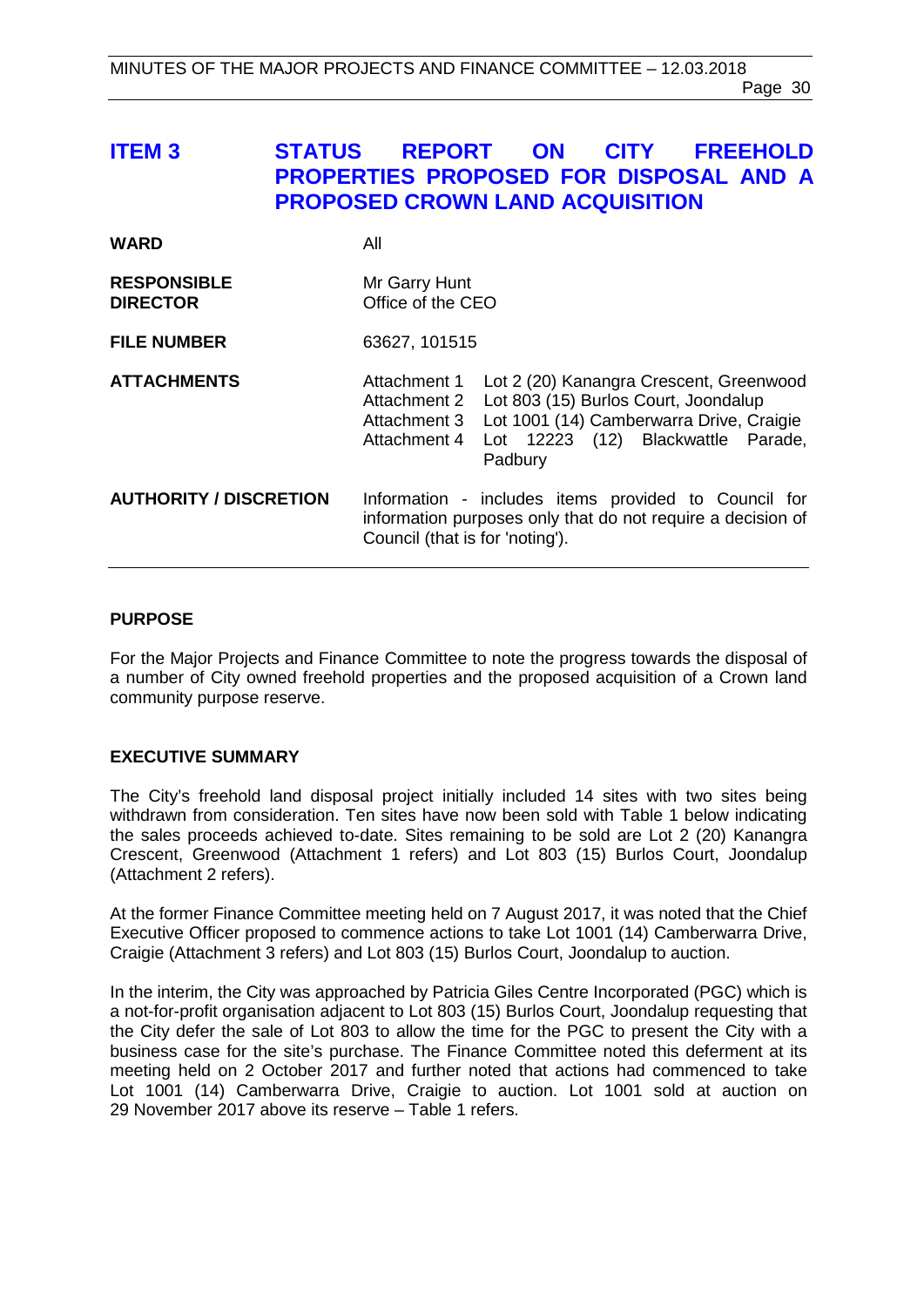# ITEM 3 STATUS REPORT ON CITY FREEHOLD PROPERTIES PROPOSED FOR DISPOSAL AND A PROPOSED CROWN LAND ACQUISITION

| | |
|---|---|
| **WARD** | All |
| **RESPONSIBLE DIRECTOR** | Mr Garry Hunt<br>Office of the CEO |
| **FILE NUMBER** | 63627, 101515 |
| **ATTACHMENTS** | Attachment 1 Lot 2 (20) Kanangra Crescent, Greenwood<br>Attachment 2 Lot 803 (15) Burlos Court, Joondalup<br>Attachment 3 Lot 1001 (14) Camberwarra Drive, Craigie<br>Attachment 4 Lot 12223 (12) Blackwattle Parade, Padbury |
| **AUTHORITY / DISCRETION** | Information - includes items provided to Council for information purposes only that do not require a decision of Council (that is for 'noting'). |

## PURPOSE

For the Major Projects and Finance Committee to note the progress towards the disposal of a number of City owned freehold properties and the proposed acquisition of a Crown land community purpose reserve.

## EXECUTIVE SUMMARY

The City's freehold land disposal project initially included 14 sites with two sites being withdrawn from consideration. Ten sites have now been sold with Table 1 below indicating the sales proceeds achieved to-date. Sites remaining to be sold are Lot 2 (20) Kanangra Crescent, Greenwood (Attachment 1 refers) and Lot 803 (15) Burlos Court, Joondalup (Attachment 2 refers).

At the former Finance Committee meeting held on 7 August 2017, it was noted that the Chief Executive Officer proposed to commence actions to take Lot 1001 (14) Camberwarra Drive, Craigie (Attachment 3 refers) and Lot 803 (15) Burlos Court, Joondalup to auction.

In the interim, the City was approached by Patricia Giles Centre Incorporated (PGC) which is a not-for-profit organisation adjacent to Lot 803 (15) Burlos Court, Joondalup requesting that the City defer the sale of Lot 803 to allow the time for the PGC to present the City with a business case for the site's purchase. The Finance Committee noted this deferment at its meeting held on 2 October 2017 and further noted that actions had commenced to take Lot 1001 (14) Camberwarra Drive, Craigie to auction. Lot 1001 sold at auction on 29 November 2017 above its reserve – Table 1 refers.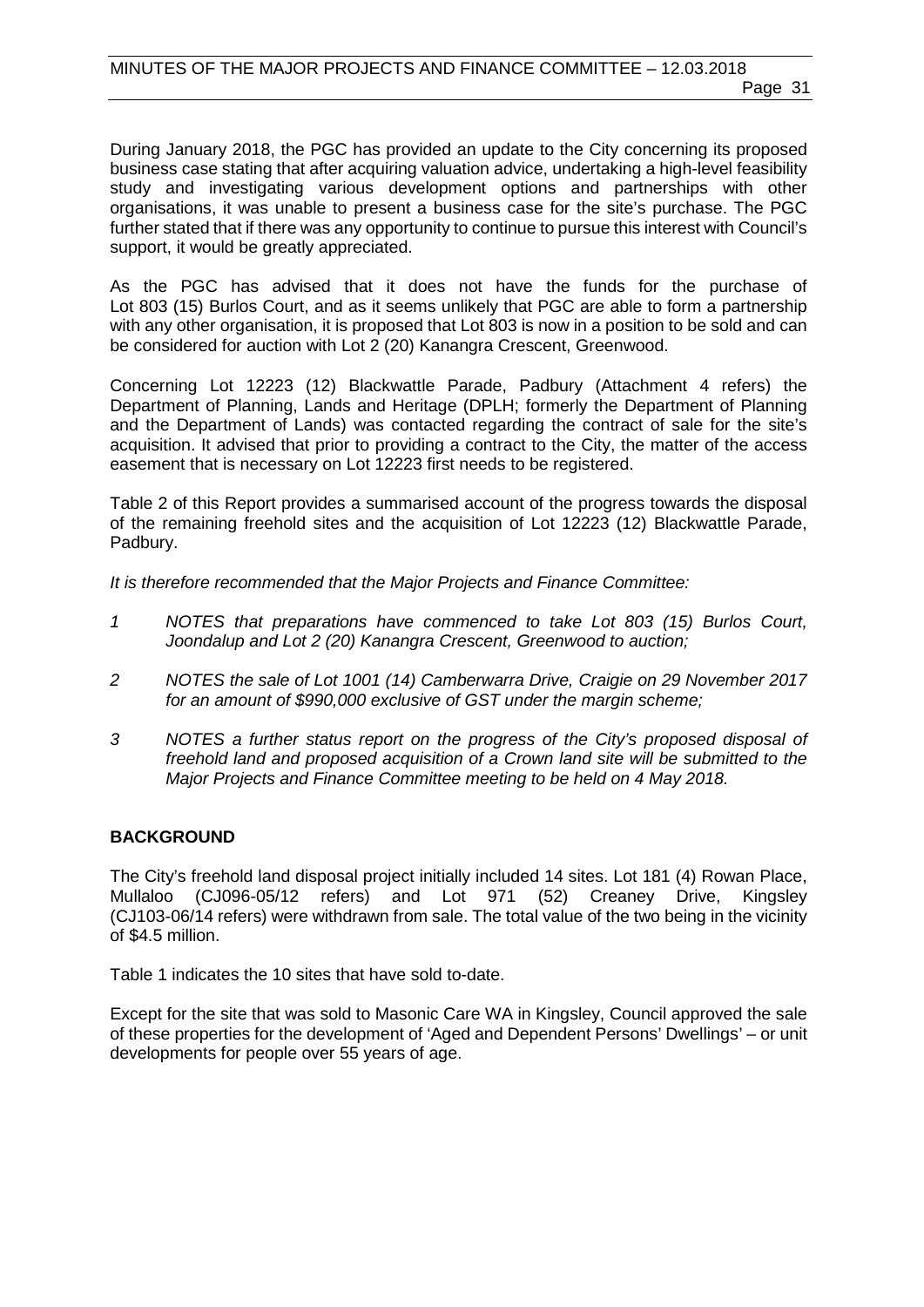During January 2018, the PGC has provided an update to the City concerning its proposed business case stating that after acquiring valuation advice, undertaking a high-level feasibility study and investigating various development options and partnerships with other organisations, it was unable to present a business case for the site's purchase. The PGC further stated that if there was any opportunity to continue to pursue this interest with Council's support, it would be greatly appreciated.

As the PGC has advised that it does not have the funds for the purchase of Lot 803 (15) Burlos Court, and as it seems unlikely that PGC are able to form a partnership with any other organisation, it is proposed that Lot 803 is now in a position to be sold and can be considered for auction with Lot 2 (20) Kanangra Crescent, Greenwood.

Concerning Lot 12223 (12) Blackwattle Parade, Padbury (Attachment 4 refers) the Department of Planning, Lands and Heritage (DPLH; formerly the Department of Planning and the Department of Lands) was contacted regarding the contract of sale for the site's acquisition. It advised that prior to providing a contract to the City, the matter of the access easement that is necessary on Lot 12223 first needs to be registered.

Table 2 of this Report provides a summarised account of the progress towards the disposal of the remaining freehold sites and the acquisition of Lot 12223 (12) Blackwattle Parade, Padbury.

*It is therefore recommended that the Major Projects and Finance Committee:*

1. *NOTES that preparations have commenced to take Lot 803 (15) Burlos Court, Joondalup and Lot 2 (20) Kanangra Crescent, Greenwood to auction;*
2. *NOTES the sale of Lot 1001 (14) Camberwarra Drive, Craigie on 29 November 2017 for an amount of $990,000 exclusive of GST under the margin scheme;*
3. *NOTES a further status report on the progress of the City's proposed disposal of freehold land and proposed acquisition of a Crown land site will be submitted to the Major Projects and Finance Committee meeting to be held on 4 May 2018.*

## BACKGROUND

The City's freehold land disposal project initially included 14 sites. Lot 181 (4) Rowan Place, Mullaloo (CJ096-05/12 refers) and Lot 971 (52) Creaney Drive, Kingsley (CJ103-06/14 refers) were withdrawn from sale. The total value of the two being in the vicinity of $4.5 million.

Table 1 indicates the 10 sites that have sold to-date.

Except for the site that was sold to Masonic Care WA in Kingsley, Council approved the sale of these properties for the development of 'Aged and Dependent Persons' Dwellings' – or unit developments for people over 55 years of age.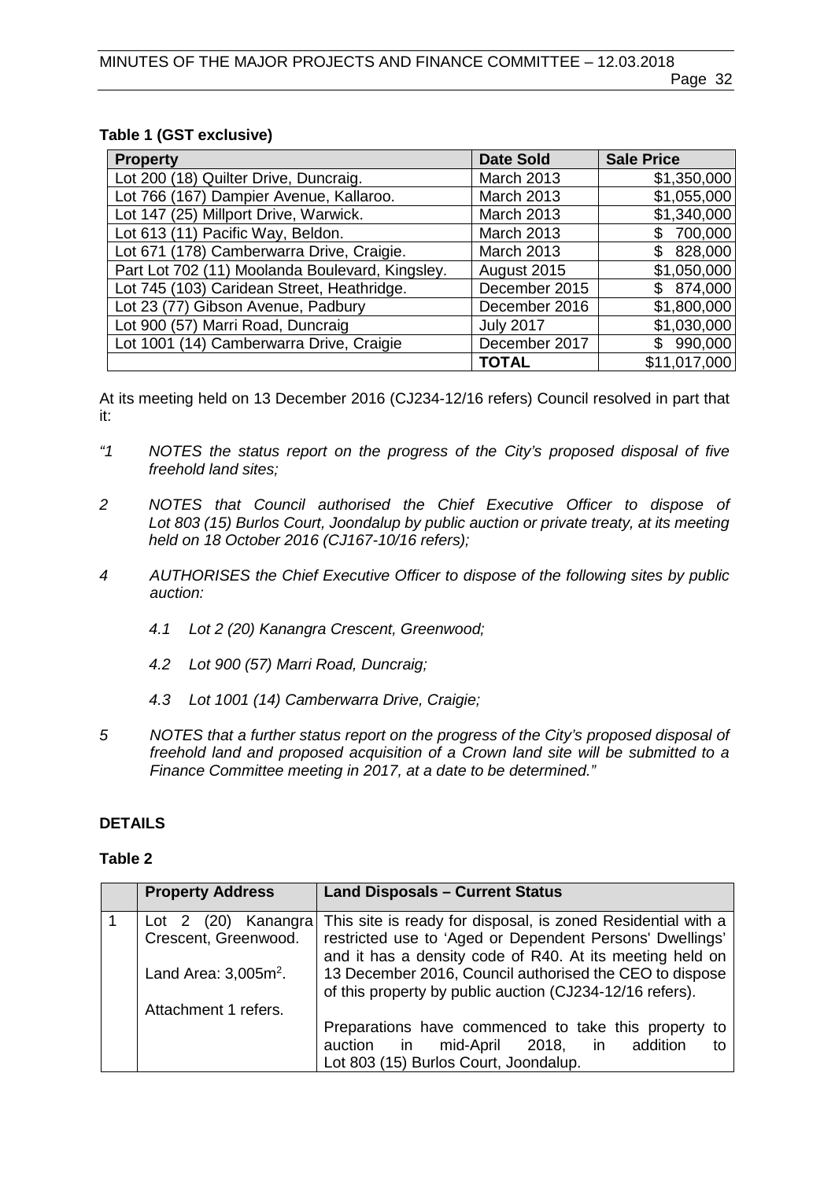**Table 1 (GST exclusive)**

| Property | Date Sold | Sale Price |
|---|---|---|
| Lot 200 (18) Quilter Drive, Duncraig. | March 2013 | $1,350,000 |
| Lot 766 (167) Dampier Avenue, Kallaroo. | March 2013 | $1,055,000 |
| Lot 147 (25) Millport Drive, Warwick. | March 2013 | $1,340,000 |
| Lot 613 (11) Pacific Way, Beldon. | March 2013 | $ 700,000 |
| Lot 671 (178) Camberwarra Drive, Craigie. | March 2013 | $ 828,000 |
| Part Lot 702 (11) Moolanda Boulevard, Kingsley. | August 2015 | $1,050,000 |
| Lot 745 (103) Caridean Street, Heathridge. | December 2015 | $ 874,000 |
| Lot 23 (77) Gibson Avenue, Padbury | December 2016 | $1,800,000 |
| Lot 900 (57) Marri Road, Duncraig | July 2017 | $1,030,000 |
| Lot 1001 (14) Camberwarra Drive, Craigie | December 2017 | $ 990,000 |
| | **TOTAL** | $11,017,000 |

At its meeting held on 13 December 2016 (CJ234-12/16 refers) Council resolved in part that it:

*"1 NOTES the status report on the progress of the City's proposed disposal of five freehold land sites;*

*2 NOTES that Council authorised the Chief Executive Officer to dispose of Lot 803 (15) Burlos Court, Joondalup by public auction or private treaty, at its meeting held on 18 October 2016 (CJ167-10/16 refers);*

*4 AUTHORISES the Chief Executive Officer to dispose of the following sites by public auction:*

*4.1 Lot 2 (20) Kanangra Crescent, Greenwood;*

*4.2 Lot 900 (57) Marri Road, Duncraig;*

*4.3 Lot 1001 (14) Camberwarra Drive, Craigie;*

*5 NOTES that a further status report on the progress of the City's proposed disposal of freehold land and proposed acquisition of a Crown land site will be submitted to a Finance Committee meeting in 2017, at a date to be determined."*

## DETAILS

**Table 2**

| | Property Address | Land Disposals – Current Status |
|---|---|---|
| 1 | Lot 2 (20) Kanangra Crescent, Greenwood.<br><br>Land Area: 3,005m$^2$.<br><br>Attachment 1 refers. | This site is ready for disposal, is zoned Residential with a restricted use to 'Aged or Dependent Persons' Dwellings' and it has a density code of R40. At its meeting held on 13 December 2016, Council authorised the CEO to dispose of this property by public auction (CJ234-12/16 refers).<br><br>Preparations have commenced to take this property to auction in mid-April 2018, in addition to Lot 803 (15) Burlos Court, Joondalup. |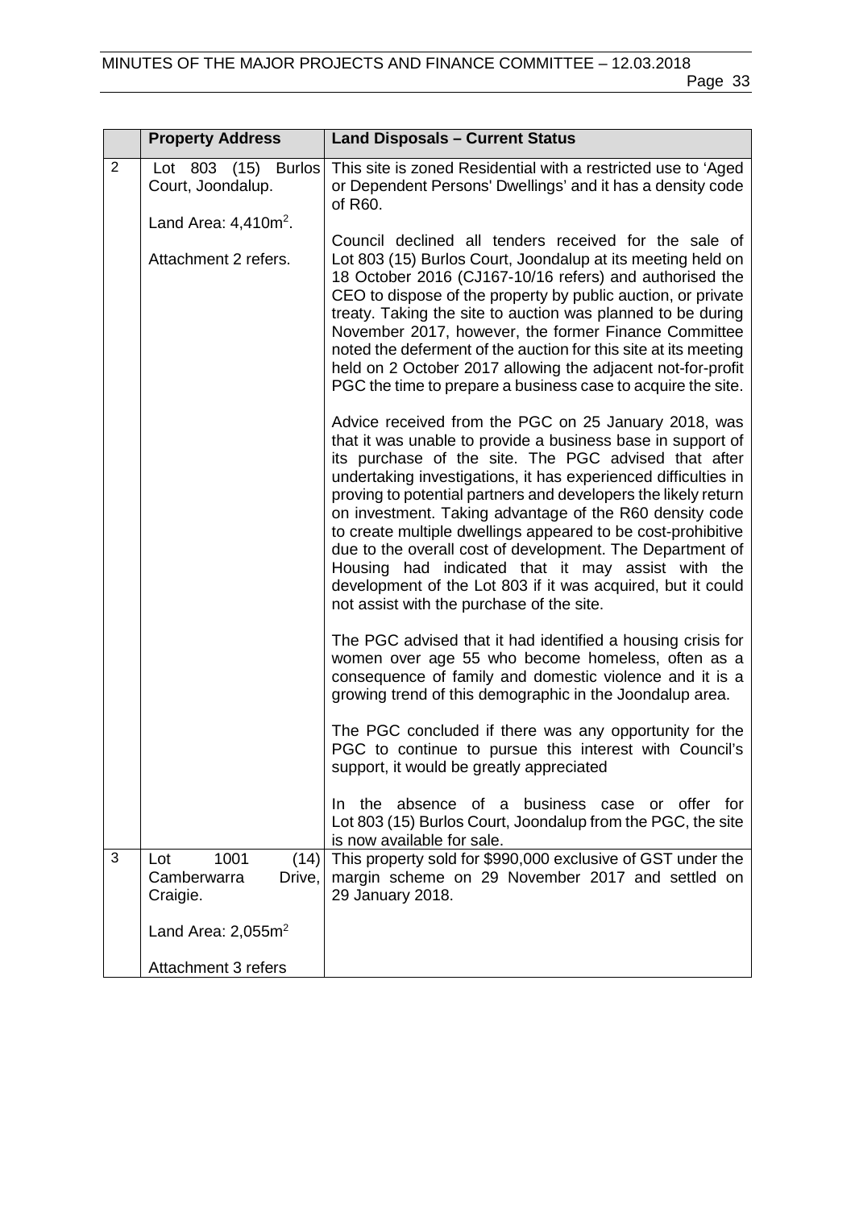| | Property Address | Land Disposals – Current Status |
|---|---|---|
| 2 | Lot 803 (15) Burlos Court, Joondalup.<br><br>Land Area: 4,410m$^2$.<br><br>Attachment 2 refers. | This site is zoned Residential with a restricted use to 'Aged or Dependent Persons' Dwellings' and it has a density code of R60.<br><br>Council declined all tenders received for the sale of Lot 803 (15) Burlos Court, Joondalup at its meeting held on 18 October 2016 (CJ167-10/16 refers) and authorised the CEO to dispose of the property by public auction, or private treaty. Taking the site to auction was planned to be during November 2017, however, the former Finance Committee noted the deferment of the auction for this site at its meeting held on 2 October 2017 allowing the adjacent not-for-profit PGC the time to prepare a business case to acquire the site.<br><br>Advice received from the PGC on 25 January 2018, was that it was unable to provide a business base in support of its purchase of the site. The PGC advised that after undertaking investigations, it has experienced difficulties in proving to potential partners and developers the likely return on investment. Taking advantage of the R60 density code to create multiple dwellings appeared to be cost-prohibitive due to the overall cost of development. The Department of Housing had indicated that it may assist with the development of the Lot 803 if it was acquired, but it could not assist with the purchase of the site.<br><br>The PGC advised that it had identified a housing crisis for women over age 55 who become homeless, often as a consequence of family and domestic violence and it is a growing trend of this demographic in the Joondalup area.<br><br>The PGC concluded if there was any opportunity for the PGC to continue to pursue this interest with Council's support, it would be greatly appreciated<br><br>In the absence of a business case or offer for Lot 803 (15) Burlos Court, Joondalup from the PGC, the site is now available for sale. |
| 3 | Lot 1001 (14) Camberwarra Drive, Craigie.<br><br>Land Area: 2,055m$^2$<br><br>Attachment 3 refers | This property sold for $990,000 exclusive of GST under the margin scheme on 29 November 2017 and settled on 29 January 2018. |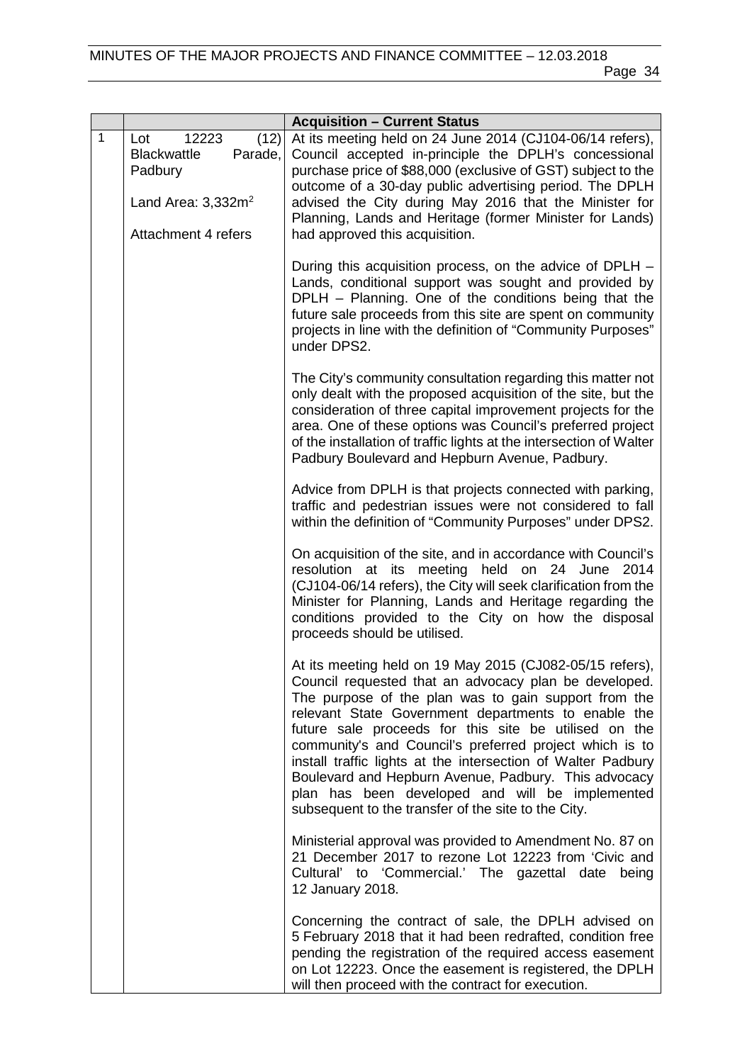| | | Acquisition – Current Status |
|---|---|---|
| 1 | Lot 12223 (12) Blackwattle Parade, Padbury<br><br>Land Area: 3,332m$^2$<br><br>Attachment 4 refers | At its meeting held on 24 June 2014 (CJ104-06/14 refers), Council accepted in-principle the DPLH's concessional purchase price of $88,000 (exclusive of GST) subject to the outcome of a 30-day public advertising period. The DPLH advised the City during May 2016 that the Minister for Planning, Lands and Heritage (former Minister for Lands) had approved this acquisition.<br><br>During this acquisition process, on the advice of DPLH – Lands, conditional support was sought and provided by DPLH – Planning. One of the conditions being that the future sale proceeds from this site are spent on community projects in line with the definition of "Community Purposes" under DPS2.<br><br>The City's community consultation regarding this matter not only dealt with the proposed acquisition of the site, but the consideration of three capital improvement projects for the area. One of these options was Council's preferred project of the installation of traffic lights at the intersection of Walter Padbury Boulevard and Hepburn Avenue, Padbury.<br><br>Advice from DPLH is that projects connected with parking, traffic and pedestrian issues were not considered to fall within the definition of "Community Purposes" under DPS2.<br><br>On acquisition of the site, and in accordance with Council's resolution at its meeting held on 24 June 2014 (CJ104-06/14 refers), the City will seek clarification from the Minister for Planning, Lands and Heritage regarding the conditions provided to the City on how the disposal proceeds should be utilised.<br><br>At its meeting held on 19 May 2015 (CJ082-05/15 refers), Council requested that an advocacy plan be developed. The purpose of the plan was to gain support from the relevant State Government departments to enable the future sale proceeds for this site be utilised on the community's and Council's preferred project which is to install traffic lights at the intersection of Walter Padbury Boulevard and Hepburn Avenue, Padbury. This advocacy plan has been developed and will be implemented subsequent to the transfer of the site to the City.<br><br>Ministerial approval was provided to Amendment No. 87 on 21 December 2017 to rezone Lot 12223 from 'Civic and Cultural' to 'Commercial.' The gazettal date being 12 January 2018.<br><br>Concerning the contract of sale, the DPLH advised on 5 February 2018 that it had been redrafted, condition free pending the registration of the required access easement on Lot 12223. Once the easement is registered, the DPLH will then proceed with the contract for execution. |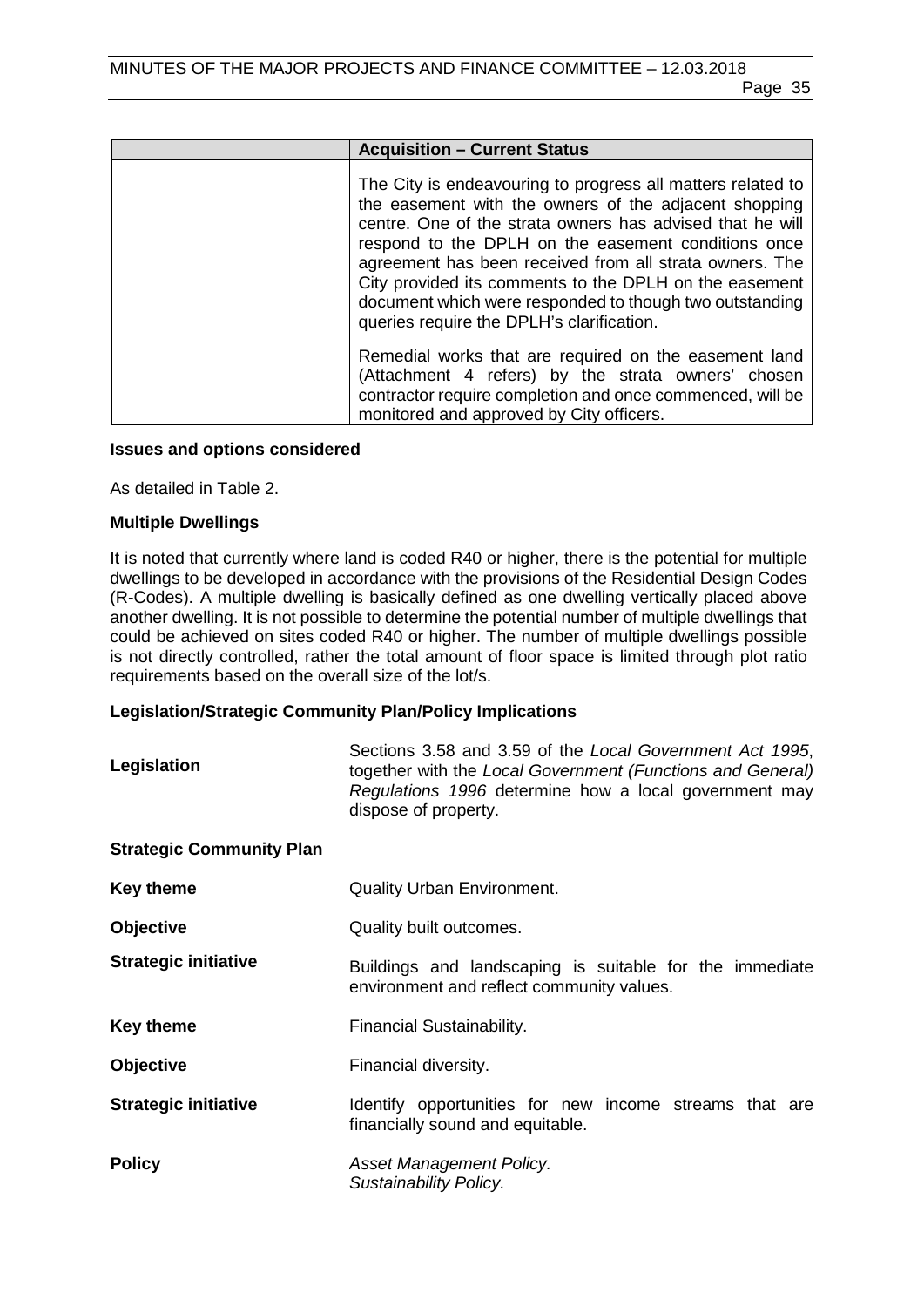| | | Acquisition – Current Status |
|---|---|---|
| | | The City is endeavouring to progress all matters related to the easement with the owners of the adjacent shopping centre. One of the strata owners has advised that he will respond to the DPLH on the easement conditions once agreement has been received from all strata owners. The City provided its comments to the DPLH on the easement document which were responded to though two outstanding queries require the DPLH's clarification.<br><br>Remedial works that are required on the easement land (Attachment 4 refers) by the strata owners' chosen contractor require completion and once commenced, will be monitored and approved by City officers. |

**Issues and options considered**

As detailed in Table 2.

**Multiple Dwellings**

It is noted that currently where land is coded R40 or higher, there is the potential for multiple dwellings to be developed in accordance with the provisions of the Residential Design Codes (R-Codes). A multiple dwelling is basically defined as one dwelling vertically placed above another dwelling. It is not possible to determine the potential number of multiple dwellings that could be achieved on sites coded R40 or higher. The number of multiple dwellings possible is not directly controlled, rather the total amount of floor space is limited through plot ratio requirements based on the overall size of the lot/s.

**Legislation/Strategic Community Plan/Policy Implications**

**Legislation** — Sections 3.58 and 3.59 of the *Local Government Act 1995*, together with the *Local Government (Functions and General) Regulations 1996* determine how a local government may dispose of property.

**Strategic Community Plan**

**Key theme** — Quality Urban Environment.

**Objective** — Quality built outcomes.

**Strategic initiative** — Buildings and landscaping is suitable for the immediate environment and reflect community values.

**Key theme** — Financial Sustainability.

**Objective** — Financial diversity.

**Strategic initiative** — Identify opportunities for new income streams that are financially sound and equitable.

**Policy** — *Asset Management Policy.*
*Sustainability Policy.*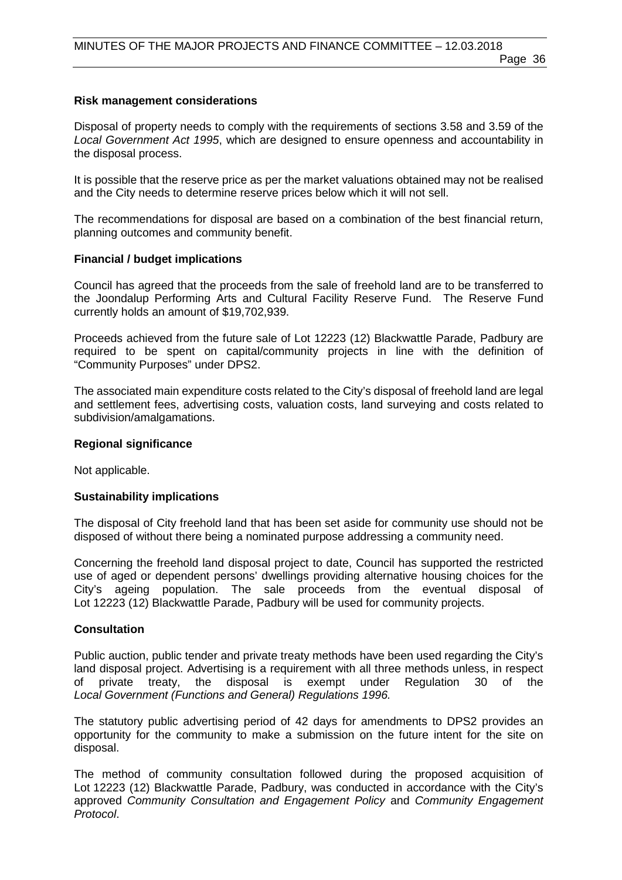### Risk management considerations

Disposal of property needs to comply with the requirements of sections 3.58 and 3.59 of the *Local Government Act 1995*, which are designed to ensure openness and accountability in the disposal process.

It is possible that the reserve price as per the market valuations obtained may not be realised and the City needs to determine reserve prices below which it will not sell.

The recommendations for disposal are based on a combination of the best financial return, planning outcomes and community benefit.

### Financial / budget implications

Council has agreed that the proceeds from the sale of freehold land are to be transferred to the Joondalup Performing Arts and Cultural Facility Reserve Fund. The Reserve Fund currently holds an amount of $19,702,939.

Proceeds achieved from the future sale of Lot 12223 (12) Blackwattle Parade, Padbury are required to be spent on capital/community projects in line with the definition of "Community Purposes" under DPS2.

The associated main expenditure costs related to the City's disposal of freehold land are legal and settlement fees, advertising costs, valuation costs, land surveying and costs related to subdivision/amalgamations.

### Regional significance

Not applicable.

### Sustainability implications

The disposal of City freehold land that has been set aside for community use should not be disposed of without there being a nominated purpose addressing a community need.

Concerning the freehold land disposal project to date, Council has supported the restricted use of aged or dependent persons' dwellings providing alternative housing choices for the City's ageing population. The sale proceeds from the eventual disposal of Lot 12223 (12) Blackwattle Parade, Padbury will be used for community projects.

### Consultation

Public auction, public tender and private treaty methods have been used regarding the City's land disposal project. Advertising is a requirement with all three methods unless, in respect of private treaty, the disposal is exempt under Regulation 30 of the *Local Government (Functions and General) Regulations 1996.*

The statutory public advertising period of 42 days for amendments to DPS2 provides an opportunity for the community to make a submission on the future intent for the site on disposal.

The method of community consultation followed during the proposed acquisition of Lot 12223 (12) Blackwattle Parade, Padbury, was conducted in accordance with the City's approved *Community Consultation and Engagement Policy* and *Community Engagement Protocol*.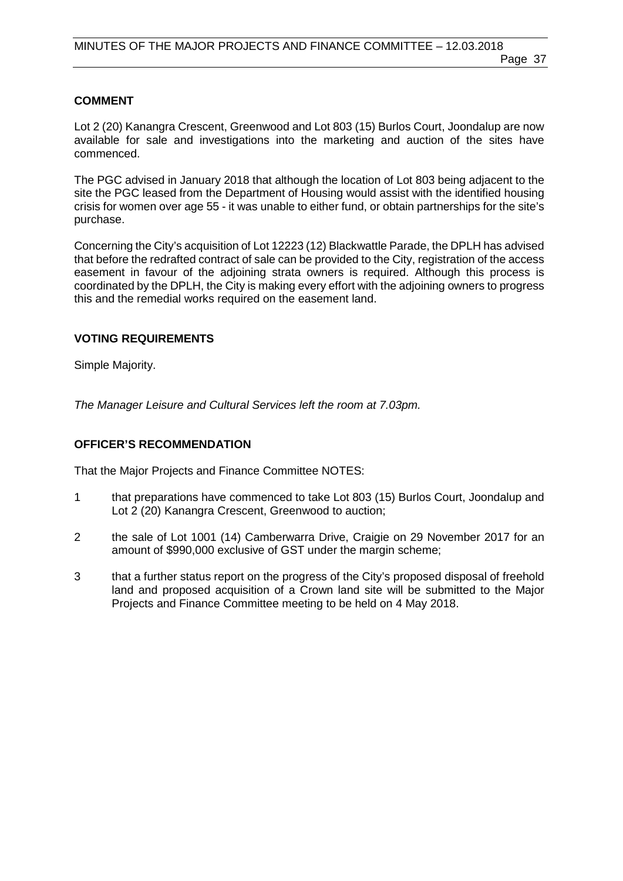## COMMENT

Lot 2 (20) Kanangra Crescent, Greenwood and Lot 803 (15) Burlos Court, Joondalup are now available for sale and investigations into the marketing and auction of the sites have commenced.

The PGC advised in January 2018 that although the location of Lot 803 being adjacent to the site the PGC leased from the Department of Housing would assist with the identified housing crisis for women over age 55 - it was unable to either fund, or obtain partnerships for the site's purchase.

Concerning the City's acquisition of Lot 12223 (12) Blackwattle Parade, the DPLH has advised that before the redrafted contract of sale can be provided to the City, registration of the access easement in favour of the adjoining strata owners is required. Although this process is coordinated by the DPLH, the City is making every effort with the adjoining owners to progress this and the remedial works required on the easement land.

## VOTING REQUIREMENTS

Simple Majority.

*The Manager Leisure and Cultural Services left the room at 7.03pm.*

## OFFICER'S RECOMMENDATION

That the Major Projects and Finance Committee NOTES:

1. that preparations have commenced to take Lot 803 (15) Burlos Court, Joondalup and Lot 2 (20) Kanangra Crescent, Greenwood to auction;
2. the sale of Lot 1001 (14) Camberwarra Drive, Craigie on 29 November 2017 for an amount of $990,000 exclusive of GST under the margin scheme;
3. that a further status report on the progress of the City's proposed disposal of freehold land and proposed acquisition of a Crown land site will be submitted to the Major Projects and Finance Committee meeting to be held on 4 May 2018.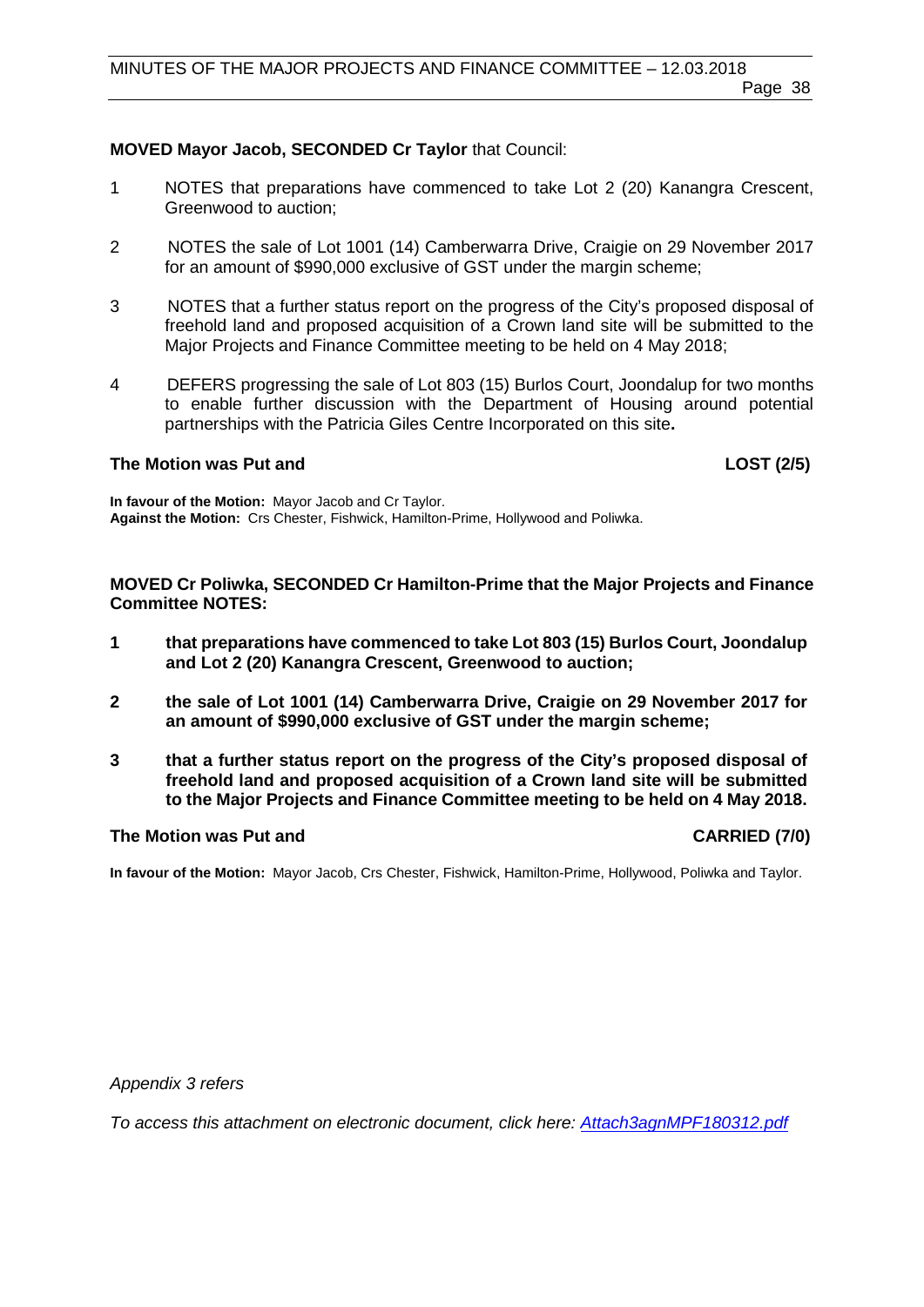**MOVED Mayor Jacob, SECONDED Cr Taylor** that Council:

1. NOTES that preparations have commenced to take Lot 2 (20) Kanangra Crescent, Greenwood to auction;

2. NOTES the sale of Lot 1001 (14) Camberwarra Drive, Craigie on 29 November 2017 for an amount of $990,000 exclusive of GST under the margin scheme;

3. NOTES that a further status report on the progress of the City's proposed disposal of freehold land and proposed acquisition of a Crown land site will be submitted to the Major Projects and Finance Committee meeting to be held on 4 May 2018;

4. DEFERS progressing the sale of Lot 803 (15) Burlos Court, Joondalup for two months to enable further discussion with the Department of Housing around potential partnerships with the Patricia Giles Centre Incorporated on this site**.**

**The Motion was Put and LOST (2/5)**

**In favour of the Motion:** Mayor Jacob and Cr Taylor.
**Against the Motion:** Crs Chester, Fishwick, Hamilton-Prime, Hollywood and Poliwka.

**MOVED Cr Poliwka, SECONDED Cr Hamilton-Prime that the Major Projects and Finance Committee NOTES:**

**1. that preparations have commenced to take Lot 803 (15) Burlos Court, Joondalup and Lot 2 (20) Kanangra Crescent, Greenwood to auction;**

**2. the sale of Lot 1001 (14) Camberwarra Drive, Craigie on 29 November 2017 for an amount of $990,000 exclusive of GST under the margin scheme;**

**3. that a further status report on the progress of the City's proposed disposal of freehold land and proposed acquisition of a Crown land site will be submitted to the Major Projects and Finance Committee meeting to be held on 4 May 2018.**

**The Motion was Put and CARRIED (7/0)**

**In favour of the Motion:** Mayor Jacob, Crs Chester, Fishwick, Hamilton-Prime, Hollywood, Poliwka and Taylor.

*Appendix 3 refers*

*To access this attachment on electronic document, click here: Attach3agnMPF180312.pdf*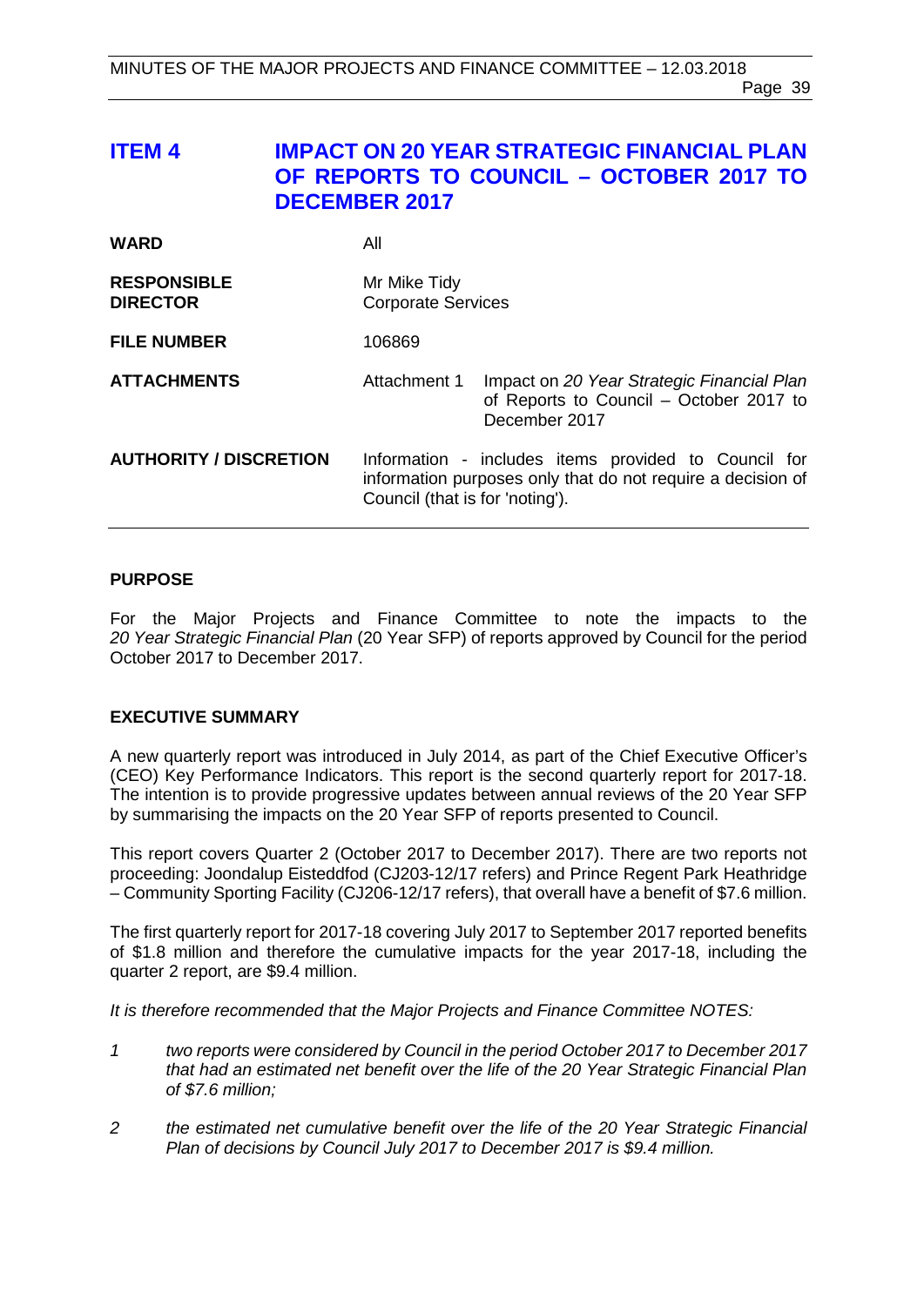## ITEM 4 IMPACT ON 20 YEAR STRATEGIC FINANCIAL PLAN OF REPORTS TO COUNCIL – OCTOBER 2017 TO DECEMBER 2017

| | | |
|---|---|---|
| **WARD** | All | |
| **RESPONSIBLE DIRECTOR** | Mr Mike Tidy<br>Corporate Services | |
| **FILE NUMBER** | 106869 | |
| **ATTACHMENTS** | Attachment 1 | Impact on *20 Year Strategic Financial Plan* of Reports to Council – October 2017 to December 2017 |
| **AUTHORITY / DISCRETION** | Information - includes items provided to Council for information purposes only that do not require a decision of Council (that is for 'noting'). | |

### PURPOSE

For the Major Projects and Finance Committee to note the impacts to the *20 Year Strategic Financial Plan* (20 Year SFP) of reports approved by Council for the period October 2017 to December 2017.

### EXECUTIVE SUMMARY

A new quarterly report was introduced in July 2014, as part of the Chief Executive Officer's (CEO) Key Performance Indicators. This report is the second quarterly report for 2017-18. The intention is to provide progressive updates between annual reviews of the 20 Year SFP by summarising the impacts on the 20 Year SFP of reports presented to Council.

This report covers Quarter 2 (October 2017 to December 2017). There are two reports not proceeding: Joondalup Eisteddfod (CJ203-12/17 refers) and Prince Regent Park Heathridge – Community Sporting Facility (CJ206-12/17 refers), that overall have a benefit of $7.6 million.

The first quarterly report for 2017-18 covering July 2017 to September 2017 reported benefits of $1.8 million and therefore the cumulative impacts for the year 2017-18, including the quarter 2 report, are $9.4 million.

*It is therefore recommended that the Major Projects and Finance Committee NOTES:*

1. *two reports were considered by Council in the period October 2017 to December 2017 that had an estimated net benefit over the life of the 20 Year Strategic Financial Plan of $7.6 million;*
2. *the estimated net cumulative benefit over the life of the 20 Year Strategic Financial Plan of decisions by Council July 2017 to December 2017 is $9.4 million.*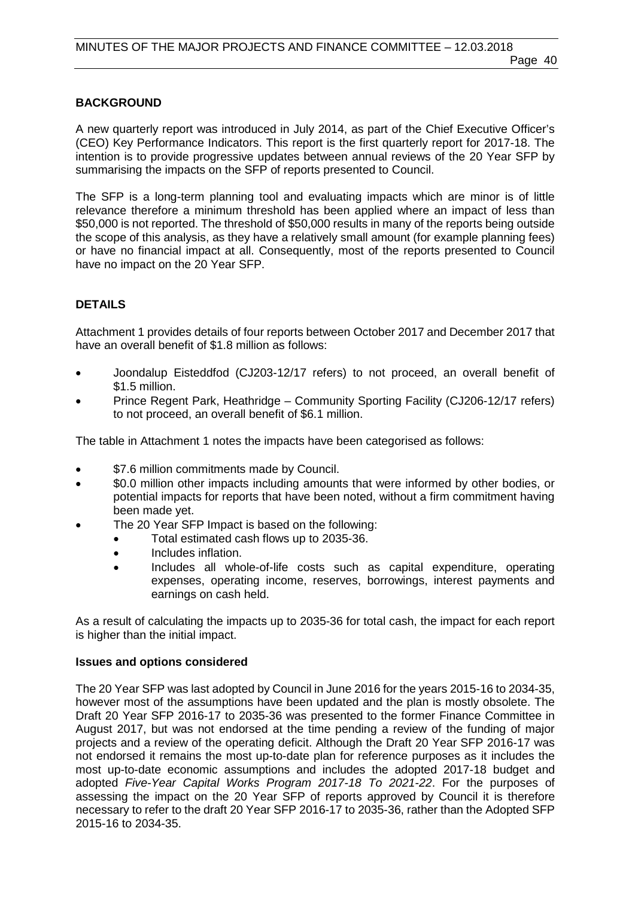## BACKGROUND

A new quarterly report was introduced in July 2014, as part of the Chief Executive Officer's (CEO) Key Performance Indicators. This report is the first quarterly report for 2017-18. The intention is to provide progressive updates between annual reviews of the 20 Year SFP by summarising the impacts on the SFP of reports presented to Council.

The SFP is a long-term planning tool and evaluating impacts which are minor is of little relevance therefore a minimum threshold has been applied where an impact of less than $50,000 is not reported. The threshold of $50,000 results in many of the reports being outside the scope of this analysis, as they have a relatively small amount (for example planning fees) or have no financial impact at all. Consequently, most of the reports presented to Council have no impact on the 20 Year SFP.

## DETAILS

Attachment 1 provides details of four reports between October 2017 and December 2017 that have an overall benefit of $1.8 million as follows:

- Joondalup Eisteddfod (CJ203-12/17 refers) to not proceed, an overall benefit of $1.5 million.
- Prince Regent Park, Heathridge – Community Sporting Facility (CJ206-12/17 refers) to not proceed, an overall benefit of $6.1 million.

The table in Attachment 1 notes the impacts have been categorised as follows:

- $7.6 million commitments made by Council.
- $0.0 million other impacts including amounts that were informed by other bodies, or potential impacts for reports that have been noted, without a firm commitment having been made yet.
- The 20 Year SFP Impact is based on the following:
  - Total estimated cash flows up to 2035-36.
  - Includes inflation.
  - Includes all whole-of-life costs such as capital expenditure, operating expenses, operating income, reserves, borrowings, interest payments and earnings on cash held.

As a result of calculating the impacts up to 2035-36 for total cash, the impact for each report is higher than the initial impact.

### Issues and options considered

The 20 Year SFP was last adopted by Council in June 2016 for the years 2015-16 to 2034-35, however most of the assumptions have been updated and the plan is mostly obsolete. The Draft 20 Year SFP 2016-17 to 2035-36 was presented to the former Finance Committee in August 2017, but was not endorsed at the time pending a review of the funding of major projects and a review of the operating deficit. Although the Draft 20 Year SFP 2016-17 was not endorsed it remains the most up-to-date plan for reference purposes as it includes the most up-to-date economic assumptions and includes the adopted 2017-18 budget and adopted *Five-Year Capital Works Program 2017-18 To 2021-22*. For the purposes of assessing the impact on the 20 Year SFP of reports approved by Council it is therefore necessary to refer to the draft 20 Year SFP 2016-17 to 2035-36, rather than the Adopted SFP 2015-16 to 2034-35.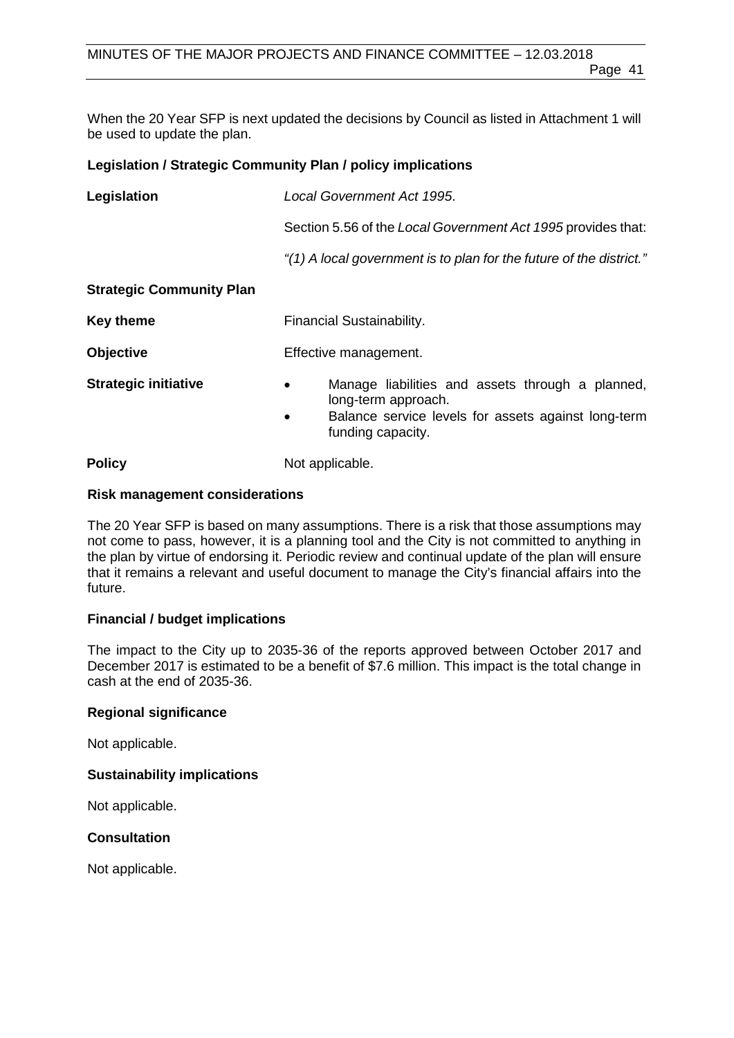When the 20 Year SFP is next updated the decisions by Council as listed in Attachment 1 will be used to update the plan.

### Legislation / Strategic Community Plan / policy implications

**Legislation** *Local Government Act 1995*.

Section 5.56 of the *Local Government Act 1995* provides that:

*"(1) A local government is to plan for the future of the district."*

**Strategic Community Plan**

**Key theme** Financial Sustainability.

**Objective** Effective management.

**Strategic initiative**

- Manage liabilities and assets through a planned, long-term approach.
- Balance service levels for assets against long-term funding capacity.

**Policy** Not applicable.

### Risk management considerations

The 20 Year SFP is based on many assumptions. There is a risk that those assumptions may not come to pass, however, it is a planning tool and the City is not committed to anything in the plan by virtue of endorsing it. Periodic review and continual update of the plan will ensure that it remains a relevant and useful document to manage the City's financial affairs into the future.

### Financial / budget implications

The impact to the City up to 2035-36 of the reports approved between October 2017 and December 2017 is estimated to be a benefit of $7.6 million. This impact is the total change in cash at the end of 2035-36.

### Regional significance

Not applicable.

### Sustainability implications

Not applicable.

### Consultation

Not applicable.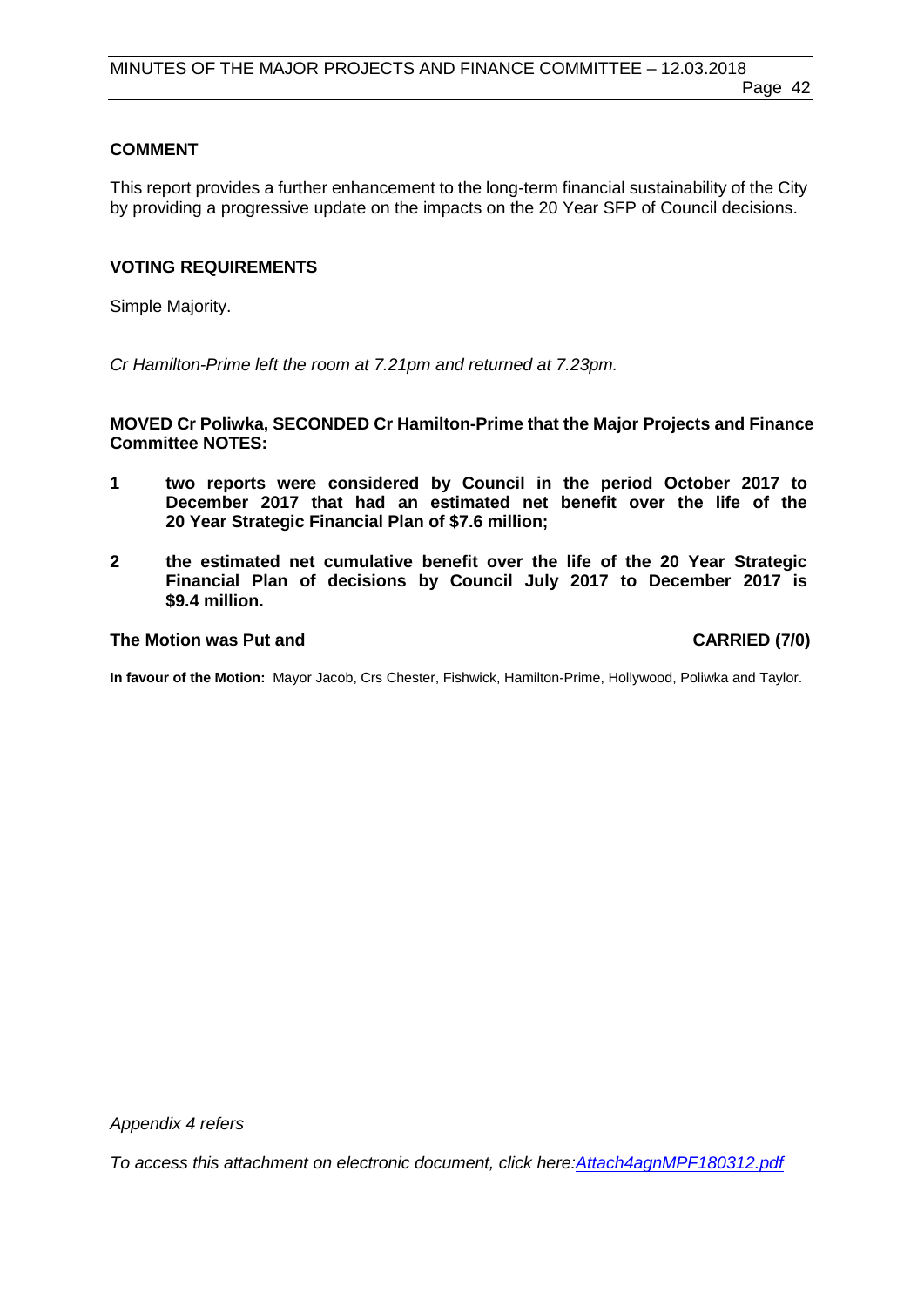## COMMENT

This report provides a further enhancement to the long-term financial sustainability of the City by providing a progressive update on the impacts on the 20 Year SFP of Council decisions.

## VOTING REQUIREMENTS

Simple Majority.

*Cr Hamilton-Prime left the room at 7.21pm and returned at 7.23pm.*

**MOVED Cr Poliwka, SECONDED Cr Hamilton-Prime that the Major Projects and Finance Committee NOTES:**

1. **two reports were considered by Council in the period October 2017 to December 2017 that had an estimated net benefit over the life of the 20 Year Strategic Financial Plan of $7.6 million;**
2. **the estimated net cumulative benefit over the life of the 20 Year Strategic Financial Plan of decisions by Council July 2017 to December 2017 is $9.4 million.**

**The Motion was Put and CARRIED (7/0)**

**In favour of the Motion:** Mayor Jacob, Crs Chester, Fishwick, Hamilton-Prime, Hollywood, Poliwka and Taylor.

*Appendix 4 refers*

*To access this attachment on electronic document, click here:Attach4agnMPF180312.pdf*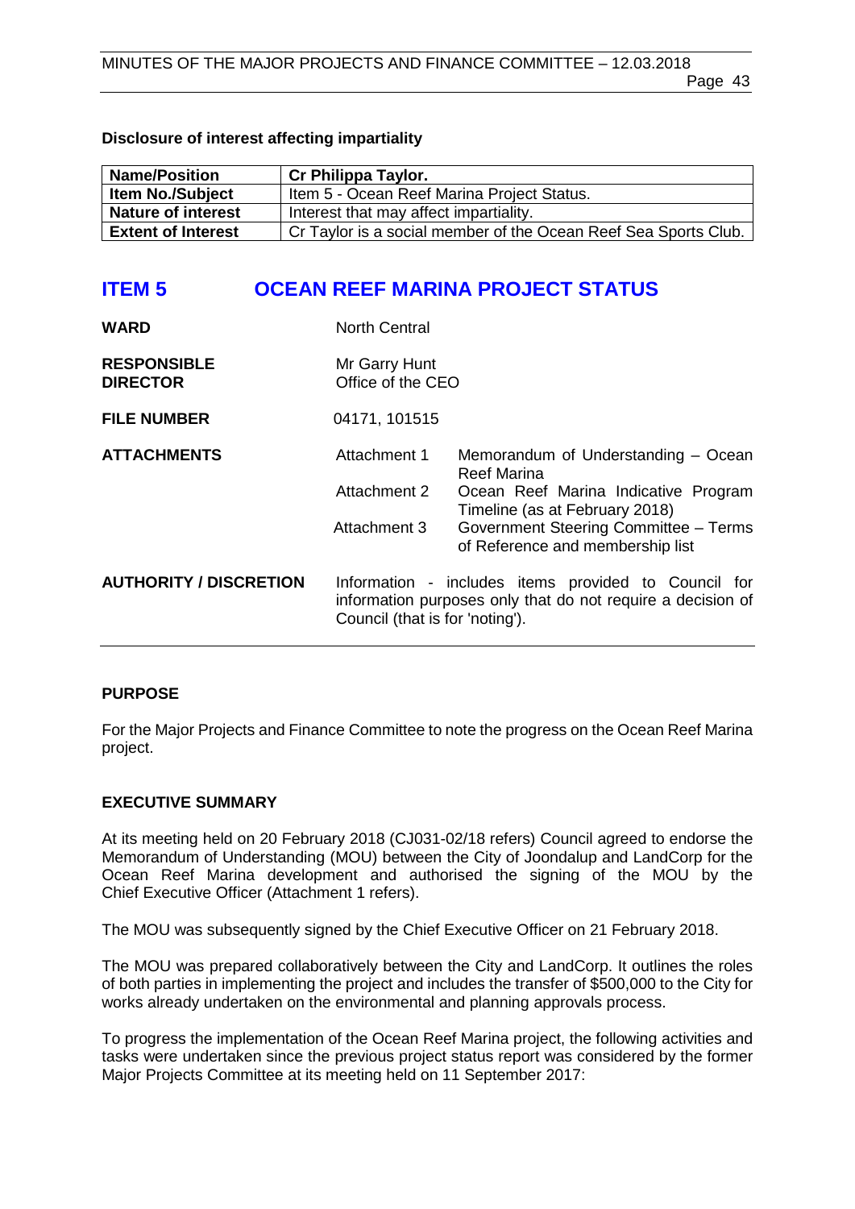**Disclosure of interest affecting impartiality**

| Name/Position | Cr Philippa Taylor. |
|---|---|
| Item No./Subject | Item 5 - Ocean Reef Marina Project Status. |
| Nature of interest | Interest that may affect impartiality. |
| Extent of Interest | Cr Taylor is a social member of the Ocean Reef Sea Sports Club. |

# ITEM 5 OCEAN REEF MARINA PROJECT STATUS

| | | |
|---|---|---|
| **WARD** | North Central | |
| **RESPONSIBLE DIRECTOR** | Mr Garry Hunt<br>Office of the CEO | |
| **FILE NUMBER** | 04171, 101515 | |
| **ATTACHMENTS** | Attachment 1 | Memorandum of Understanding – Ocean Reef Marina |
| | Attachment 2 | Ocean Reef Marina Indicative Program Timeline (as at February 2018) |
| | Attachment 3 | Government Steering Committee – Terms of Reference and membership list |
| **AUTHORITY / DISCRETION** | Information - includes items provided to Council for information purposes only that do not require a decision of Council (that is for 'noting'). | |

## PURPOSE

For the Major Projects and Finance Committee to note the progress on the Ocean Reef Marina project.

## EXECUTIVE SUMMARY

At its meeting held on 20 February 2018 (CJ031-02/18 refers) Council agreed to endorse the Memorandum of Understanding (MOU) between the City of Joondalup and LandCorp for the Ocean Reef Marina development and authorised the signing of the MOU by the Chief Executive Officer (Attachment 1 refers).

The MOU was subsequently signed by the Chief Executive Officer on 21 February 2018.

The MOU was prepared collaboratively between the City and LandCorp. It outlines the roles of both parties in implementing the project and includes the transfer of $500,000 to the City for works already undertaken on the environmental and planning approvals process.

To progress the implementation of the Ocean Reef Marina project, the following activities and tasks were undertaken since the previous project status report was considered by the former Major Projects Committee at its meeting held on 11 September 2017: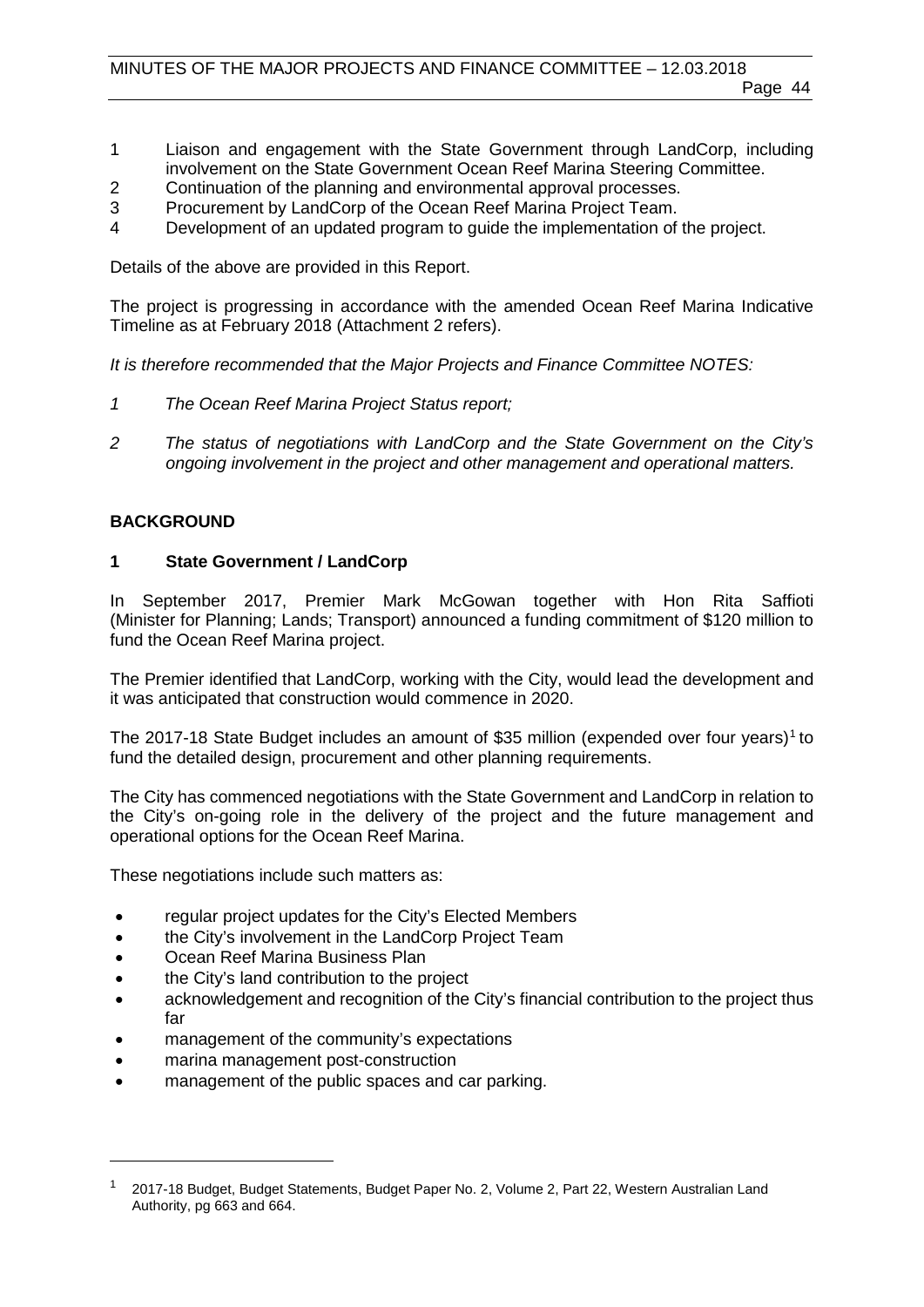1 Liaison and engagement with the State Government through LandCorp, including involvement on the State Government Ocean Reef Marina Steering Committee.
2 Continuation of the planning and environmental approval processes.
3 Procurement by LandCorp of the Ocean Reef Marina Project Team.
4 Development of an updated program to guide the implementation of the project.

Details of the above are provided in this Report.

The project is progressing in accordance with the amended Ocean Reef Marina Indicative Timeline as at February 2018 (Attachment 2 refers).

*It is therefore recommended that the Major Projects and Finance Committee NOTES:*

*1 The Ocean Reef Marina Project Status report;*

*2 The status of negotiations with LandCorp and the State Government on the City's ongoing involvement in the project and other management and operational matters.*

## BACKGROUND

### 1 State Government / LandCorp

In September 2017, Premier Mark McGowan together with Hon Rita Saffioti (Minister for Planning; Lands; Transport) announced a funding commitment of $120 million to fund the Ocean Reef Marina project.

The Premier identified that LandCorp, working with the City, would lead the development and it was anticipated that construction would commence in 2020.

The 2017-18 State Budget includes an amount of $35 million (expended over four years)[1] to fund the detailed design, procurement and other planning requirements.

The City has commenced negotiations with the State Government and LandCorp in relation to the City's on-going role in the delivery of the project and the future management and operational options for the Ocean Reef Marina.

These negotiations include such matters as:

- regular project updates for the City's Elected Members
- the City's involvement in the LandCorp Project Team
- Ocean Reef Marina Business Plan
- the City's land contribution to the project
- acknowledgement and recognition of the City's financial contribution to the project thus far
- management of the community's expectations
- marina management post-construction
- management of the public spaces and car parking.

---

[1] 2017-18 Budget, Budget Statements, Budget Paper No. 2, Volume 2, Part 22, Western Australian Land Authority, pg 663 and 664.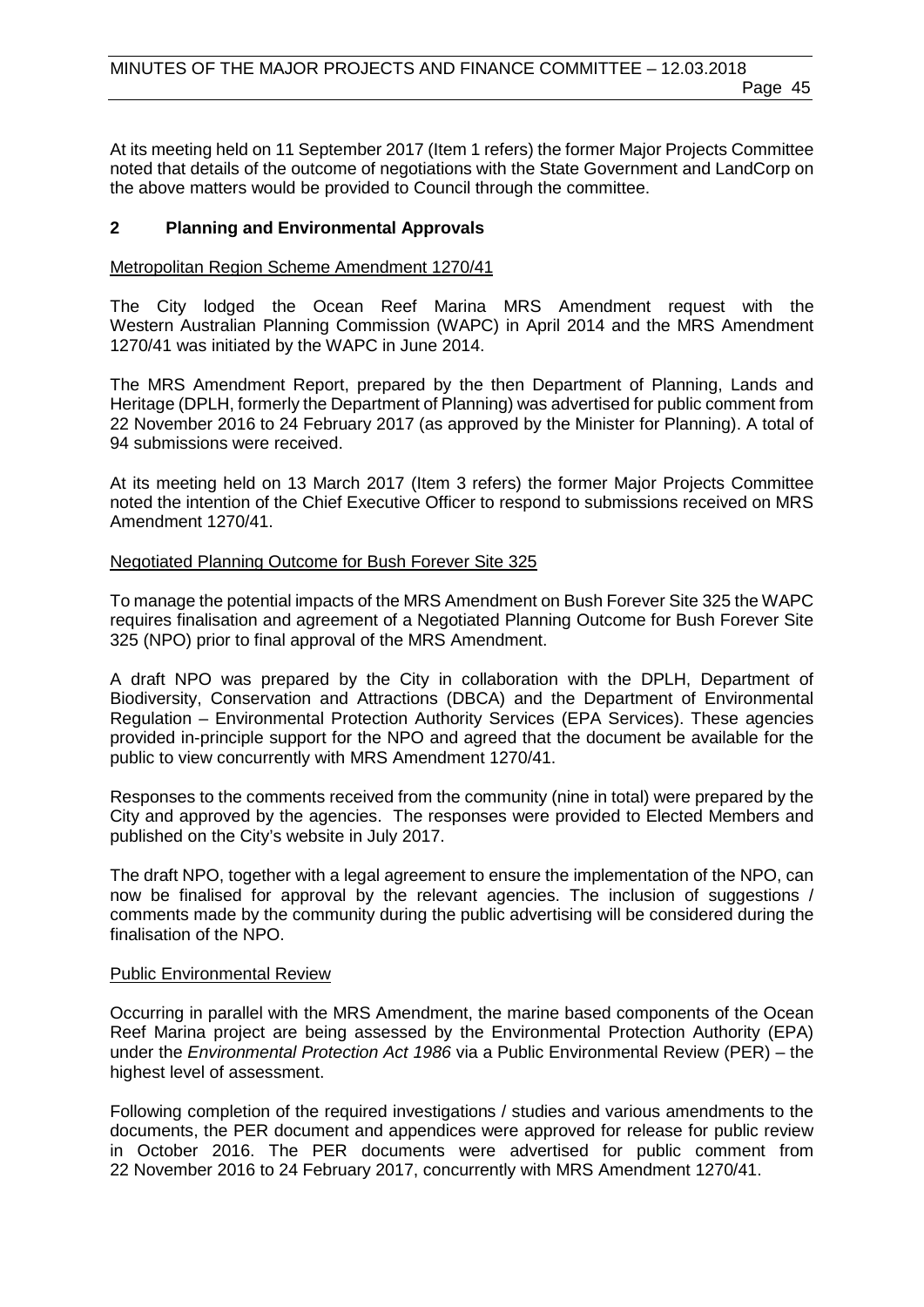At its meeting held on 11 September 2017 (Item 1 refers) the former Major Projects Committee noted that details of the outcome of negotiations with the State Government and LandCorp on the above matters would be provided to Council through the committee.

## 2 Planning and Environmental Approvals

<u>Metropolitan Region Scheme Amendment 1270/41</u>

The City lodged the Ocean Reef Marina MRS Amendment request with the Western Australian Planning Commission (WAPC) in April 2014 and the MRS Amendment 1270/41 was initiated by the WAPC in June 2014.

The MRS Amendment Report, prepared by the then Department of Planning, Lands and Heritage (DPLH, formerly the Department of Planning) was advertised for public comment from 22 November 2016 to 24 February 2017 (as approved by the Minister for Planning). A total of 94 submissions were received.

At its meeting held on 13 March 2017 (Item 3 refers) the former Major Projects Committee noted the intention of the Chief Executive Officer to respond to submissions received on MRS Amendment 1270/41.

<u>Negotiated Planning Outcome for Bush Forever Site 325</u>

To manage the potential impacts of the MRS Amendment on Bush Forever Site 325 the WAPC requires finalisation and agreement of a Negotiated Planning Outcome for Bush Forever Site 325 (NPO) prior to final approval of the MRS Amendment.

A draft NPO was prepared by the City in collaboration with the DPLH, Department of Biodiversity, Conservation and Attractions (DBCA) and the Department of Environmental Regulation – Environmental Protection Authority Services (EPA Services). These agencies provided in-principle support for the NPO and agreed that the document be available for the public to view concurrently with MRS Amendment 1270/41.

Responses to the comments received from the community (nine in total) were prepared by the City and approved by the agencies. The responses were provided to Elected Members and published on the City's website in July 2017.

The draft NPO, together with a legal agreement to ensure the implementation of the NPO, can now be finalised for approval by the relevant agencies. The inclusion of suggestions / comments made by the community during the public advertising will be considered during the finalisation of the NPO.

<u>Public Environmental Review</u>

Occurring in parallel with the MRS Amendment, the marine based components of the Ocean Reef Marina project are being assessed by the Environmental Protection Authority (EPA) under the *Environmental Protection Act 1986* via a Public Environmental Review (PER) – the highest level of assessment.

Following completion of the required investigations / studies and various amendments to the documents, the PER document and appendices were approved for release for public review in October 2016. The PER documents were advertised for public comment from 22 November 2016 to 24 February 2017, concurrently with MRS Amendment 1270/41.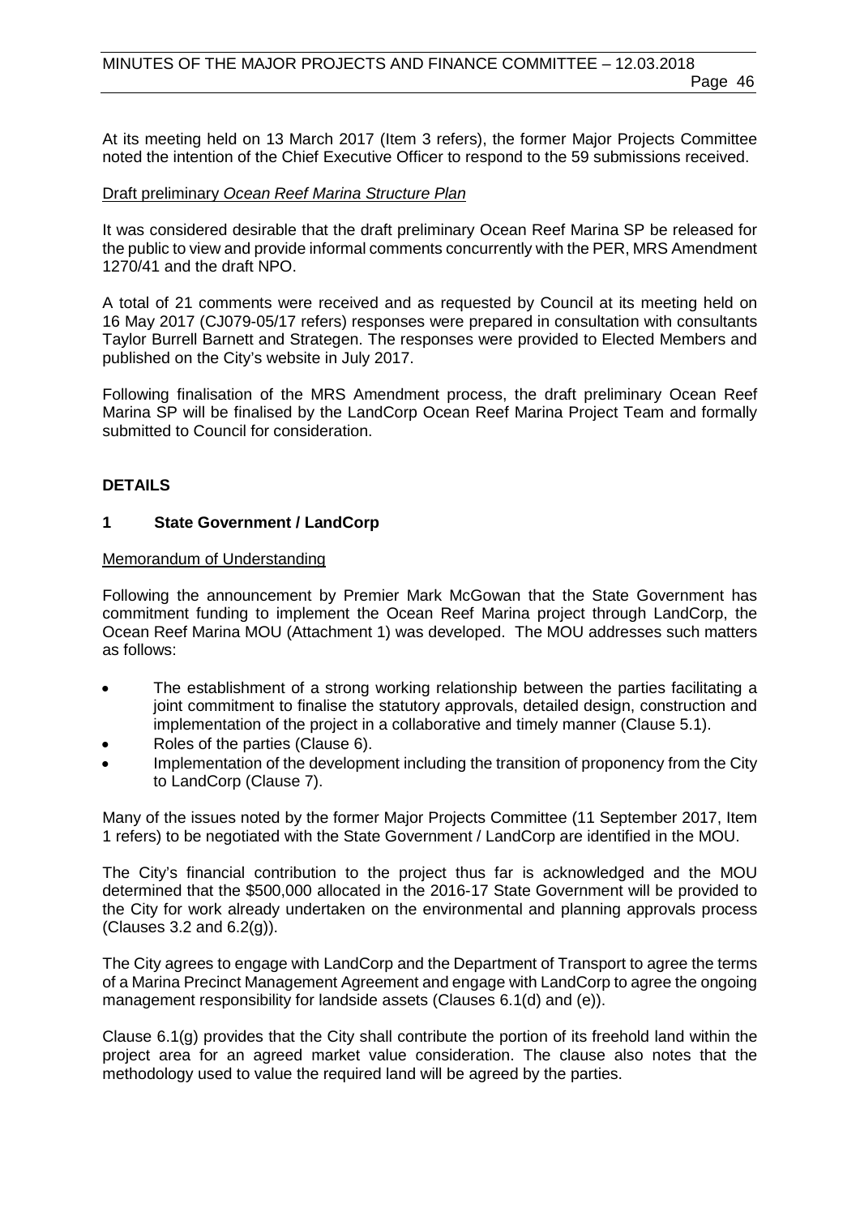At its meeting held on 13 March 2017 (Item 3 refers), the former Major Projects Committee noted the intention of the Chief Executive Officer to respond to the 59 submissions received.

Draft preliminary *Ocean Reef Marina Structure Plan*

It was considered desirable that the draft preliminary Ocean Reef Marina SP be released for the public to view and provide informal comments concurrently with the PER, MRS Amendment 1270/41 and the draft NPO.

A total of 21 comments were received and as requested by Council at its meeting held on 16 May 2017 (CJ079-05/17 refers) responses were prepared in consultation with consultants Taylor Burrell Barnett and Strategen. The responses were provided to Elected Members and published on the City's website in July 2017.

Following finalisation of the MRS Amendment process, the draft preliminary Ocean Reef Marina SP will be finalised by the LandCorp Ocean Reef Marina Project Team and formally submitted to Council for consideration.

## DETAILS

### 1 State Government / LandCorp

Memorandum of Understanding

Following the announcement by Premier Mark McGowan that the State Government has commitment funding to implement the Ocean Reef Marina project through LandCorp, the Ocean Reef Marina MOU (Attachment 1) was developed. The MOU addresses such matters as follows:

- The establishment of a strong working relationship between the parties facilitating a joint commitment to finalise the statutory approvals, detailed design, construction and implementation of the project in a collaborative and timely manner (Clause 5.1).
- Roles of the parties (Clause 6).
- Implementation of the development including the transition of proponency from the City to LandCorp (Clause 7).

Many of the issues noted by the former Major Projects Committee (11 September 2017, Item 1 refers) to be negotiated with the State Government / LandCorp are identified in the MOU.

The City's financial contribution to the project thus far is acknowledged and the MOU determined that the $500,000 allocated in the 2016-17 State Government will be provided to the City for work already undertaken on the environmental and planning approvals process (Clauses 3.2 and 6.2(g)).

The City agrees to engage with LandCorp and the Department of Transport to agree the terms of a Marina Precinct Management Agreement and engage with LandCorp to agree the ongoing management responsibility for landside assets (Clauses 6.1(d) and (e)).

Clause 6.1(g) provides that the City shall contribute the portion of its freehold land within the project area for an agreed market value consideration. The clause also notes that the methodology used to value the required land will be agreed by the parties.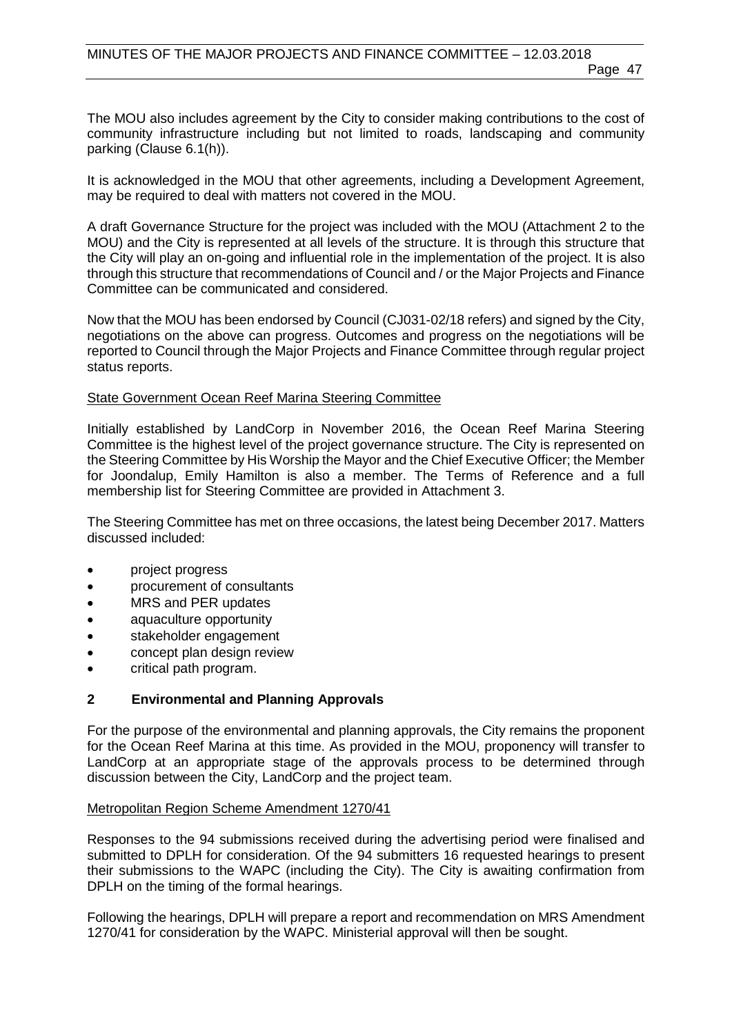The MOU also includes agreement by the City to consider making contributions to the cost of community infrastructure including but not limited to roads, landscaping and community parking (Clause 6.1(h)).

It is acknowledged in the MOU that other agreements, including a Development Agreement, may be required to deal with matters not covered in the MOU.

A draft Governance Structure for the project was included with the MOU (Attachment 2 to the MOU) and the City is represented at all levels of the structure. It is through this structure that the City will play an on-going and influential role in the implementation of the project. It is also through this structure that recommendations of Council and / or the Major Projects and Finance Committee can be communicated and considered.

Now that the MOU has been endorsed by Council (CJ031-02/18 refers) and signed by the City, negotiations on the above can progress. Outcomes and progress on the negotiations will be reported to Council through the Major Projects and Finance Committee through regular project status reports.

State Government Ocean Reef Marina Steering Committee

Initially established by LandCorp in November 2016, the Ocean Reef Marina Steering Committee is the highest level of the project governance structure. The City is represented on the Steering Committee by His Worship the Mayor and the Chief Executive Officer; the Member for Joondalup, Emily Hamilton is also a member. The Terms of Reference and a full membership list for Steering Committee are provided in Attachment 3.

The Steering Committee has met on three occasions, the latest being December 2017. Matters discussed included:

- project progress
- procurement of consultants
- MRS and PER updates
- aquaculture opportunity
- stakeholder engagement
- concept plan design review
- critical path program.

## 2 Environmental and Planning Approvals

For the purpose of the environmental and planning approvals, the City remains the proponent for the Ocean Reef Marina at this time. As provided in the MOU, proponency will transfer to LandCorp at an appropriate stage of the approvals process to be determined through discussion between the City, LandCorp and the project team.

Metropolitan Region Scheme Amendment 1270/41

Responses to the 94 submissions received during the advertising period were finalised and submitted to DPLH for consideration. Of the 94 submitters 16 requested hearings to present their submissions to the WAPC (including the City). The City is awaiting confirmation from DPLH on the timing of the formal hearings.

Following the hearings, DPLH will prepare a report and recommendation on MRS Amendment 1270/41 for consideration by the WAPC. Ministerial approval will then be sought.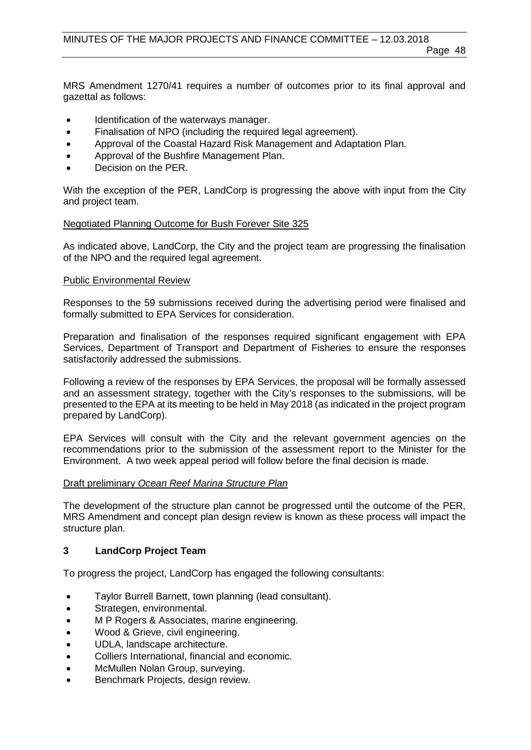MRS Amendment 1270/41 requires a number of outcomes prior to its final approval and gazettal as follows:

- Identification of the waterways manager.
- Finalisation of NPO (including the required legal agreement).
- Approval of the Coastal Hazard Risk Management and Adaptation Plan.
- Approval of the Bushfire Management Plan.
- Decision on the PER.

With the exception of the PER, LandCorp is progressing the above with input from the City and project team.

Negotiated Planning Outcome for Bush Forever Site 325

As indicated above, LandCorp, the City and the project team are progressing the finalisation of the NPO and the required legal agreement.

Public Environmental Review

Responses to the 59 submissions received during the advertising period were finalised and formally submitted to EPA Services for consideration.

Preparation and finalisation of the responses required significant engagement with EPA Services, Department of Transport and Department of Fisheries to ensure the responses satisfactorily addressed the submissions.

Following a review of the responses by EPA Services, the proposal will be formally assessed and an assessment strategy, together with the City's responses to the submissions, will be presented to the EPA at its meeting to be held in May 2018 (as indicated in the project program prepared by LandCorp).

EPA Services will consult with the City and the relevant government agencies on the recommendations prior to the submission of the assessment report to the Minister for the Environment. A two week appeal period will follow before the final decision is made.

Draft preliminary *Ocean Reef Marina Structure Plan*

The development of the structure plan cannot be progressed until the outcome of the PER, MRS Amendment and concept plan design review is known as these process will impact the structure plan.

### 3 LandCorp Project Team

To progress the project, LandCorp has engaged the following consultants:

- Taylor Burrell Barnett, town planning (lead consultant).
- Strategen, environmental.
- M P Rogers & Associates, marine engineering.
- Wood & Grieve, civil engineering.
- UDLA, landscape architecture.
- Colliers International, financial and economic.
- McMullen Nolan Group, surveying.
- Benchmark Projects, design review.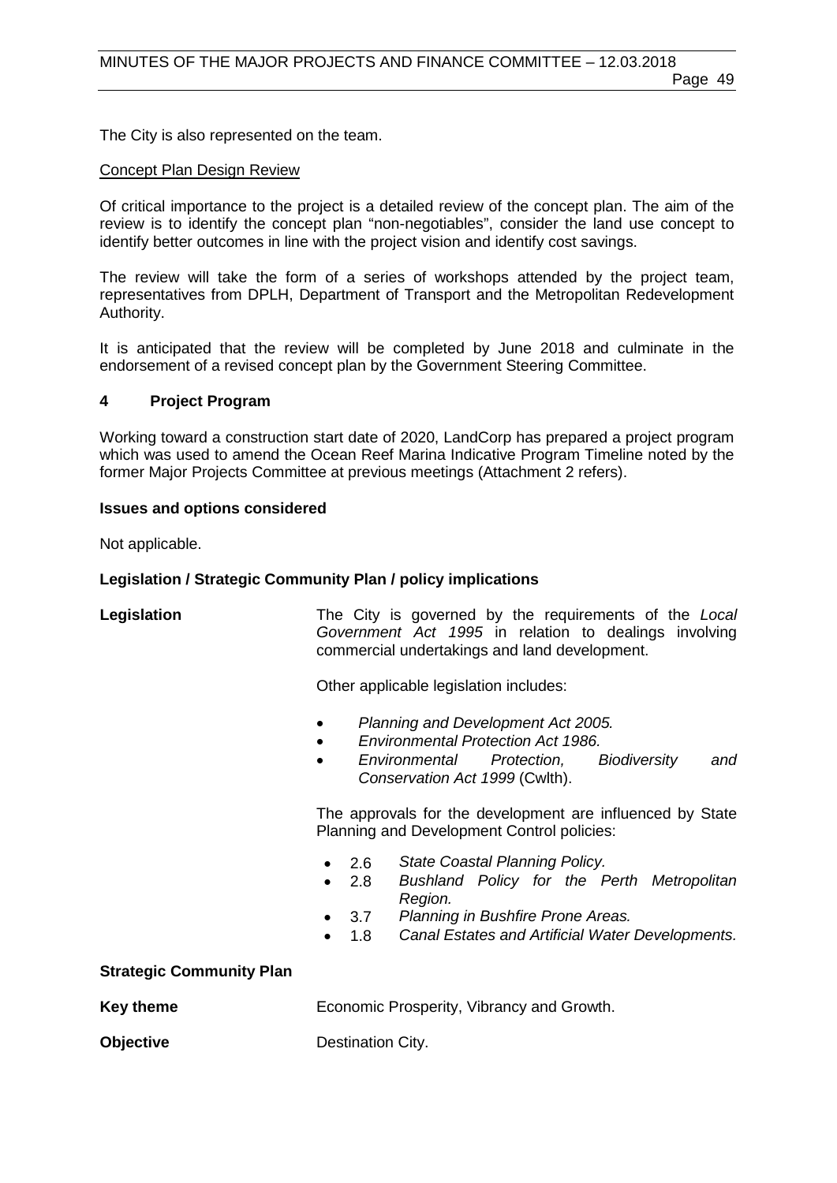The City is also represented on the team.

Concept Plan Design Review

Of critical importance to the project is a detailed review of the concept plan. The aim of the review is to identify the concept plan "non-negotiables", consider the land use concept to identify better outcomes in line with the project vision and identify cost savings.

The review will take the form of a series of workshops attended by the project team, representatives from DPLH, Department of Transport and the Metropolitan Redevelopment Authority.

It is anticipated that the review will be completed by June 2018 and culminate in the endorsement of a revised concept plan by the Government Steering Committee.

### 4 Project Program

Working toward a construction start date of 2020, LandCorp has prepared a project program which was used to amend the Ocean Reef Marina Indicative Program Timeline noted by the former Major Projects Committee at previous meetings (Attachment 2 refers).

**Issues and options considered**

Not applicable.

**Legislation / Strategic Community Plan / policy implications**

**Legislation**

The City is governed by the requirements of the *Local Government Act 1995* in relation to dealings involving commercial undertakings and land development.

Other applicable legislation includes:

- *Planning and Development Act 2005.*
- *Environmental Protection Act 1986.*
- *Environmental Protection, Biodiversity and Conservation Act 1999* (Cwlth).

The approvals for the development are influenced by State Planning and Development Control policies:

- 2.6 *State Coastal Planning Policy.*
- 2.8 *Bushland Policy for the Perth Metropolitan Region.*
- 3.7 *Planning in Bushfire Prone Areas.*
- 1.8 *Canal Estates and Artificial Water Developments.*

**Strategic Community Plan**

**Key theme** Economic Prosperity, Vibrancy and Growth.

**Objective** Destination City.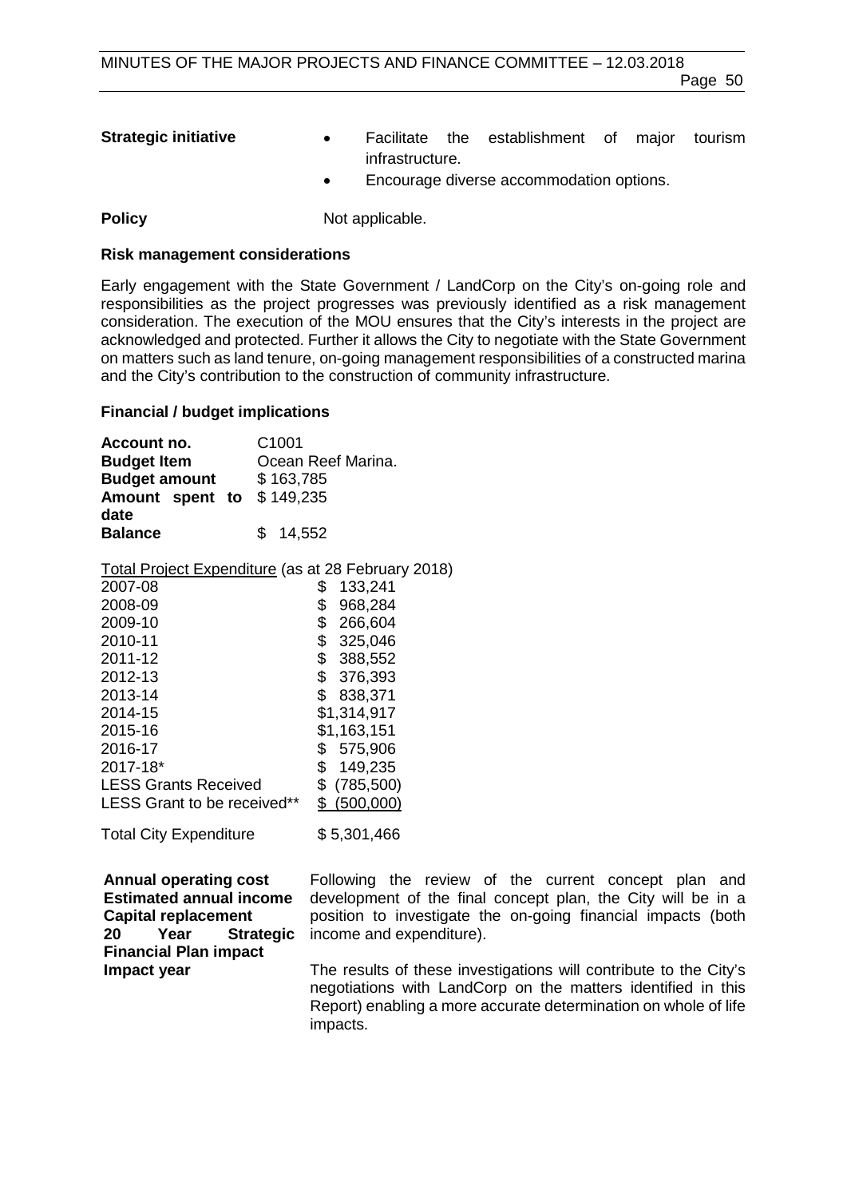| | |
|---|---|
| **Strategic initiative** | • Facilitate the establishment of major tourism infrastructure.<br>• Encourage diverse accommodation options. |
| **Policy** | Not applicable. |

**Risk management considerations**

Early engagement with the State Government / LandCorp on the City's on-going role and responsibilities as the project progresses was previously identified as a risk management consideration. The execution of the MOU ensures that the City's interests in the project are acknowledged and protected. Further it allows the City to negotiate with the State Government on matters such as land tenure, on-going management responsibilities of a constructed marina and the City's contribution to the construction of community infrastructure.

**Financial / budget implications**

| | |
|---|---|
| **Account no.** | C1001 |
| **Budget Item** | Ocean Reef Marina. |
| **Budget amount** | $ 163,785 |
| **Amount spent to date** | $ 149,235 |
| **Balance** | $ 14,552 |

Total Project Expenditure (as at 28 February 2018)

| | |
|---|---|
| 2007-08 | $ 133,241 |
| 2008-09 | $ 968,284 |
| 2009-10 | $ 266,604 |
| 2010-11 | $ 325,046 |
| 2011-12 | $ 388,552 |
| 2012-13 | $ 376,393 |
| 2013-14 | $ 838,371 |
| 2014-15 | $1,314,917 |
| 2015-16 | $1,163,151 |
| 2016-17 | $ 575,906 |
| 2017-18* | $ 149,235 |
| LESS Grants Received | $ (785,500) |
| LESS Grant to be received** | $ (500,000) |
| Total City Expenditure | $ 5,301,466 |

| | |
|---|---|
| **Annual operating cost**<br>**Estimated annual income**<br>**Capital replacement**<br>**20 Year Strategic Financial Plan impact**<br>**Impact year** | Following the review of the current concept plan and development of the final concept plan, the City will be in a position to investigate the on-going financial impacts (both income and expenditure).<br><br>The results of these investigations will contribute to the City's negotiations with LandCorp on the matters identified in this Report) enabling a more accurate determination on whole of life impacts. |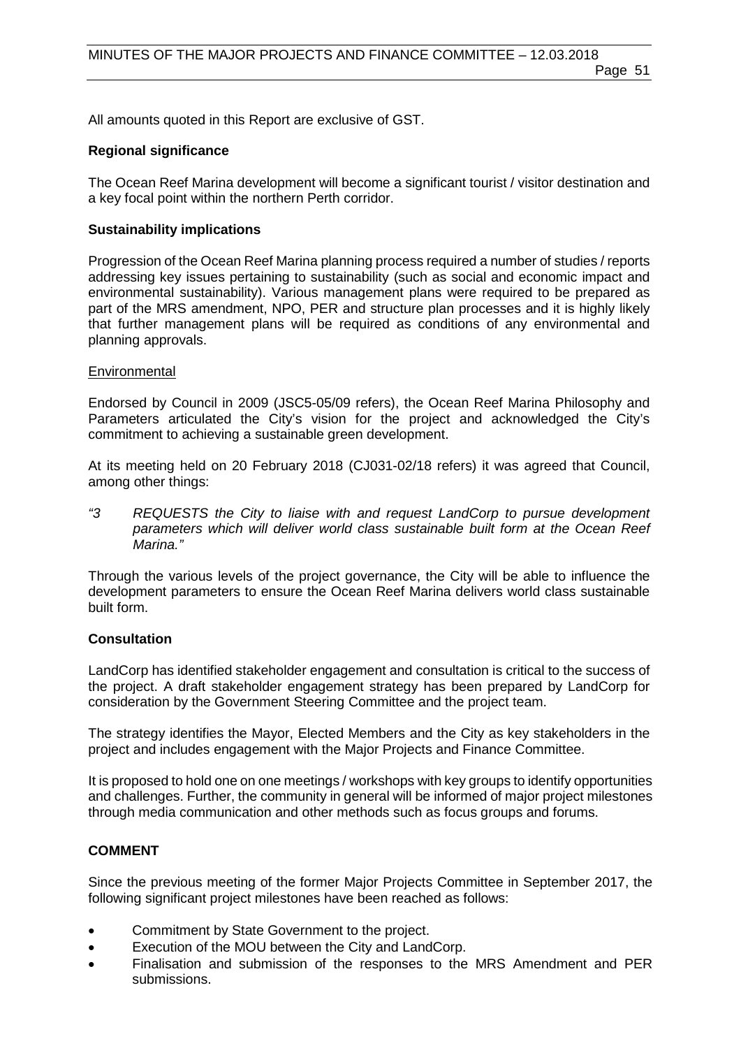All amounts quoted in this Report are exclusive of GST.

**Regional significance**

The Ocean Reef Marina development will become a significant tourist / visitor destination and a key focal point within the northern Perth corridor.

**Sustainability implications**

Progression of the Ocean Reef Marina planning process required a number of studies / reports addressing key issues pertaining to sustainability (such as social and economic impact and environmental sustainability). Various management plans were required to be prepared as part of the MRS amendment, NPO, PER and structure plan processes and it is highly likely that further management plans will be required as conditions of any environmental and planning approvals.

Environmental

Endorsed by Council in 2009 (JSC5-05/09 refers), the Ocean Reef Marina Philosophy and Parameters articulated the City's vision for the project and acknowledged the City's commitment to achieving a sustainable green development.

At its meeting held on 20 February 2018 (CJ031-02/18 refers) it was agreed that Council, among other things:

*"3 REQUESTS the City to liaise with and request LandCorp to pursue development parameters which will deliver world class sustainable built form at the Ocean Reef Marina."*

Through the various levels of the project governance, the City will be able to influence the development parameters to ensure the Ocean Reef Marina delivers world class sustainable built form.

**Consultation**

LandCorp has identified stakeholder engagement and consultation is critical to the success of the project. A draft stakeholder engagement strategy has been prepared by LandCorp for consideration by the Government Steering Committee and the project team.

The strategy identifies the Mayor, Elected Members and the City as key stakeholders in the project and includes engagement with the Major Projects and Finance Committee.

It is proposed to hold one on one meetings / workshops with key groups to identify opportunities and challenges. Further, the community in general will be informed of major project milestones through media communication and other methods such as focus groups and forums.

## COMMENT

Since the previous meeting of the former Major Projects Committee in September 2017, the following significant project milestones have been reached as follows:

- Commitment by State Government to the project.
- Execution of the MOU between the City and LandCorp.
- Finalisation and submission of the responses to the MRS Amendment and PER submissions.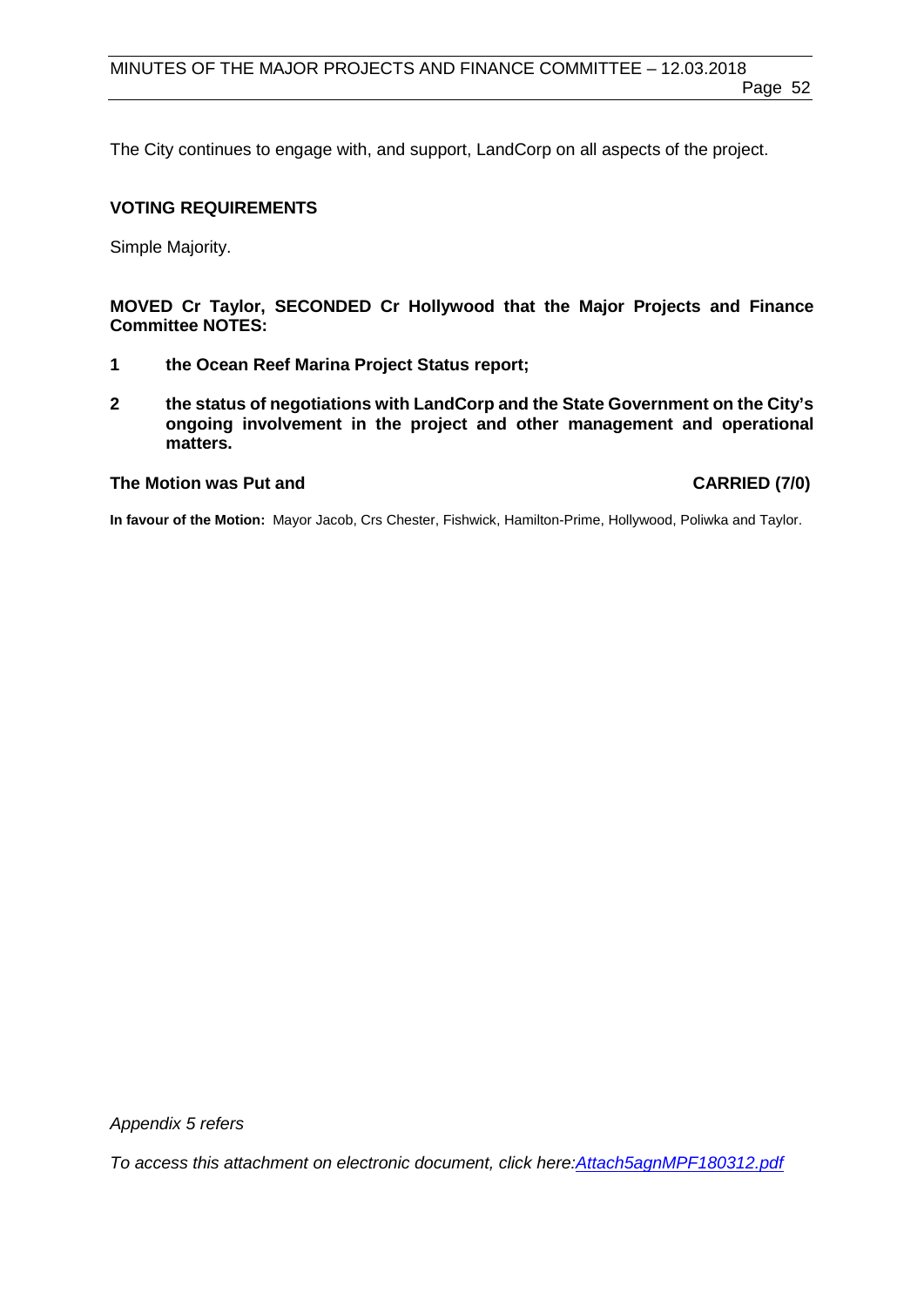The City continues to engage with, and support, LandCorp on all aspects of the project.

**VOTING REQUIREMENTS**

Simple Majority.

**MOVED Cr Taylor, SECONDED Cr Hollywood that the Major Projects and Finance Committee NOTES:**

1. **the Ocean Reef Marina Project Status report;**

2. **the status of negotiations with LandCorp and the State Government on the City's ongoing involvement in the project and other management and operational matters.**

**The Motion was Put and** **CARRIED (7/0)**

**In favour of the Motion:** Mayor Jacob, Crs Chester, Fishwick, Hamilton-Prime, Hollywood, Poliwka and Taylor.

*Appendix 5 refers*

*To access this attachment on electronic document, click here:Attach5agnMPF180312.pdf*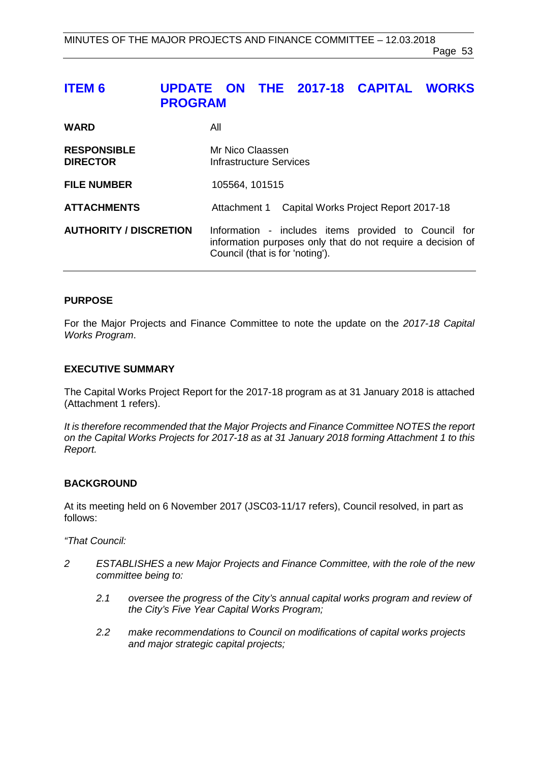# ITEM 6 UPDATE ON THE 2017-18 CAPITAL WORKS PROGRAM

| | |
|---|---|
| **WARD** | All |
| **RESPONSIBLE DIRECTOR** | Mr Nico Claassen<br>Infrastructure Services |
| **FILE NUMBER** | 105564, 101515 |
| **ATTACHMENTS** | Attachment 1 Capital Works Project Report 2017-18 |
| **AUTHORITY / DISCRETION** | Information - includes items provided to Council for information purposes only that do not require a decision of Council (that is for 'noting'). |

## PURPOSE

For the Major Projects and Finance Committee to note the update on the *2017-18 Capital Works Program*.

## EXECUTIVE SUMMARY

The Capital Works Project Report for the 2017-18 program as at 31 January 2018 is attached (Attachment 1 refers).

*It is therefore recommended that the Major Projects and Finance Committee NOTES the report on the Capital Works Projects for 2017-18 as at 31 January 2018 forming Attachment 1 to this Report.*

## BACKGROUND

At its meeting held on 6 November 2017 (JSC03-11/17 refers), Council resolved, in part as follows:

*"That Council:*

*2 ESTABLISHES a new Major Projects and Finance Committee, with the role of the new committee being to:*

*2.1 oversee the progress of the City's annual capital works program and review of the City's Five Year Capital Works Program;*

*2.2 make recommendations to Council on modifications of capital works projects and major strategic capital projects;*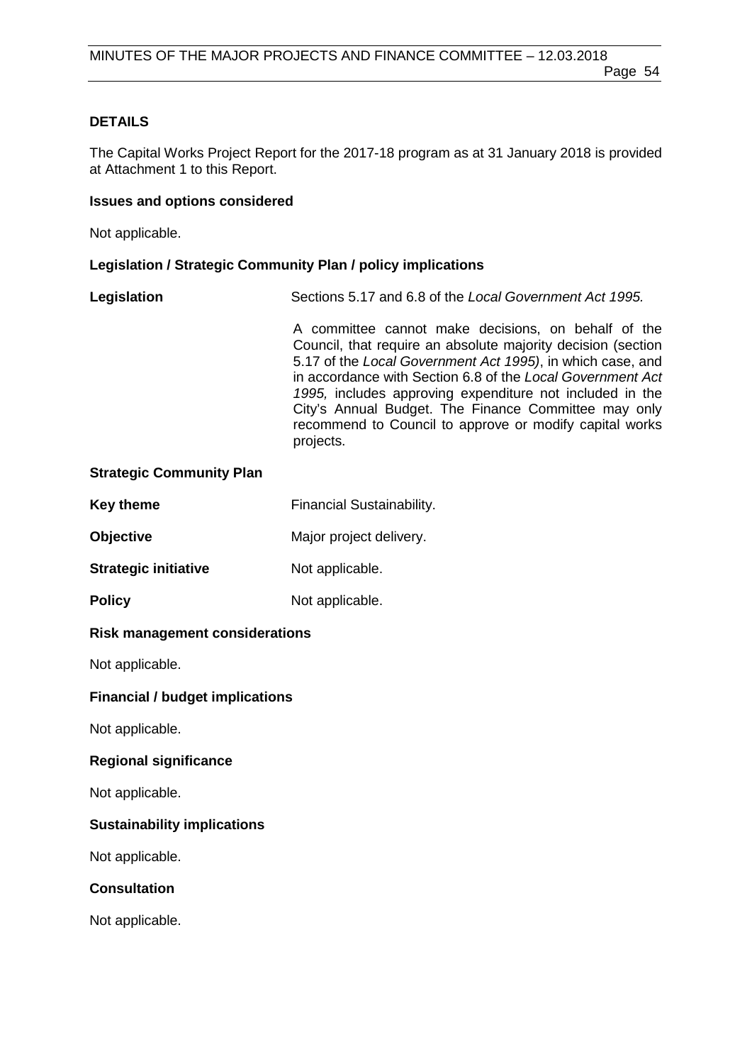**DETAILS**

The Capital Works Project Report for the 2017-18 program as at 31 January 2018 is provided at Attachment 1 to this Report.

**Issues and options considered**

Not applicable.

**Legislation / Strategic Community Plan / policy implications**

**Legislation** Sections 5.17 and 6.8 of the *Local Government Act 1995.*

A committee cannot make decisions, on behalf of the Council, that require an absolute majority decision (section 5.17 of the *Local Government Act 1995)*, in which case, and in accordance with Section 6.8 of the *Local Government Act 1995,* includes approving expenditure not included in the City's Annual Budget. The Finance Committee may only recommend to Council to approve or modify capital works projects.

**Strategic Community Plan**

**Key theme** Financial Sustainability.

**Objective** Major project delivery.

**Strategic initiative** Not applicable.

**Policy** Not applicable.

**Risk management considerations**

Not applicable.

**Financial / budget implications**

Not applicable.

**Regional significance**

Not applicable.

**Sustainability implications**

Not applicable.

**Consultation**

Not applicable.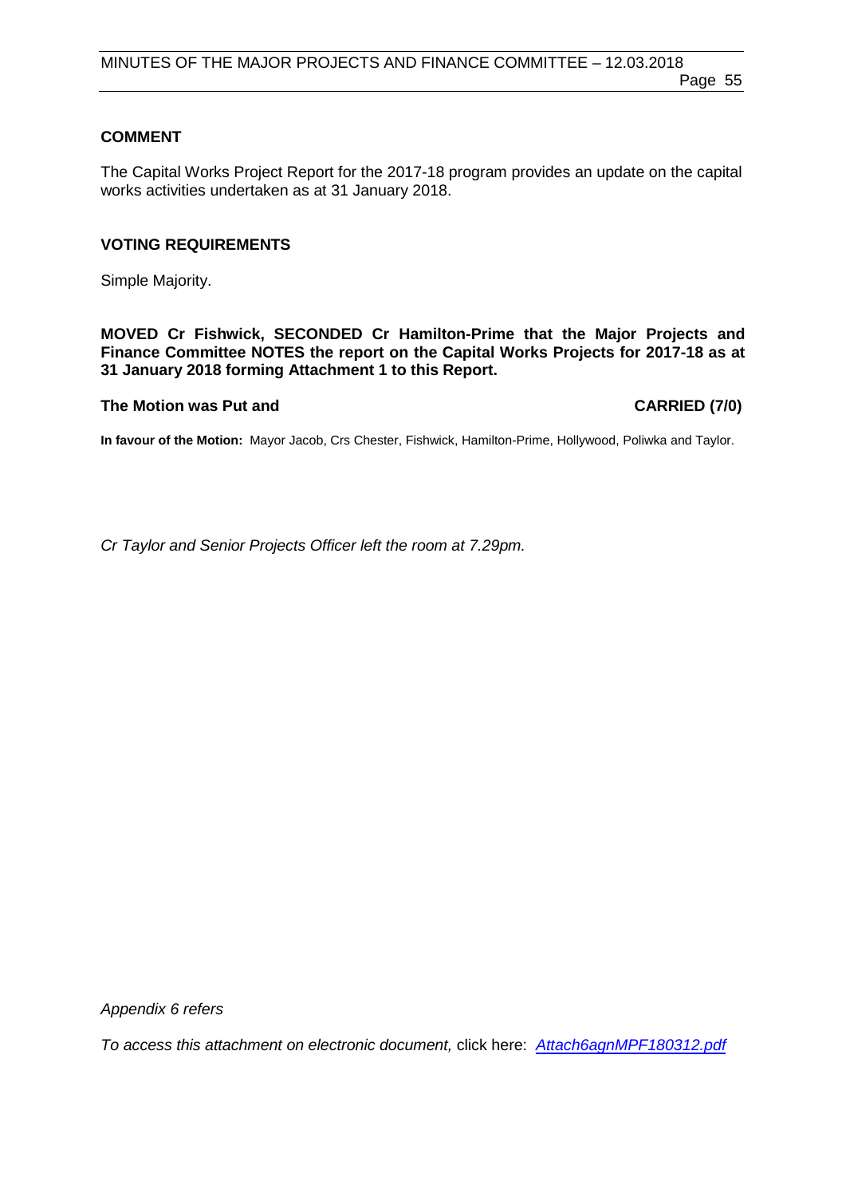## COMMENT

The Capital Works Project Report for the 2017-18 program provides an update on the capital works activities undertaken as at 31 January 2018.

## VOTING REQUIREMENTS

Simple Majority.

**MOVED Cr Fishwick, SECONDED Cr Hamilton-Prime that the Major Projects and Finance Committee NOTES the report on the Capital Works Projects for 2017-18 as at 31 January 2018 forming Attachment 1 to this Report.**

**The Motion was Put and CARRIED (7/0)**

**In favour of the Motion:** Mayor Jacob, Crs Chester, Fishwick, Hamilton-Prime, Hollywood, Poliwka and Taylor.

*Cr Taylor and Senior Projects Officer left the room at 7.29pm.*

*Appendix 6 refers*

*To access this attachment on electronic document,* click here: *Attach6agnMPF180312.pdf*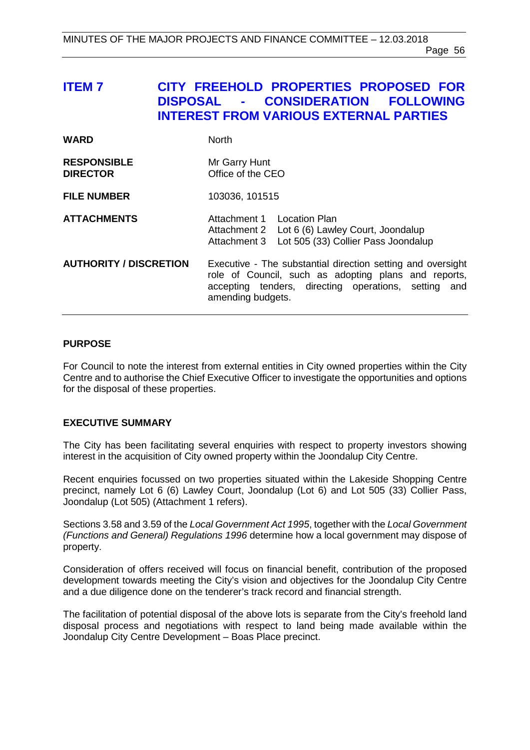# ITEM 7 CITY FREEHOLD PROPERTIES PROPOSED FOR DISPOSAL - CONSIDERATION FOLLOWING INTEREST FROM VARIOUS EXTERNAL PARTIES

| | |
|---|---|
| **WARD** | North |
| **RESPONSIBLE DIRECTOR** | Mr Garry Hunt<br>Office of the CEO |
| **FILE NUMBER** | 103036, 101515 |
| **ATTACHMENTS** | Attachment 1 Location Plan<br>Attachment 2 Lot 6 (6) Lawley Court, Joondalup<br>Attachment 3 Lot 505 (33) Collier Pass Joondalup |
| **AUTHORITY / DISCRETION** | Executive - The substantial direction setting and oversight role of Council, such as adopting plans and reports, accepting tenders, directing operations, setting and amending budgets. |

## PURPOSE

For Council to note the interest from external entities in City owned properties within the City Centre and to authorise the Chief Executive Officer to investigate the opportunities and options for the disposal of these properties.

## EXECUTIVE SUMMARY

The City has been facilitating several enquiries with respect to property investors showing interest in the acquisition of City owned property within the Joondalup City Centre.

Recent enquiries focussed on two properties situated within the Lakeside Shopping Centre precinct, namely Lot 6 (6) Lawley Court, Joondalup (Lot 6) and Lot 505 (33) Collier Pass, Joondalup (Lot 505) (Attachment 1 refers).

Sections 3.58 and 3.59 of the *Local Government Act 1995*, together with the *Local Government (Functions and General) Regulations 1996* determine how a local government may dispose of property.

Consideration of offers received will focus on financial benefit, contribution of the proposed development towards meeting the City's vision and objectives for the Joondalup City Centre and a due diligence done on the tenderer's track record and financial strength.

The facilitation of potential disposal of the above lots is separate from the City's freehold land disposal process and negotiations with respect to land being made available within the Joondalup City Centre Development – Boas Place precinct.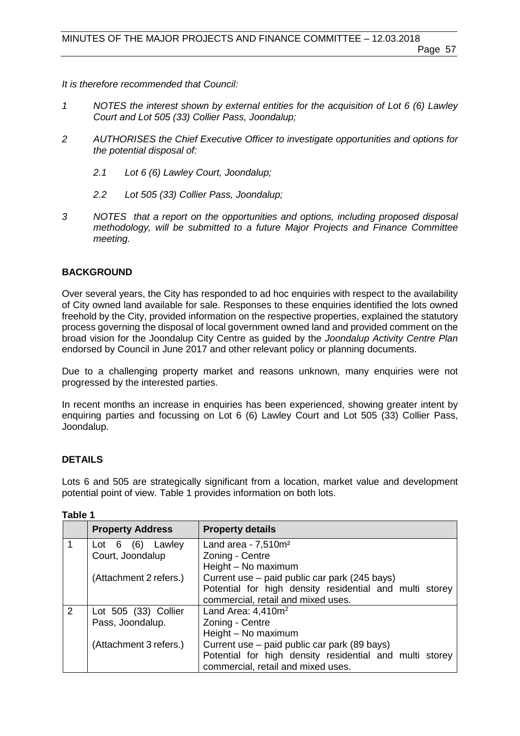*It is therefore recommended that Council:*

*1 NOTES the interest shown by external entities for the acquisition of Lot 6 (6) Lawley Court and Lot 505 (33) Collier Pass, Joondalup;*

*2 AUTHORISES the Chief Executive Officer to investigate opportunities and options for the potential disposal of:*

*2.1 Lot 6 (6) Lawley Court, Joondalup;*

*2.2 Lot 505 (33) Collier Pass, Joondalup;*

*3 NOTES that a report on the opportunities and options, including proposed disposal methodology, will be submitted to a future Major Projects and Finance Committee meeting.*

## BACKGROUND

Over several years, the City has responded to ad hoc enquiries with respect to the availability of City owned land available for sale. Responses to these enquiries identified the lots owned freehold by the City, provided information on the respective properties, explained the statutory process governing the disposal of local government owned land and provided comment on the broad vision for the Joondalup City Centre as guided by the *Joondalup Activity Centre Plan* endorsed by Council in June 2017 and other relevant policy or planning documents.

Due to a challenging property market and reasons unknown, many enquiries were not progressed by the interested parties.

In recent months an increase in enquiries has been experienced, showing greater intent by enquiring parties and focussing on Lot 6 (6) Lawley Court and Lot 505 (33) Collier Pass, Joondalup.

## DETAILS

Lots 6 and 505 are strategically significant from a location, market value and development potential point of view. Table 1 provides information on both lots.

**Table 1**

| | Property Address | Property details |
|---|---|---|
| 1 | Lot 6 (6) Lawley Court, Joondalup<br><br>(Attachment 2 refers.) | Land area - 7,510m²<br>Zoning - Centre<br>Height – No maximum<br>Current use – paid public car park (245 bays)<br>Potential for high density residential and multi storey commercial, retail and mixed uses. |
| 2 | Lot 505 (33) Collier Pass, Joondalup.<br><br>(Attachment 3 refers.) | Land Area: 4,410m²<br>Zoning - Centre<br>Height – No maximum<br>Current use – paid public car park (89 bays)<br>Potential for high density residential and multi storey commercial, retail and mixed uses. |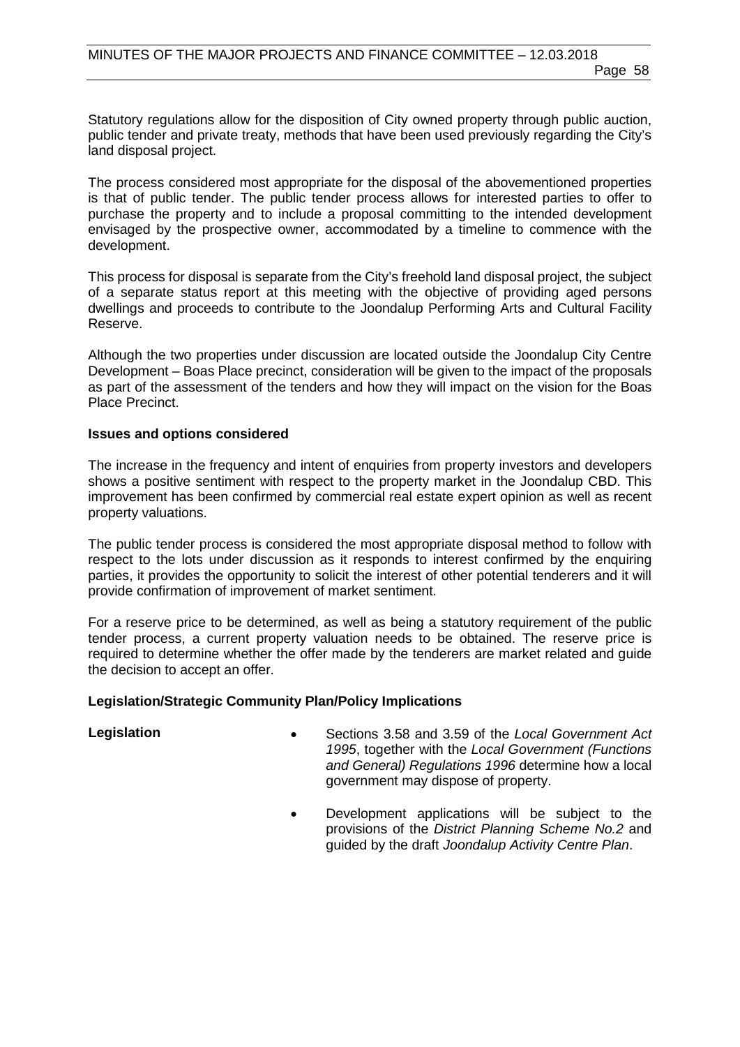Statutory regulations allow for the disposition of City owned property through public auction, public tender and private treaty, methods that have been used previously regarding the City's land disposal project.

The process considered most appropriate for the disposal of the abovementioned properties is that of public tender. The public tender process allows for interested parties to offer to purchase the property and to include a proposal committing to the intended development envisaged by the prospective owner, accommodated by a timeline to commence with the development.

This process for disposal is separate from the City's freehold land disposal project, the subject of a separate status report at this meeting with the objective of providing aged persons dwellings and proceeds to contribute to the Joondalup Performing Arts and Cultural Facility Reserve.

Although the two properties under discussion are located outside the Joondalup City Centre Development – Boas Place precinct, consideration will be given to the impact of the proposals as part of the assessment of the tenders and how they will impact on the vision for the Boas Place Precinct.

**Issues and options considered**

The increase in the frequency and intent of enquiries from property investors and developers shows a positive sentiment with respect to the property market in the Joondalup CBD. This improvement has been confirmed by commercial real estate expert opinion as well as recent property valuations.

The public tender process is considered the most appropriate disposal method to follow with respect to the lots under discussion as it responds to interest confirmed by the enquiring parties, it provides the opportunity to solicit the interest of other potential tenderers and it will provide confirmation of improvement of market sentiment.

For a reserve price to be determined, as well as being a statutory requirement of the public tender process, a current property valuation needs to be obtained. The reserve price is required to determine whether the offer made by the tenderers are market related and guide the decision to accept an offer.

**Legislation/Strategic Community Plan/Policy Implications**

**Legislation**

- Sections 3.58 and 3.59 of the *Local Government Act 1995*, together with the *Local Government (Functions and General) Regulations 1996* determine how a local government may dispose of property.
- Development applications will be subject to the provisions of the *District Planning Scheme No.2* and guided by the draft *Joondalup Activity Centre Plan*.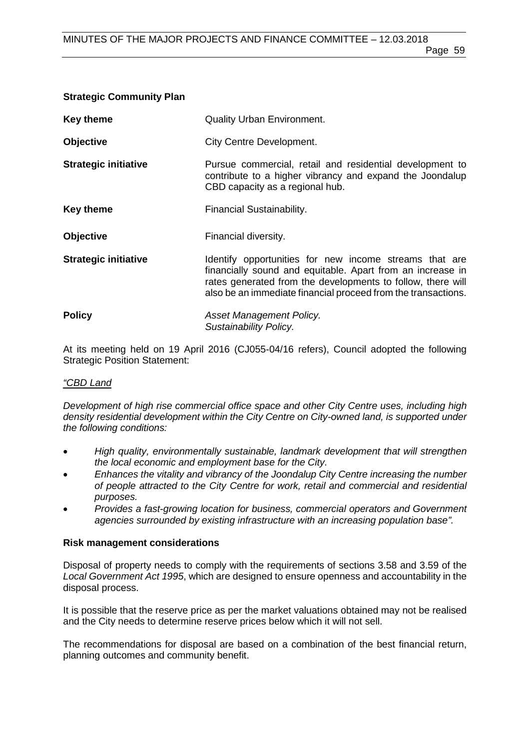**Strategic Community Plan**

| | |
|---|---|
| **Key theme** | Quality Urban Environment. |
| **Objective** | City Centre Development. |
| **Strategic initiative** | Pursue commercial, retail and residential development to contribute to a higher vibrancy and expand the Joondalup CBD capacity as a regional hub. |
| **Key theme** | Financial Sustainability. |
| **Objective** | Financial diversity. |
| **Strategic initiative** | Identify opportunities for new income streams that are financially sound and equitable. Apart from an increase in rates generated from the developments to follow, there will also be an immediate financial proceed from the transactions. |
| **Policy** | *Asset Management Policy.*<br>*Sustainability Policy.* |

At its meeting held on 19 April 2016 (CJ055-04/16 refers), Council adopted the following Strategic Position Statement:

*"CBD Land*

*Development of high rise commercial office space and other City Centre uses, including high density residential development within the City Centre on City-owned land, is supported under the following conditions:*

- *High quality, environmentally sustainable, landmark development that will strengthen the local economic and employment base for the City.*
- *Enhances the vitality and vibrancy of the Joondalup City Centre increasing the number of people attracted to the City Centre for work, retail and commercial and residential purposes.*
- *Provides a fast-growing location for business, commercial operators and Government agencies surrounded by existing infrastructure with an increasing population base".*

**Risk management considerations**

Disposal of property needs to comply with the requirements of sections 3.58 and 3.59 of the *Local Government Act 1995*, which are designed to ensure openness and accountability in the disposal process.

It is possible that the reserve price as per the market valuations obtained may not be realised and the City needs to determine reserve prices below which it will not sell.

The recommendations for disposal are based on a combination of the best financial return, planning outcomes and community benefit.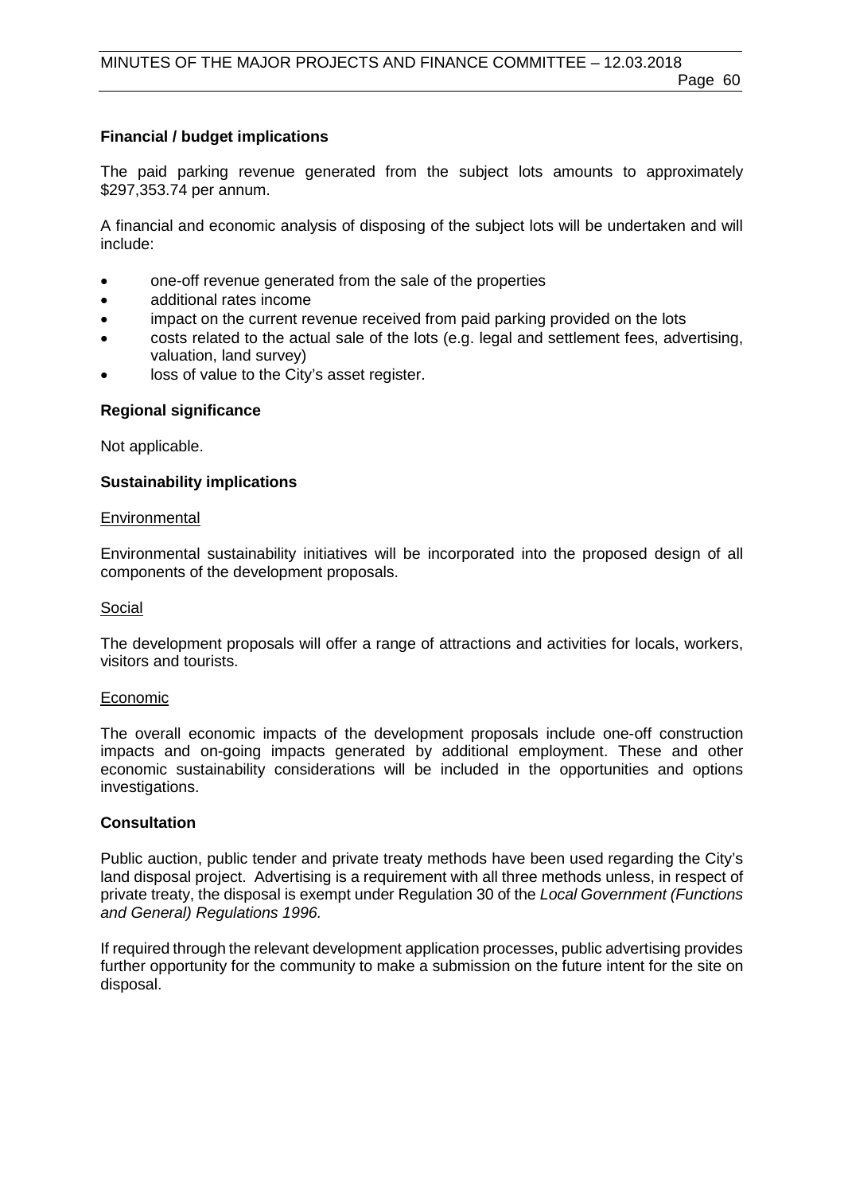**Financial / budget implications**

The paid parking revenue generated from the subject lots amounts to approximately $297,353.74 per annum.

A financial and economic analysis of disposing of the subject lots will be undertaken and will include:

- one-off revenue generated from the sale of the properties
- additional rates income
- impact on the current revenue received from paid parking provided on the lots
- costs related to the actual sale of the lots (e.g. legal and settlement fees, advertising, valuation, land survey)
- loss of value to the City's asset register.

**Regional significance**

Not applicable.

**Sustainability implications**

Environmental

Environmental sustainability initiatives will be incorporated into the proposed design of all components of the development proposals.

Social

The development proposals will offer a range of attractions and activities for locals, workers, visitors and tourists.

Economic

The overall economic impacts of the development proposals include one-off construction impacts and on-going impacts generated by additional employment. These and other economic sustainability considerations will be included in the opportunities and options investigations.

**Consultation**

Public auction, public tender and private treaty methods have been used regarding the City's land disposal project. Advertising is a requirement with all three methods unless, in respect of private treaty, the disposal is exempt under Regulation 30 of the *Local Government (Functions and General) Regulations 1996.*

If required through the relevant development application processes, public advertising provides further opportunity for the community to make a submission on the future intent for the site on disposal.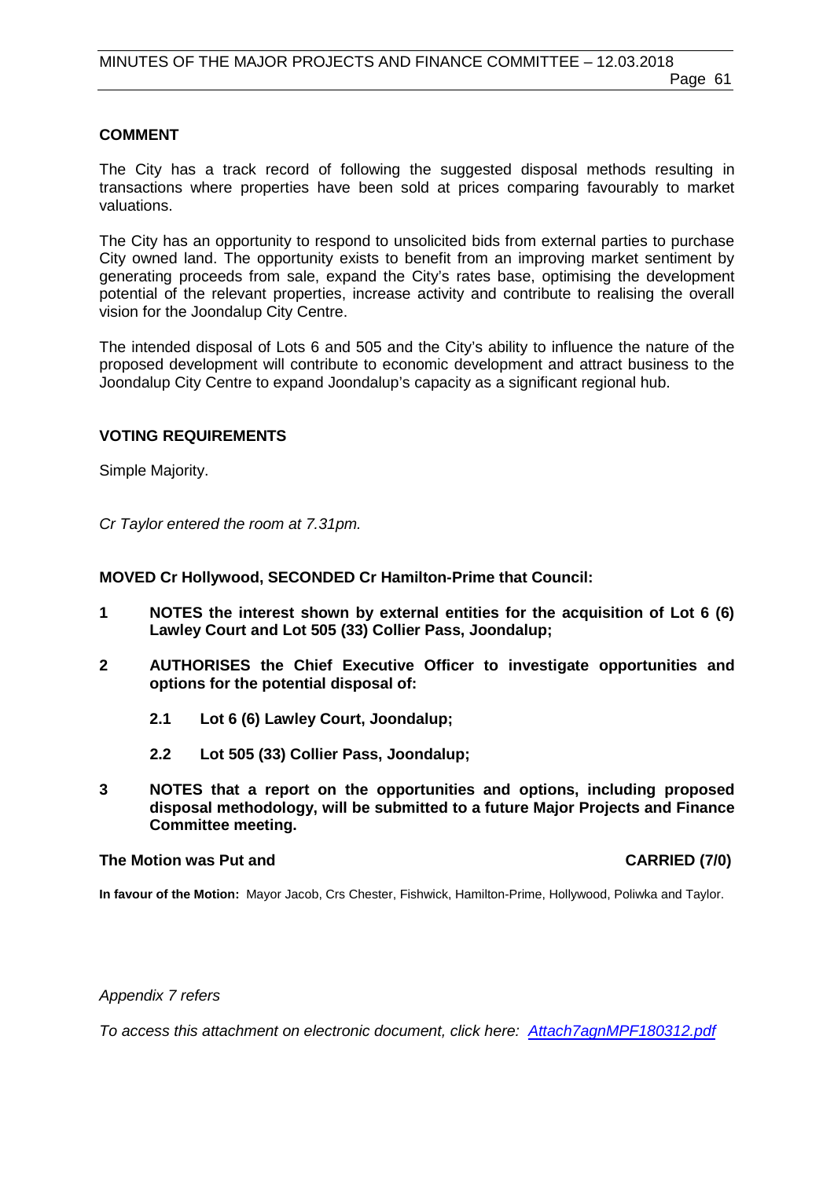**COMMENT**

The City has a track record of following the suggested disposal methods resulting in transactions where properties have been sold at prices comparing favourably to market valuations.

The City has an opportunity to respond to unsolicited bids from external parties to purchase City owned land. The opportunity exists to benefit from an improving market sentiment by generating proceeds from sale, expand the City's rates base, optimising the development potential of the relevant properties, increase activity and contribute to realising the overall vision for the Joondalup City Centre.

The intended disposal of Lots 6 and 505 and the City's ability to influence the nature of the proposed development will contribute to economic development and attract business to the Joondalup City Centre to expand Joondalup's capacity as a significant regional hub.

**VOTING REQUIREMENTS**

Simple Majority.

*Cr Taylor entered the room at 7.31pm.*

**MOVED Cr Hollywood, SECONDED Cr Hamilton-Prime that Council:**

**1 NOTES the interest shown by external entities for the acquisition of Lot 6 (6) Lawley Court and Lot 505 (33) Collier Pass, Joondalup;**

**2 AUTHORISES the Chief Executive Officer to investigate opportunities and options for the potential disposal of:**

- **2.1 Lot 6 (6) Lawley Court, Joondalup;**
- **2.2 Lot 505 (33) Collier Pass, Joondalup;**

**3 NOTES that a report on the opportunities and options, including proposed disposal methodology, will be submitted to a future Major Projects and Finance Committee meeting.**

**The Motion was Put and CARRIED (7/0)**

**In favour of the Motion:** Mayor Jacob, Crs Chester, Fishwick, Hamilton-Prime, Hollywood, Poliwka and Taylor.

*Appendix 7 refers*

*To access this attachment on electronic document, click here: Attach7agnMPF180312.pdf*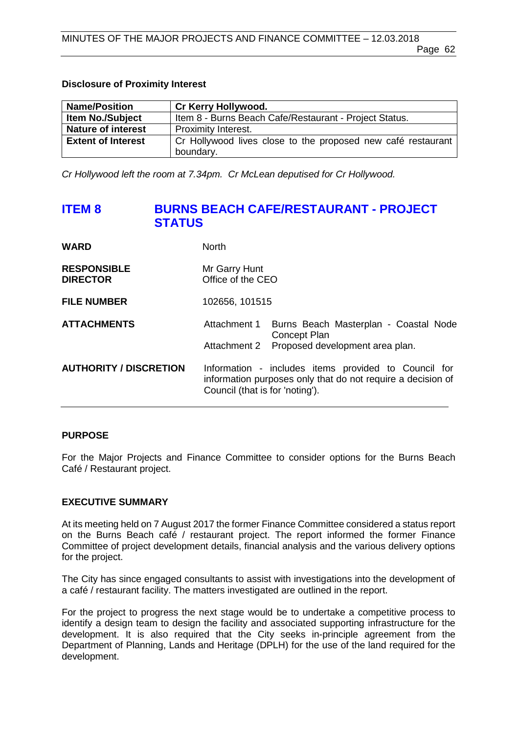**Disclosure of Proximity Interest**

| Name/Position | Cr Kerry Hollywood. |
| --- | --- |
| Item No./Subject | Item 8 - Burns Beach Cafe/Restaurant - Project Status. |
| Nature of interest | Proximity Interest. |
| Extent of Interest | Cr Hollywood lives close to the proposed new café restaurant boundary. |

*Cr Hollywood left the room at 7.34pm. Cr McLean deputised for Cr Hollywood.*

## ITEM 8 BURNS BEACH CAFE/RESTAURANT - PROJECT STATUS

**WARD** North

**RESPONSIBLE DIRECTOR** Mr Garry Hunt
Office of the CEO

**FILE NUMBER** 102656, 101515

**ATTACHMENTS**
Attachment 1 Burns Beach Masterplan - Coastal Node Concept Plan
Attachment 2 Proposed development area plan.

**AUTHORITY / DISCRETION** Information - includes items provided to Council for information purposes only that do not require a decision of Council (that is for 'noting').

### PURPOSE

For the Major Projects and Finance Committee to consider options for the Burns Beach Café / Restaurant project.

### EXECUTIVE SUMMARY

At its meeting held on 7 August 2017 the former Finance Committee considered a status report on the Burns Beach café / restaurant project. The report informed the former Finance Committee of project development details, financial analysis and the various delivery options for the project.

The City has since engaged consultants to assist with investigations into the development of a café / restaurant facility. The matters investigated are outlined in the report.

For the project to progress the next stage would be to undertake a competitive process to identify a design team to design the facility and associated supporting infrastructure for the development. It is also required that the City seeks in-principle agreement from the Department of Planning, Lands and Heritage (DPLH) for the use of the land required for the development.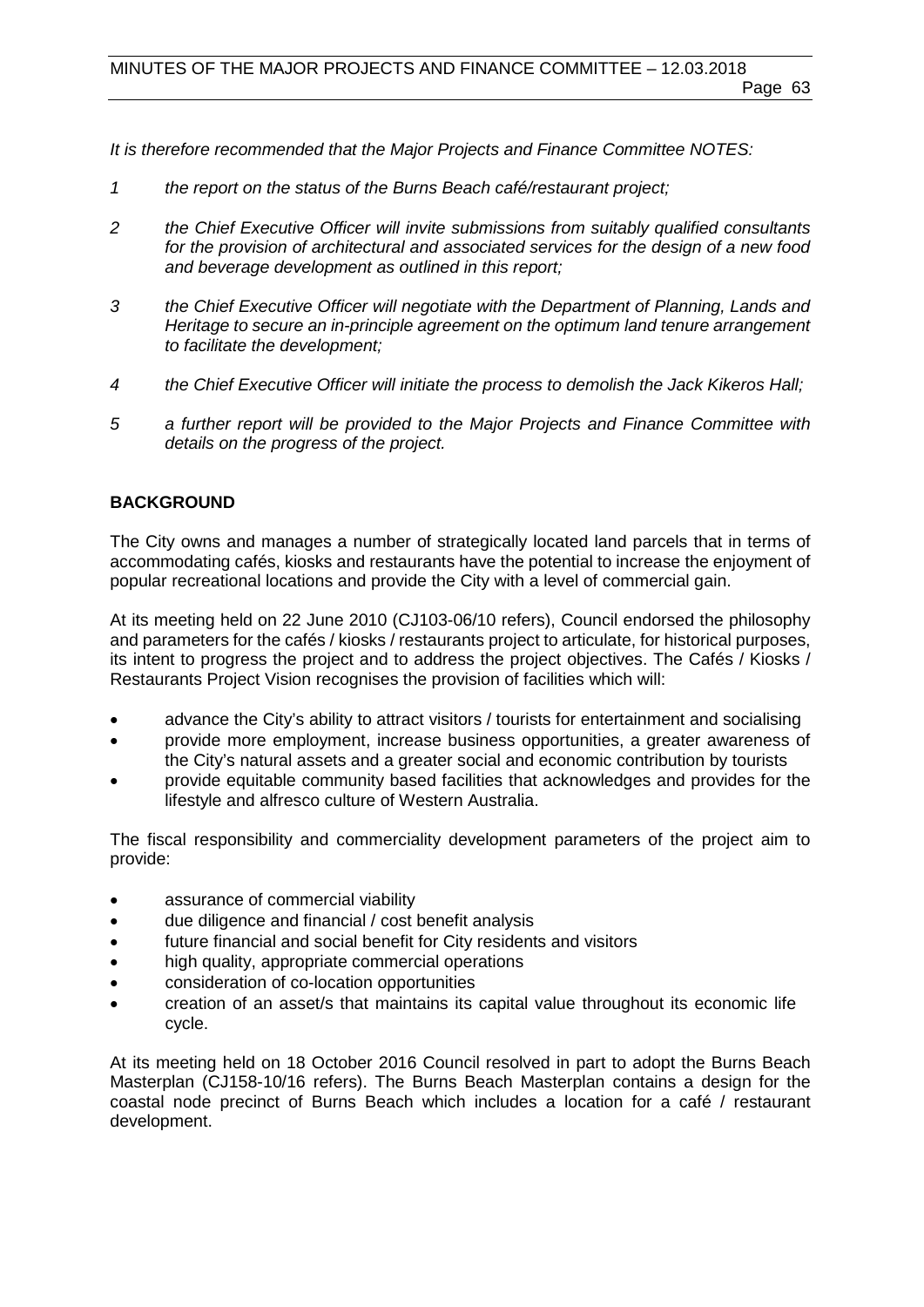*It is therefore recommended that the Major Projects and Finance Committee NOTES:*

1. *the report on the status of the Burns Beach café/restaurant project;*
2. *the Chief Executive Officer will invite submissions from suitably qualified consultants for the provision of architectural and associated services for the design of a new food and beverage development as outlined in this report;*
3. *the Chief Executive Officer will negotiate with the Department of Planning, Lands and Heritage to secure an in-principle agreement on the optimum land tenure arrangement to facilitate the development;*
4. *the Chief Executive Officer will initiate the process to demolish the Jack Kikeros Hall;*
5. *a further report will be provided to the Major Projects and Finance Committee with details on the progress of the project.*

## BACKGROUND

The City owns and manages a number of strategically located land parcels that in terms of accommodating cafés, kiosks and restaurants have the potential to increase the enjoyment of popular recreational locations and provide the City with a level of commercial gain.

At its meeting held on 22 June 2010 (CJ103-06/10 refers), Council endorsed the philosophy and parameters for the cafés / kiosks / restaurants project to articulate, for historical purposes, its intent to progress the project and to address the project objectives. The Cafés / Kiosks / Restaurants Project Vision recognises the provision of facilities which will:

- advance the City's ability to attract visitors / tourists for entertainment and socialising
- provide more employment, increase business opportunities, a greater awareness of the City's natural assets and a greater social and economic contribution by tourists
- provide equitable community based facilities that acknowledges and provides for the lifestyle and alfresco culture of Western Australia.

The fiscal responsibility and commerciality development parameters of the project aim to provide:

- assurance of commercial viability
- due diligence and financial / cost benefit analysis
- future financial and social benefit for City residents and visitors
- high quality, appropriate commercial operations
- consideration of co-location opportunities
- creation of an asset/s that maintains its capital value throughout its economic life cycle.

At its meeting held on 18 October 2016 Council resolved in part to adopt the Burns Beach Masterplan (CJ158-10/16 refers). The Burns Beach Masterplan contains a design for the coastal node precinct of Burns Beach which includes a location for a café / restaurant development.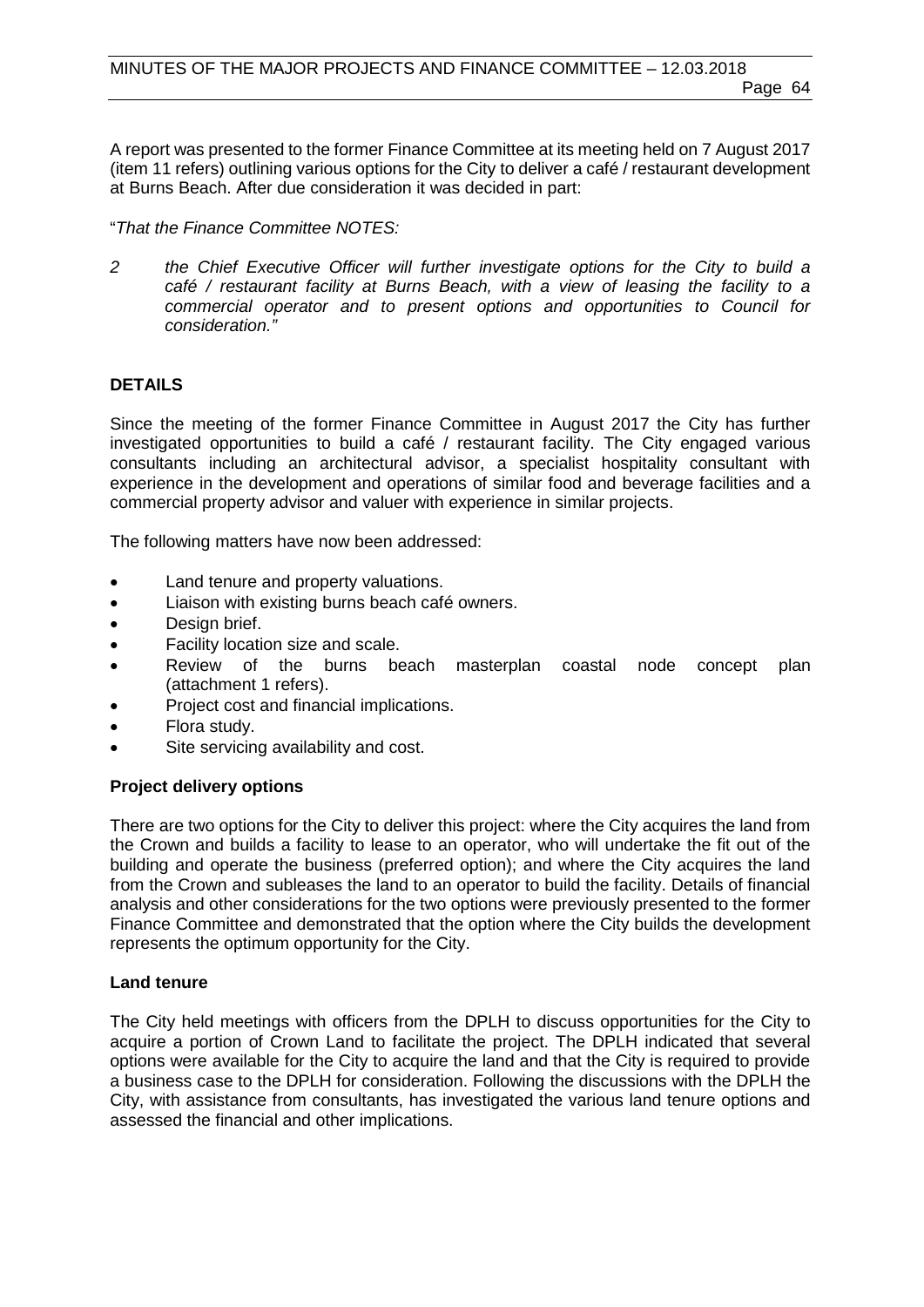A report was presented to the former Finance Committee at its meeting held on 7 August 2017 (item 11 refers) outlining various options for the City to deliver a café / restaurant development at Burns Beach. After due consideration it was decided in part:

"*That the Finance Committee NOTES:*

*2 the Chief Executive Officer will further investigate options for the City to build a café / restaurant facility at Burns Beach, with a view of leasing the facility to a commercial operator and to present options and opportunities to Council for consideration."*

## DETAILS

Since the meeting of the former Finance Committee in August 2017 the City has further investigated opportunities to build a café / restaurant facility. The City engaged various consultants including an architectural advisor, a specialist hospitality consultant with experience in the development and operations of similar food and beverage facilities and a commercial property advisor and valuer with experience in similar projects.

The following matters have now been addressed:

- Land tenure and property valuations.
- Liaison with existing burns beach café owners.
- Design brief.
- Facility location size and scale.
- Review of the burns beach masterplan coastal node concept plan (attachment 1 refers).
- Project cost and financial implications.
- Flora study.
- Site servicing availability and cost.

### Project delivery options

There are two options for the City to deliver this project: where the City acquires the land from the Crown and builds a facility to lease to an operator, who will undertake the fit out of the building and operate the business (preferred option); and where the City acquires the land from the Crown and subleases the land to an operator to build the facility. Details of financial analysis and other considerations for the two options were previously presented to the former Finance Committee and demonstrated that the option where the City builds the development represents the optimum opportunity for the City.

### Land tenure

The City held meetings with officers from the DPLH to discuss opportunities for the City to acquire a portion of Crown Land to facilitate the project. The DPLH indicated that several options were available for the City to acquire the land and that the City is required to provide a business case to the DPLH for consideration. Following the discussions with the DPLH the City, with assistance from consultants, has investigated the various land tenure options and assessed the financial and other implications.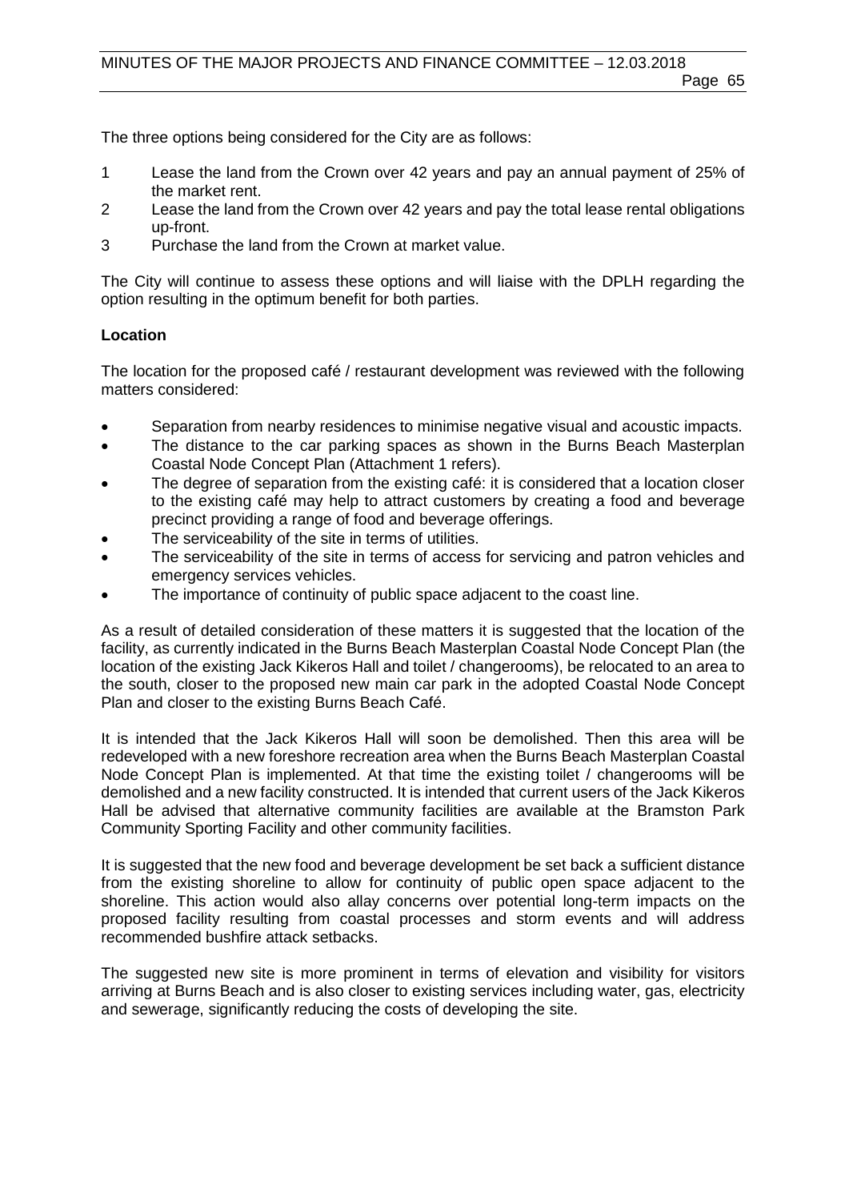The three options being considered for the City are as follows:

1. Lease the land from the Crown over 42 years and pay an annual payment of 25% of the market rent.
2. Lease the land from the Crown over 42 years and pay the total lease rental obligations up-front.
3. Purchase the land from the Crown at market value.

The City will continue to assess these options and will liaise with the DPLH regarding the option resulting in the optimum benefit for both parties.

**Location**

The location for the proposed café / restaurant development was reviewed with the following matters considered:

- Separation from nearby residences to minimise negative visual and acoustic impacts.
- The distance to the car parking spaces as shown in the Burns Beach Masterplan Coastal Node Concept Plan (Attachment 1 refers).
- The degree of separation from the existing café: it is considered that a location closer to the existing café may help to attract customers by creating a food and beverage precinct providing a range of food and beverage offerings.
- The serviceability of the site in terms of utilities.
- The serviceability of the site in terms of access for servicing and patron vehicles and emergency services vehicles.
- The importance of continuity of public space adjacent to the coast line.

As a result of detailed consideration of these matters it is suggested that the location of the facility, as currently indicated in the Burns Beach Masterplan Coastal Node Concept Plan (the location of the existing Jack Kikeros Hall and toilet / changerooms), be relocated to an area to the south, closer to the proposed new main car park in the adopted Coastal Node Concept Plan and closer to the existing Burns Beach Café.

It is intended that the Jack Kikeros Hall will soon be demolished. Then this area will be redeveloped with a new foreshore recreation area when the Burns Beach Masterplan Coastal Node Concept Plan is implemented. At that time the existing toilet / changerooms will be demolished and a new facility constructed. It is intended that current users of the Jack Kikeros Hall be advised that alternative community facilities are available at the Bramston Park Community Sporting Facility and other community facilities.

It is suggested that the new food and beverage development be set back a sufficient distance from the existing shoreline to allow for continuity of public open space adjacent to the shoreline. This action would also allay concerns over potential long-term impacts on the proposed facility resulting from coastal processes and storm events and will address recommended bushfire attack setbacks.

The suggested new site is more prominent in terms of elevation and visibility for visitors arriving at Burns Beach and is also closer to existing services including water, gas, electricity and sewerage, significantly reducing the costs of developing the site.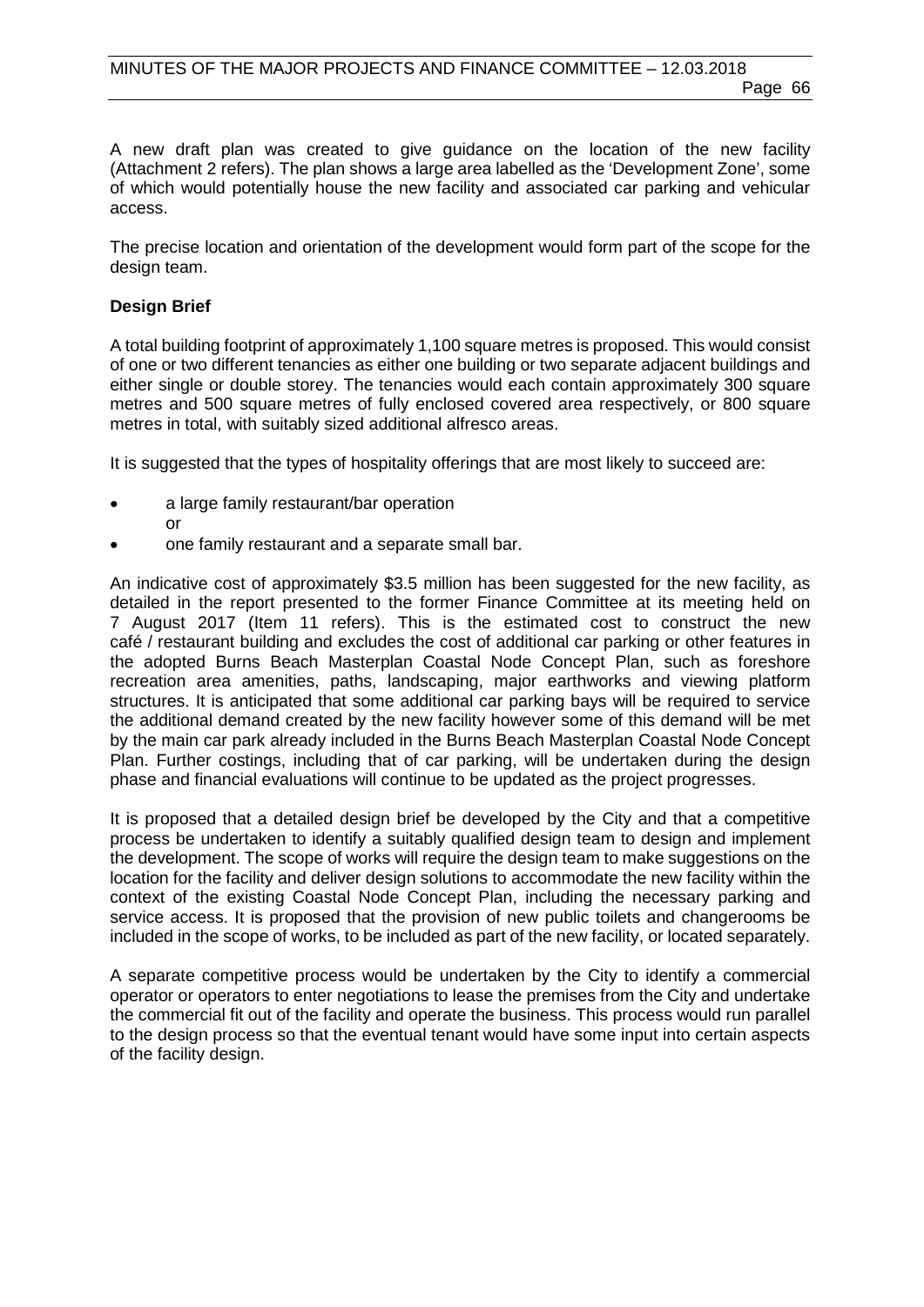A new draft plan was created to give guidance on the location of the new facility (Attachment 2 refers). The plan shows a large area labelled as the 'Development Zone', some of which would potentially house the new facility and associated car parking and vehicular access.

The precise location and orientation of the development would form part of the scope for the design team.

**Design Brief**

A total building footprint of approximately 1,100 square metres is proposed. This would consist of one or two different tenancies as either one building or two separate adjacent buildings and either single or double storey. The tenancies would each contain approximately 300 square metres and 500 square metres of fully enclosed covered area respectively, or 800 square metres in total, with suitably sized additional alfresco areas.

It is suggested that the types of hospitality offerings that are most likely to succeed are:

- a large family restaurant/bar operation
  or
- one family restaurant and a separate small bar.

An indicative cost of approximately $3.5 million has been suggested for the new facility, as detailed in the report presented to the former Finance Committee at its meeting held on 7 August 2017 (Item 11 refers). This is the estimated cost to construct the new café / restaurant building and excludes the cost of additional car parking or other features in the adopted Burns Beach Masterplan Coastal Node Concept Plan, such as foreshore recreation area amenities, paths, landscaping, major earthworks and viewing platform structures. It is anticipated that some additional car parking bays will be required to service the additional demand created by the new facility however some of this demand will be met by the main car park already included in the Burns Beach Masterplan Coastal Node Concept Plan. Further costings, including that of car parking, will be undertaken during the design phase and financial evaluations will continue to be updated as the project progresses.

It is proposed that a detailed design brief be developed by the City and that a competitive process be undertaken to identify a suitably qualified design team to design and implement the development. The scope of works will require the design team to make suggestions on the location for the facility and deliver design solutions to accommodate the new facility within the context of the existing Coastal Node Concept Plan, including the necessary parking and service access. It is proposed that the provision of new public toilets and changerooms be included in the scope of works, to be included as part of the new facility, or located separately.

A separate competitive process would be undertaken by the City to identify a commercial operator or operators to enter negotiations to lease the premises from the City and undertake the commercial fit out of the facility and operate the business. This process would run parallel to the design process so that the eventual tenant would have some input into certain aspects of the facility design.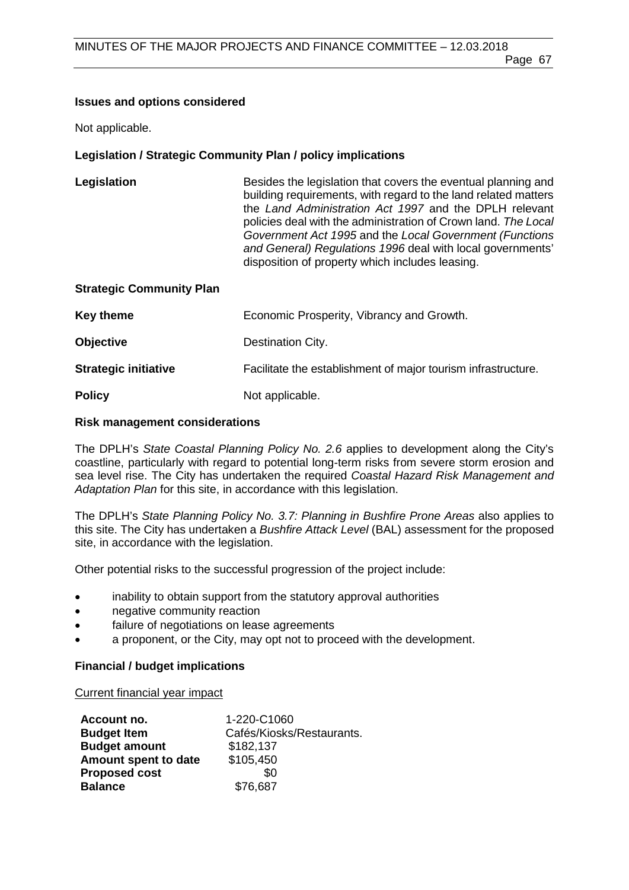**Issues and options considered**

Not applicable.

**Legislation / Strategic Community Plan / policy implications**

| | |
|---|---|
| **Legislation** | Besides the legislation that covers the eventual planning and building requirements, with regard to the land related matters the *Land Administration Act 1997* and the DPLH relevant policies deal with the administration of Crown land. *The Local Government Act 1995* and the *Local Government (Functions and General) Regulations 1996* deal with local governments' disposition of property which includes leasing. |
| **Strategic Community Plan** | |
| **Key theme** | Economic Prosperity, Vibrancy and Growth. |
| **Objective** | Destination City. |
| **Strategic initiative** | Facilitate the establishment of major tourism infrastructure. |
| **Policy** | Not applicable. |

**Risk management considerations**

The DPLH's *State Coastal Planning Policy No. 2.6* applies to development along the City's coastline, particularly with regard to potential long-term risks from severe storm erosion and sea level rise. The City has undertaken the required *Coastal Hazard Risk Management and Adaptation Plan* for this site, in accordance with this legislation.

The DPLH's *State Planning Policy No. 3.7: Planning in Bushfire Prone Areas* also applies to this site. The City has undertaken a *Bushfire Attack Level* (BAL) assessment for the proposed site, in accordance with the legislation.

Other potential risks to the successful progression of the project include:

- inability to obtain support from the statutory approval authorities
- negative community reaction
- failure of negotiations on lease agreements
- a proponent, or the City, may opt not to proceed with the development.

**Financial / budget implications**

Current financial year impact

| | |
|---|---|
| **Account no.** | 1-220-C1060 |
| **Budget Item** | Cafés/Kiosks/Restaurants. |
| **Budget amount** | $182,137 |
| **Amount spent to date** | $105,450 |
| **Proposed cost** | $0 |
| **Balance** | $76,687 |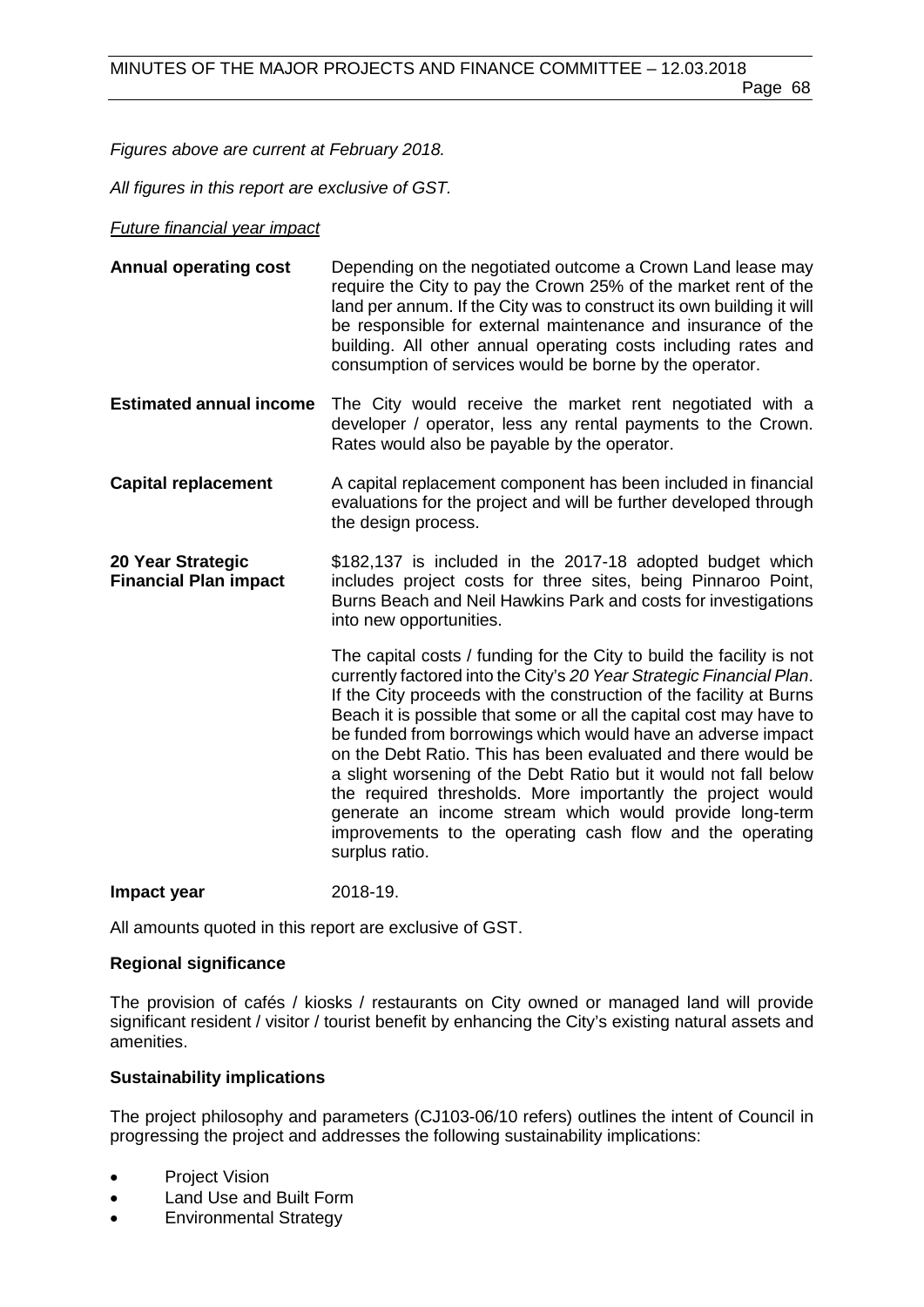*Figures above are current at February 2018.*

*All figures in this report are exclusive of GST.*

*Future financial year impact*

| | |
|---|---|
| **Annual operating cost** | Depending on the negotiated outcome a Crown Land lease may require the City to pay the Crown 25% of the market rent of the land per annum. If the City was to construct its own building it will be responsible for external maintenance and insurance of the building. All other annual operating costs including rates and consumption of services would be borne by the operator. |
| **Estimated annual income** | The City would receive the market rent negotiated with a developer / operator, less any rental payments to the Crown. Rates would also be payable by the operator. |
| **Capital replacement** | A capital replacement component has been included in financial evaluations for the project and will be further developed through the design process. |
| **20 Year Strategic Financial Plan impact** | $182,137 is included in the 2017-18 adopted budget which includes project costs for three sites, being Pinnaroo Point, Burns Beach and Neil Hawkins Park and costs for investigations into new opportunities.<br><br>The capital costs / funding for the City to build the facility is not currently factored into the City's *20 Year Strategic Financial Plan*. If the City proceeds with the construction of the facility at Burns Beach it is possible that some or all the capital cost may have to be funded from borrowings which would have an adverse impact on the Debt Ratio. This has been evaluated and there would be a slight worsening of the Debt Ratio but it would not fall below the required thresholds. More importantly the project would generate an income stream which would provide long-term improvements to the operating cash flow and the operating surplus ratio. |
| **Impact year** | 2018-19. |

All amounts quoted in this report are exclusive of GST.

### Regional significance

The provision of cafés / kiosks / restaurants on City owned or managed land will provide significant resident / visitor / tourist benefit by enhancing the City's existing natural assets and amenities.

### Sustainability implications

The project philosophy and parameters (CJ103-06/10 refers) outlines the intent of Council in progressing the project and addresses the following sustainability implications:

- Project Vision
- Land Use and Built Form
- Environmental Strategy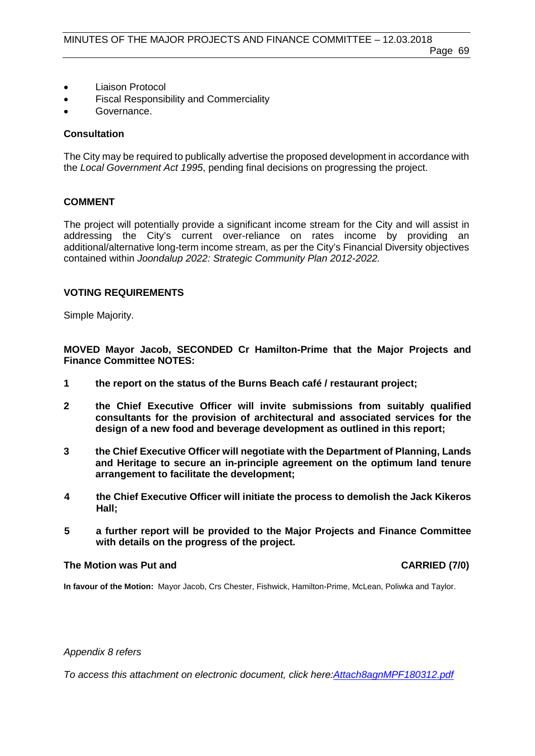- Liaison Protocol
- Fiscal Responsibility and Commerciality
- Governance.

### Consultation

The City may be required to publically advertise the proposed development in accordance with the *Local Government Act 1995*, pending final decisions on progressing the project.

## COMMENT

The project will potentially provide a significant income stream for the City and will assist in addressing the City's current over-reliance on rates income by providing an additional/alternative long-term income stream, as per the City's Financial Diversity objectives contained within *Joondalup 2022: Strategic Community Plan 2012-2022.*

## VOTING REQUIREMENTS

Simple Majority.

**MOVED Mayor Jacob, SECONDED Cr Hamilton-Prime that the Major Projects and Finance Committee NOTES:**

**1 the report on the status of the Burns Beach café / restaurant project;**

**2 the Chief Executive Officer will invite submissions from suitably qualified consultants for the provision of architectural and associated services for the design of a new food and beverage development as outlined in this report;**

**3 the Chief Executive Officer will negotiate with the Department of Planning, Lands and Heritage to secure an in-principle agreement on the optimum land tenure arrangement to facilitate the development;**

**4 the Chief Executive Officer will initiate the process to demolish the Jack Kikeros Hall;**

**5 a further report will be provided to the Major Projects and Finance Committee with details on the progress of the project.**

**The Motion was Put and CARRIED (7/0)**

**In favour of the Motion:** Mayor Jacob, Crs Chester, Fishwick, Hamilton-Prime, McLean, Poliwka and Taylor.

*Appendix 8 refers*

*To access this attachment on electronic document, click here:Attach8agnMPF180312.pdf*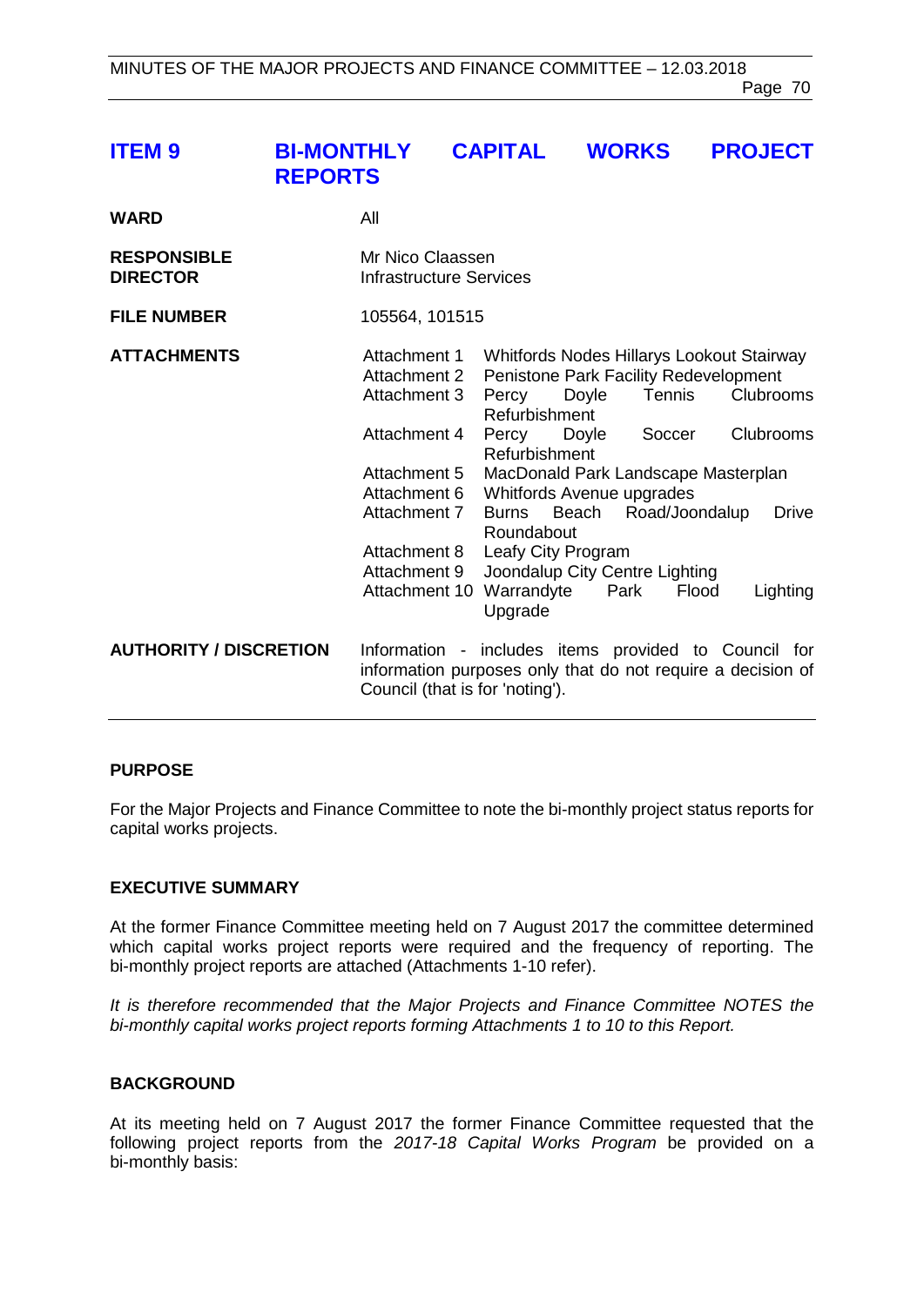## ITEM 9 BI-MONTHLY CAPITAL WORKS PROJECT REPORTS

| | |
|---|---|
| **WARD** | All |
| **RESPONSIBLE DIRECTOR** | Mr Nico Claassen<br>Infrastructure Services |
| **FILE NUMBER** | 105564, 101515 |
| **ATTACHMENTS** | Attachment 1 Whitfords Nodes Hillarys Lookout Stairway<br>Attachment 2 Penistone Park Facility Redevelopment<br>Attachment 3 Percy Doyle Tennis Clubrooms Refurbishment<br>Attachment 4 Percy Doyle Soccer Clubrooms Refurbishment<br>Attachment 5 MacDonald Park Landscape Masterplan<br>Attachment 6 Whitfords Avenue upgrades<br>Attachment 7 Burns Beach Road/Joondalup Drive Roundabout<br>Attachment 8 Leafy City Program<br>Attachment 9 Joondalup City Centre Lighting<br>Attachment 10 Warrandyte Park Flood Lighting Upgrade |
| **AUTHORITY / DISCRETION** | Information - includes items provided to Council for information purposes only that do not require a decision of Council (that is for 'noting'). |

### PURPOSE

For the Major Projects and Finance Committee to note the bi-monthly project status reports for capital works projects.

### EXECUTIVE SUMMARY

At the former Finance Committee meeting held on 7 August 2017 the committee determined which capital works project reports were required and the frequency of reporting. The bi-monthly project reports are attached (Attachments 1-10 refer).

*It is therefore recommended that the Major Projects and Finance Committee NOTES the bi-monthly capital works project reports forming Attachments 1 to 10 to this Report.*

### BACKGROUND

At its meeting held on 7 August 2017 the former Finance Committee requested that the following project reports from the *2017-18 Capital Works Program* be provided on a bi-monthly basis: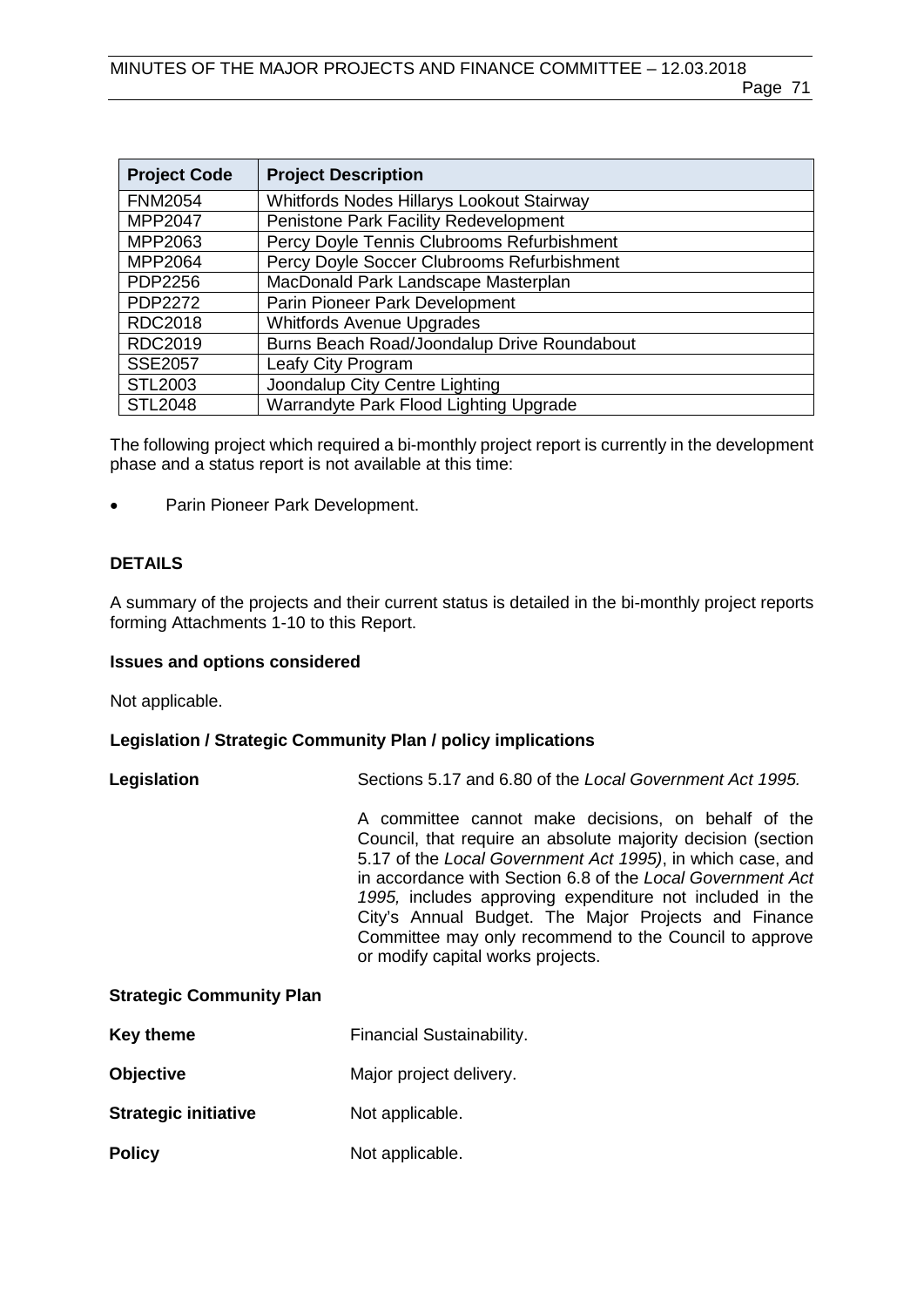| Project Code | Project Description |
|---|---|
| FNM2054 | Whitfords Nodes Hillarys Lookout Stairway |
| MPP2047 | Penistone Park Facility Redevelopment |
| MPP2063 | Percy Doyle Tennis Clubrooms Refurbishment |
| MPP2064 | Percy Doyle Soccer Clubrooms Refurbishment |
| PDP2256 | MacDonald Park Landscape Masterplan |
| PDP2272 | Parin Pioneer Park Development |
| RDC2018 | Whitfords Avenue Upgrades |
| RDC2019 | Burns Beach Road/Joondalup Drive Roundabout |
| SSE2057 | Leafy City Program |
| STL2003 | Joondalup City Centre Lighting |
| STL2048 | Warrandyte Park Flood Lighting Upgrade |

The following project which required a bi-monthly project report is currently in the development phase and a status report is not available at this time:

- Parin Pioneer Park Development.

## DETAILS

A summary of the projects and their current status is detailed in the bi-monthly project reports forming Attachments 1-10 to this Report.

### Issues and options considered

Not applicable.

### Legislation / Strategic Community Plan / policy implications

**Legislation** Sections 5.17 and 6.80 of the *Local Government Act 1995.*

A committee cannot make decisions, on behalf of the Council, that require an absolute majority decision (section 5.17 of the *Local Government Act 1995)*, in which case, and in accordance with Section 6.8 of the *Local Government Act 1995,* includes approving expenditure not included in the City's Annual Budget. The Major Projects and Finance Committee may only recommend to the Council to approve or modify capital works projects.

**Strategic Community Plan**

**Key theme** Financial Sustainability.

**Objective** Major project delivery.

**Strategic initiative** Not applicable.

**Policy** Not applicable.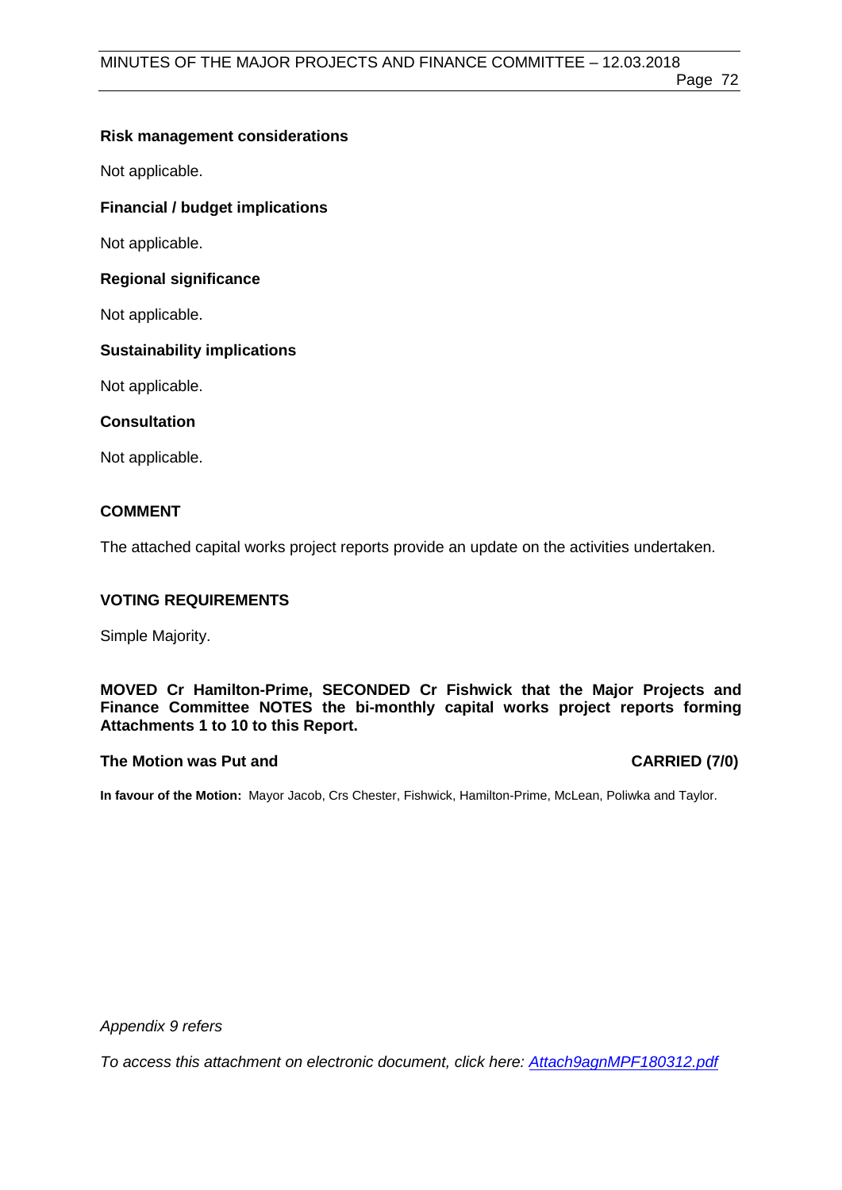### Risk management considerations

Not applicable.

### Financial / budget implications

Not applicable.

### Regional significance

Not applicable.

### Sustainability implications

Not applicable.

### Consultation

Not applicable.

## COMMENT

The attached capital works project reports provide an update on the activities undertaken.

## VOTING REQUIREMENTS

Simple Majority.

**MOVED Cr Hamilton-Prime, SECONDED Cr Fishwick that the Major Projects and Finance Committee NOTES the bi-monthly capital works project reports forming Attachments 1 to 10 to this Report.**

**The Motion was Put and CARRIED (7/0)**

**In favour of the Motion:** Mayor Jacob, Crs Chester, Fishwick, Hamilton-Prime, McLean, Poliwka and Taylor.

*Appendix 9 refers*

*To access this attachment on electronic document, click here: Attach9agnMPF180312.pdf*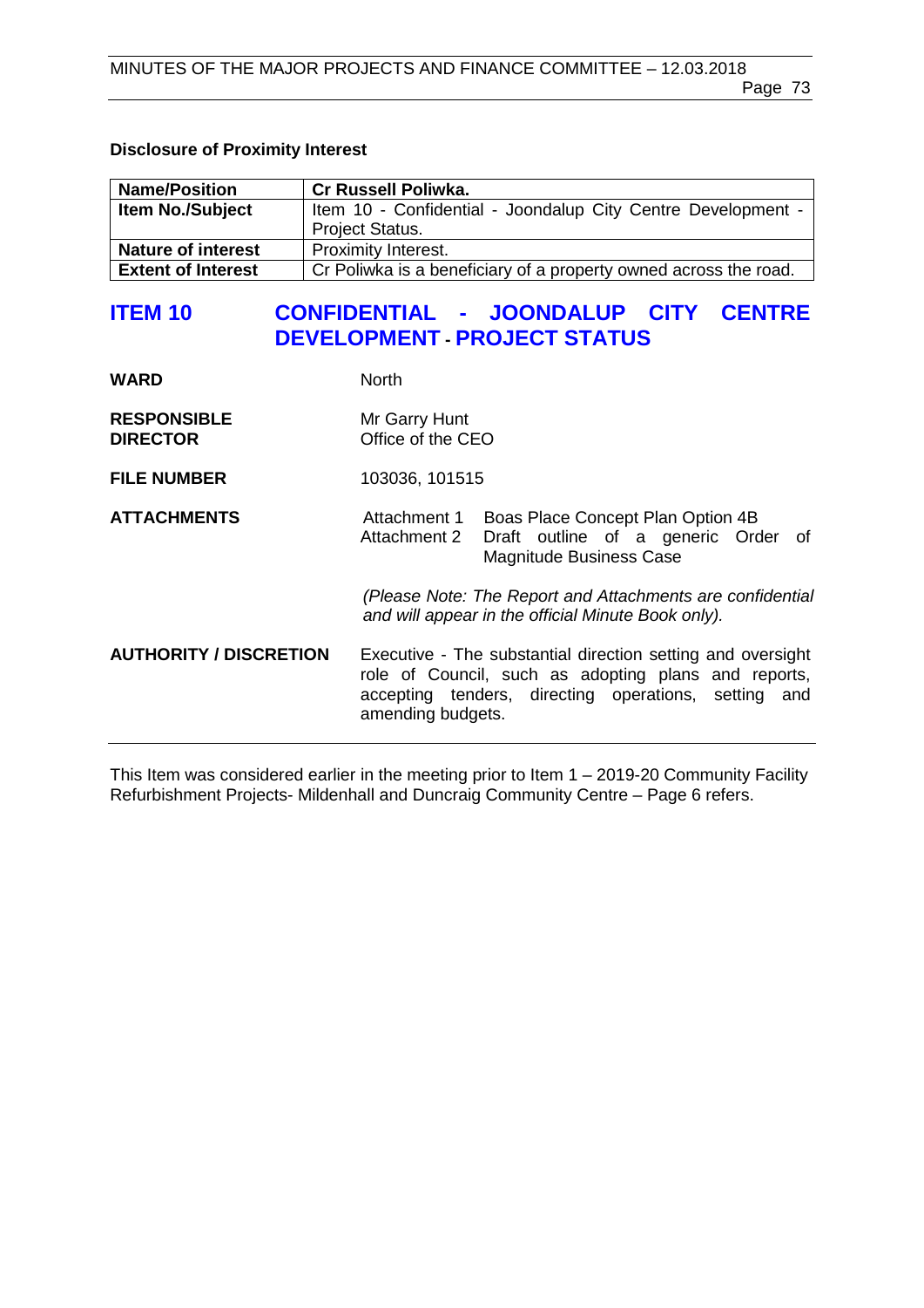**Disclosure of Proximity Interest**

| Name/Position | Cr Russell Poliwka. |
|---|---|
| Item No./Subject | Item 10 - Confidential - Joondalup City Centre Development - Project Status. |
| Nature of interest | Proximity Interest. |
| Extent of Interest | Cr Poliwka is a beneficiary of a property owned across the road. |

## ITEM 10 CONFIDENTIAL - JOONDALUP CITY CENTRE DEVELOPMENT - PROJECT STATUS

**WARD** North

**RESPONSIBLE DIRECTOR** Mr Garry Hunt
Office of the CEO

**FILE NUMBER** 103036, 101515

**ATTACHMENTS**
Attachment 1 Boas Place Concept Plan Option 4B
Attachment 2 Draft outline of a generic Order of Magnitude Business Case

*(Please Note: The Report and Attachments are confidential and will appear in the official Minute Book only).*

**AUTHORITY / DISCRETION** Executive - The substantial direction setting and oversight role of Council, such as adopting plans and reports, accepting tenders, directing operations, setting and amending budgets.

---

This Item was considered earlier in the meeting prior to Item 1 – 2019-20 Community Facility Refurbishment Projects- Mildenhall and Duncraig Community Centre – Page 6 refers.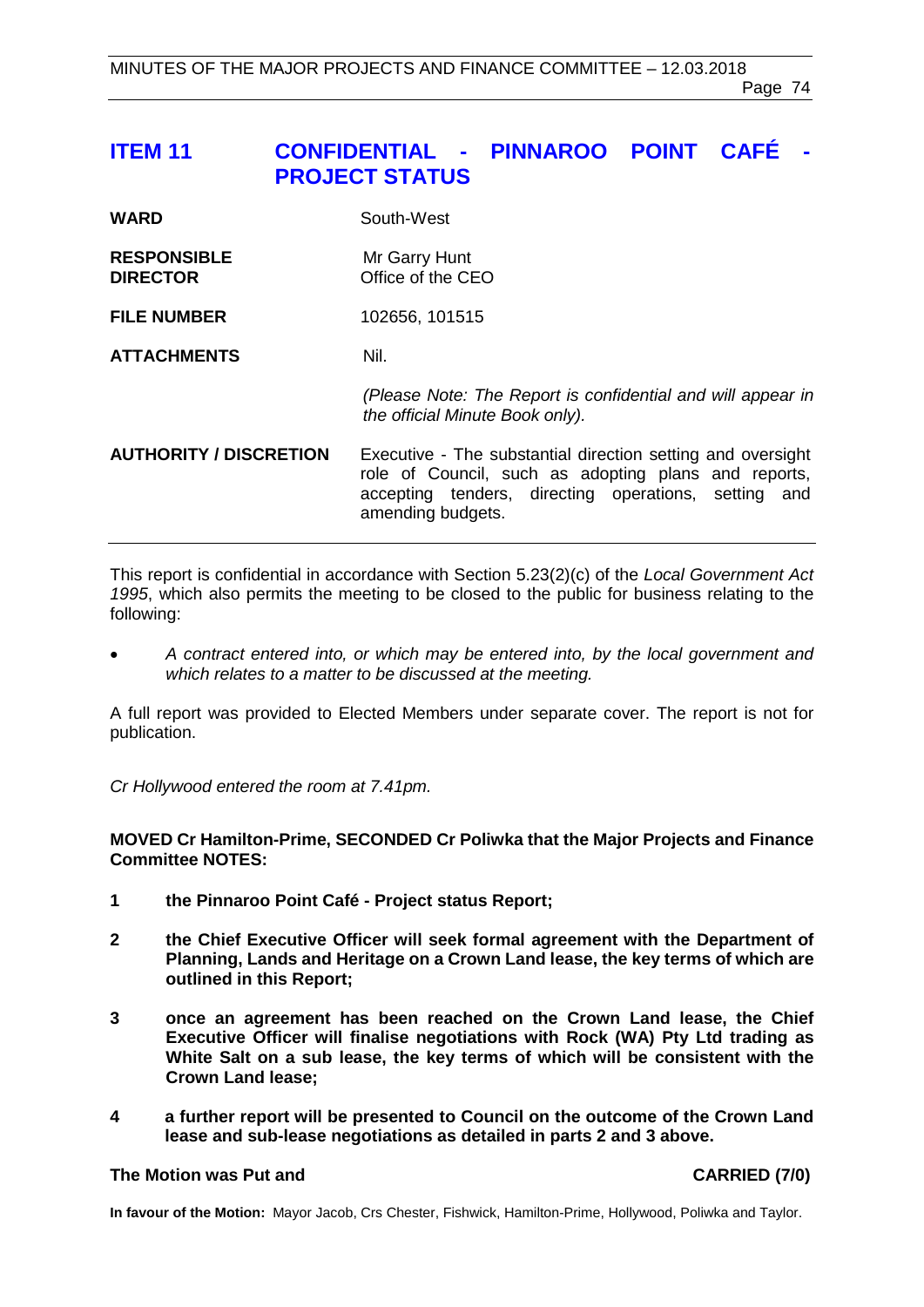# ITEM 11 CONFIDENTIAL - PINNAROO POINT CAFÉ - PROJECT STATUS

| | |
|---|---|
| **WARD** | South-West |
| **RESPONSIBLE DIRECTOR** | Mr Garry Hunt<br>Office of the CEO |
| **FILE NUMBER** | 102656, 101515 |
| **ATTACHMENTS** | Nil.<br><br>*(Please Note: The Report is confidential and will appear in the official Minute Book only).* |
| **AUTHORITY / DISCRETION** | Executive - The substantial direction setting and oversight role of Council, such as adopting plans and reports, accepting tenders, directing operations, setting and amending budgets. |

This report is confidential in accordance with Section 5.23(2)(c) of the *Local Government Act 1995*, which also permits the meeting to be closed to the public for business relating to the following:

- *A contract entered into, or which may be entered into, by the local government and which relates to a matter to be discussed at the meeting.*

A full report was provided to Elected Members under separate cover. The report is not for publication.

*Cr Hollywood entered the room at 7.41pm.*

**MOVED Cr Hamilton-Prime, SECONDED Cr Poliwka that the Major Projects and Finance Committee NOTES:**

**1 the Pinnaroo Point Café - Project status Report;**

**2 the Chief Executive Officer will seek formal agreement with the Department of Planning, Lands and Heritage on a Crown Land lease, the key terms of which are outlined in this Report;**

**3 once an agreement has been reached on the Crown Land lease, the Chief Executive Officer will finalise negotiations with Rock (WA) Pty Ltd trading as White Salt on a sub lease, the key terms of which will be consistent with the Crown Land lease;**

**4 a further report will be presented to Council on the outcome of the Crown Land lease and sub-lease negotiations as detailed in parts 2 and 3 above.**

**The Motion was Put and CARRIED (7/0)**

**In favour of the Motion:** Mayor Jacob, Crs Chester, Fishwick, Hamilton-Prime, Hollywood, Poliwka and Taylor.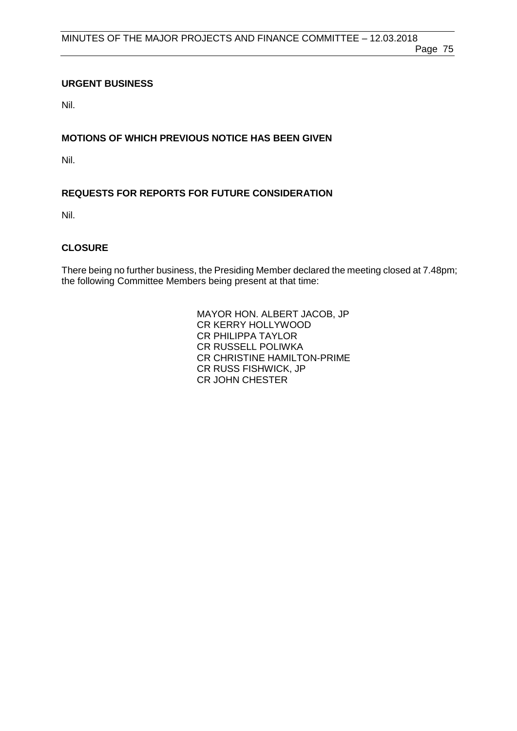**URGENT BUSINESS**

Nil.

**MOTIONS OF WHICH PREVIOUS NOTICE HAS BEEN GIVEN**

Nil.

**REQUESTS FOR REPORTS FOR FUTURE CONSIDERATION**

Nil.

**CLOSURE**

There being no further business, the Presiding Member declared the meeting closed at 7.48pm; the following Committee Members being present at that time:

MAYOR HON. ALBERT JACOB, JP
CR KERRY HOLLYWOOD
CR PHILIPPA TAYLOR
CR RUSSELL POLIWKA
CR CHRISTINE HAMILTON-PRIME
CR RUSS FISHWICK, JP
CR JOHN CHESTER